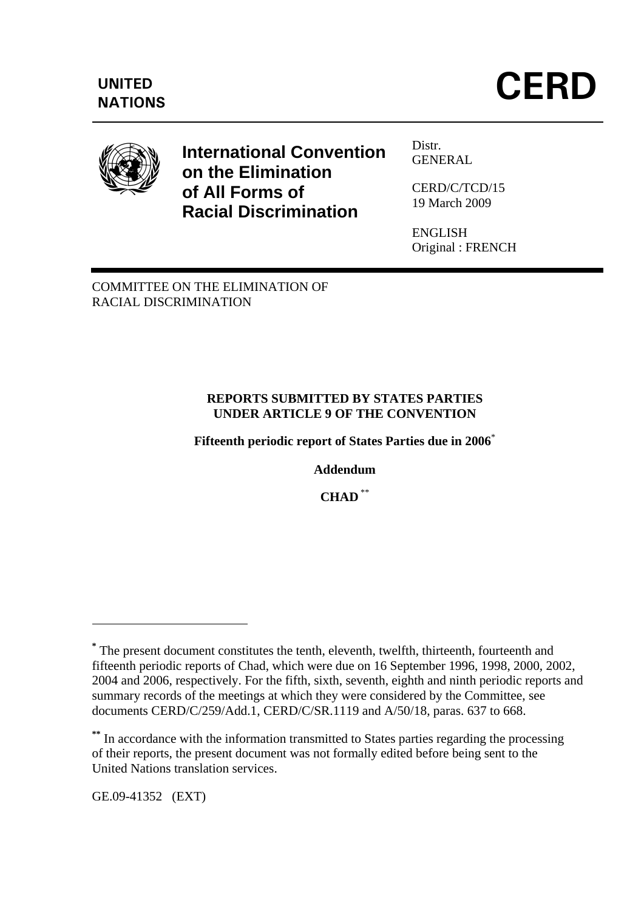**UNITED NATIONS**

# CERD

**International Convention on the Elimination of All Forms of Racial Discrimination**

Distr.
GENERAL

CERD/C/TCD/15
19 March 2009

ENGLISH
Original : FRENCH

COMMITTEE ON THE ELIMINATION OF RACIAL DISCRIMINATION

**REPORTS SUBMITTED BY STATES PARTIES UNDER ARTICLE 9 OF THE CONVENTION**

**Fifteenth periodic report of States Parties due in 2006**[*]

**Addendum**

**CHAD**[**]

---

[*] The present document constitutes the tenth, eleventh, twelfth, thirteenth, fourteenth and fifteenth periodic reports of Chad, which were due on 16 September 1996, 1998, 2000, 2002, 2004 and 2006, respectively. For the fifth, sixth, seventh, eighth and ninth periodic reports and summary records of the meetings at which they were considered by the Committee, see documents CERD/C/259/Add.1, CERD/C/SR.1119 and A/50/18, paras. 637 to 668.

[**] In accordance with the information transmitted to States parties regarding the processing of their reports, the present document was not formally edited before being sent to the United Nations translation services.

GE.09-41352 (EXT)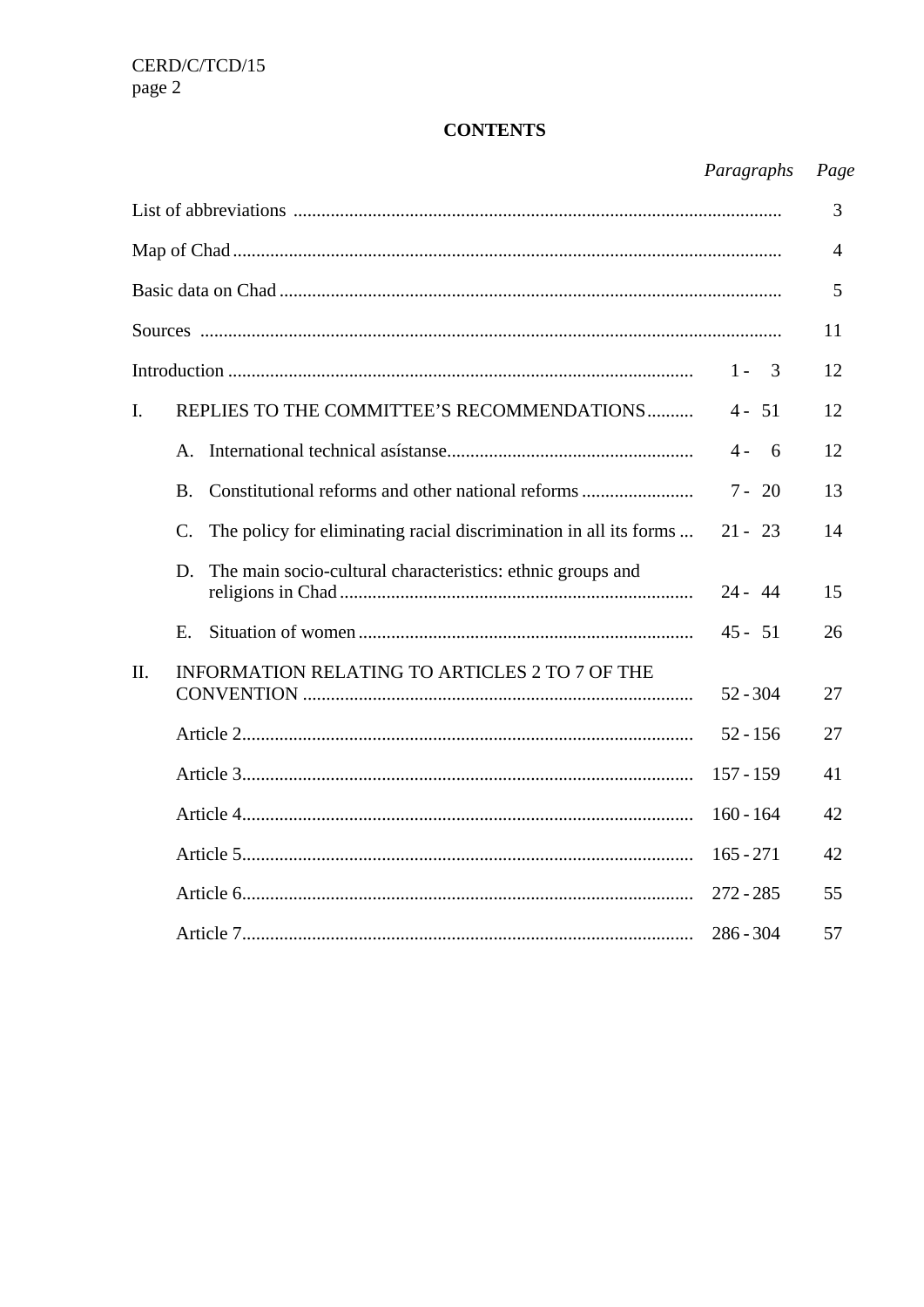**CONTENTS**

| | *Paragraphs* | *Page* |
|---|---|---|
| List of abbreviations | | 3 |
| Map of Chad | | 4 |
| Basic data on Chad | | 5 |
| Sources | | 11 |
| Introduction | 1 - 3 | 12 |
| I. REPLIES TO THE COMMITTEE'S RECOMMENDATIONS | 4 - 51 | 12 |
| A. International technical asístanse | 4 - 6 | 12 |
| B. Constitutional reforms and other national reforms | 7 - 20 | 13 |
| C. The policy for eliminating racial discrimination in all its forms | 21 - 23 | 14 |
| D. The main socio-cultural characteristics: ethnic groups and religions in Chad | 24 - 44 | 15 |
| E. Situation of women | 45 - 51 | 26 |
| II. INFORMATION RELATING TO ARTICLES 2 TO 7 OF THE CONVENTION | 52 - 304 | 27 |
| Article 2 | 52 - 156 | 27 |
| Article 3 | 157 - 159 | 41 |
| Article 4 | 160 - 164 | 42 |
| Article 5 | 165 - 271 | 42 |
| Article 6 | 272 - 285 | 55 |
| Article 7 | 286 - 304 | 57 |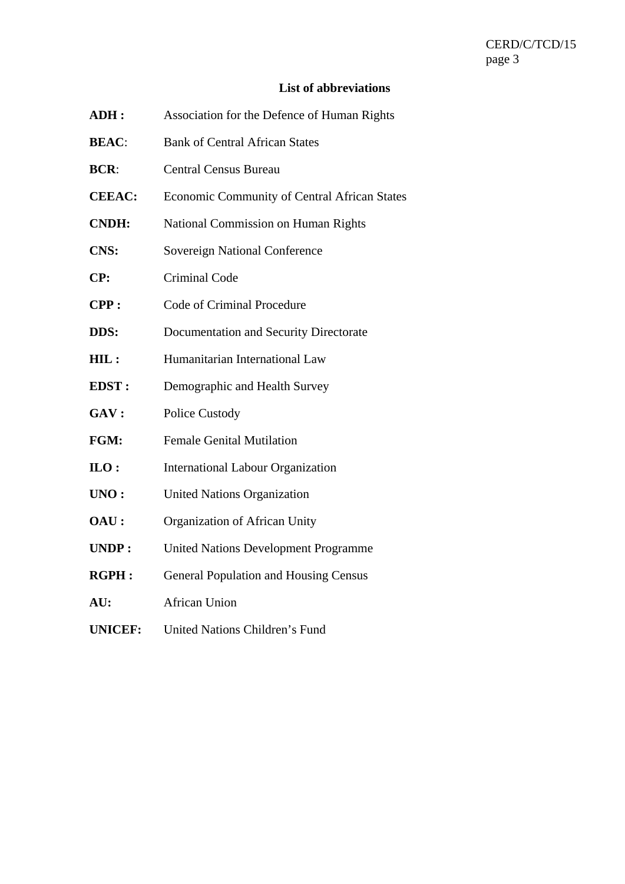## List of abbreviations

**ADH :** Association for the Defence of Human Rights

**BEAC**: Bank of Central African States

**BCR**: Central Census Bureau

**CEEAC:** Economic Community of Central African States

**CNDH:** National Commission on Human Rights

**CNS:** Sovereign National Conference

**CP:** Criminal Code

**CPP :** Code of Criminal Procedure

**DDS:** Documentation and Security Directorate

**HIL :** Humanitarian International Law

**EDST :** Demographic and Health Survey

**GAV :** Police Custody

**FGM:** Female Genital Mutilation

**ILO :** International Labour Organization

**UNO :** United Nations Organization

**OAU :** Organization of African Unity

**UNDP :** United Nations Development Programme

**RGPH :** General Population and Housing Census

**AU:** African Union

**UNICEF:** United Nations Children's Fund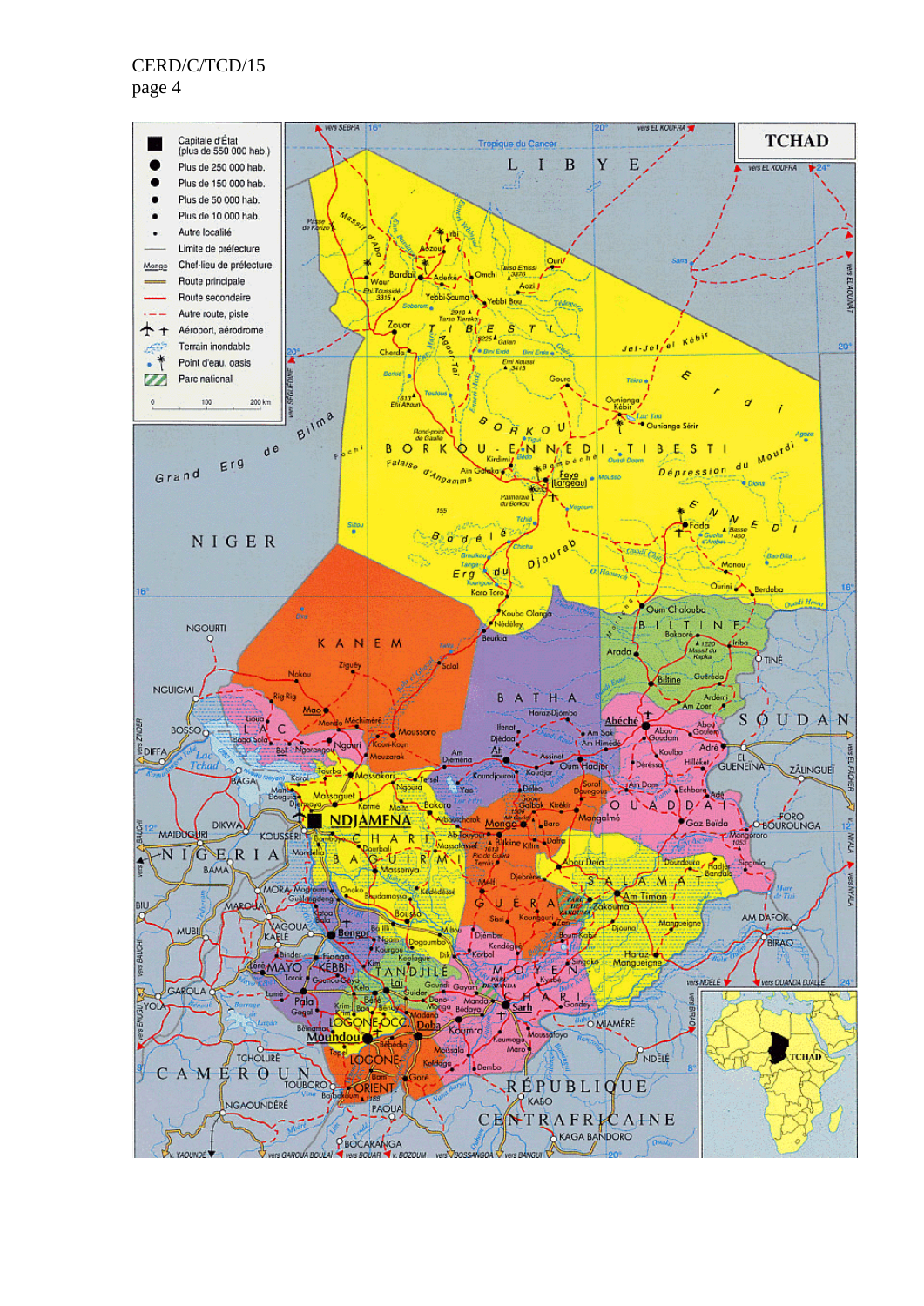**TCHAD**

- Capitale d'État (plus de 550 000 hab.)
- Plus de 250 000 hab.
- Plus de 150 000 hab.
- Plus de 50 000 hab.
- Plus de 10 000 hab.
- Autre localité
- Limite de préfecture
- Chef-lieu de préfecture
- Route principale
- Route secondaire
- Autre route, piste
- Aéroport, aérodrome
- Terrain inondable
- Point d'eau, oasis
- Parc national

0 100 200 km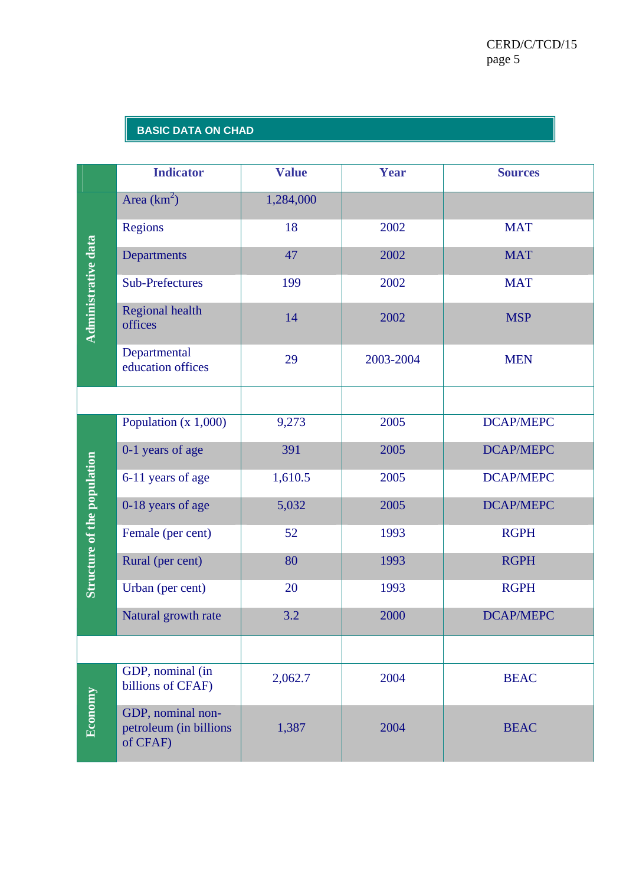## BASIC DATA ON CHAD

| | Indicator | Value | Year | Sources |
|---|---|---|---|---|
| Administrative data | Area ($km^2$) | 1,284,000 | | |
| | Regions | 18 | 2002 | MAT |
| | Departments | 47 | 2002 | MAT |
| | Sub-Prefectures | 199 | 2002 | MAT |
| | Regional health offices | 14 | 2002 | MSP |
| | Departmental education offices | 29 | 2003-2004 | MEN |
| | | | | |
| Structure of the population | Population (x 1,000) | 9,273 | 2005 | DCAP/MEPC |
| | 0-1 years of age | 391 | 2005 | DCAP/MEPC |
| | 6-11 years of age | 1,610.5 | 2005 | DCAP/MEPC |
| | 0-18 years of age | 5,032 | 2005 | DCAP/MEPC |
| | Female (per cent) | 52 | 1993 | RGPH |
| | Rural (per cent) | 80 | 1993 | RGPH |
| | Urban (per cent) | 20 | 1993 | RGPH |
| | Natural growth rate | 3.2 | 2000 | DCAP/MEPC |
| | | | | |
| Economy | GDP, nominal (in billions of CFAF) | 2,062.7 | 2004 | BEAC |
| | GDP, nominal non-petroleum (in billions of CFAF) | 1,387 | 2004 | BEAC |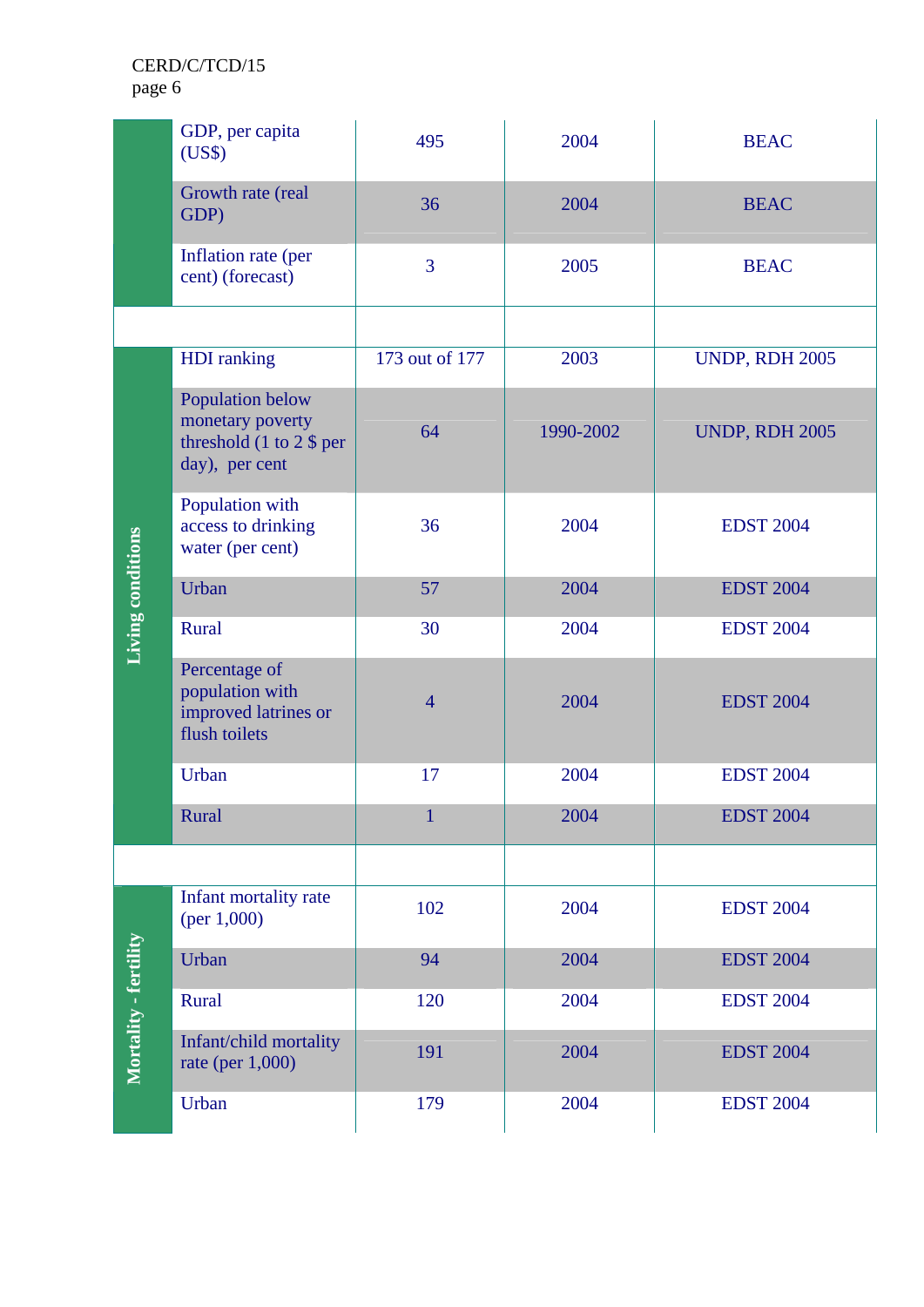|  | GDP, per capita (US$) | 495 | 2004 | BEAC |
|---|---|---|---|---|
|  | Growth rate (real GDP) | 36 | 2004 | BEAC |
|  | Inflation rate (per cent) (forecast) | 3 | 2005 | BEAC |
|  |  |  |  |  |
| **Living conditions** | HDI ranking | 173 out of 177 | 2003 | UNDP, RDH 2005 |
|  | Population below monetary poverty threshold (1 to 2 $ per day), per cent | 64 | 1990-2002 | UNDP, RDH 2005 |
|  | Population with access to drinking water (per cent) | 36 | 2004 | EDST 2004 |
|  | Urban | 57 | 2004 | EDST 2004 |
|  | Rural | 30 | 2004 | EDST 2004 |
|  | Percentage of population with improved latrines or flush toilets | 4 | 2004 | EDST 2004 |
|  | Urban | 17 | 2004 | EDST 2004 |
|  | Rural | 1 | 2004 | EDST 2004 |
|  |  |  |  |  |
| **Mortality - fertility** | Infant mortality rate (per 1,000) | 102 | 2004 | EDST 2004 |
|  | Urban | 94 | 2004 | EDST 2004 |
|  | Rural | 120 | 2004 | EDST 2004 |
|  | Infant/child mortality rate (per 1,000) | 191 | 2004 | EDST 2004 |
|  | Urban | 179 | 2004 | EDST 2004 |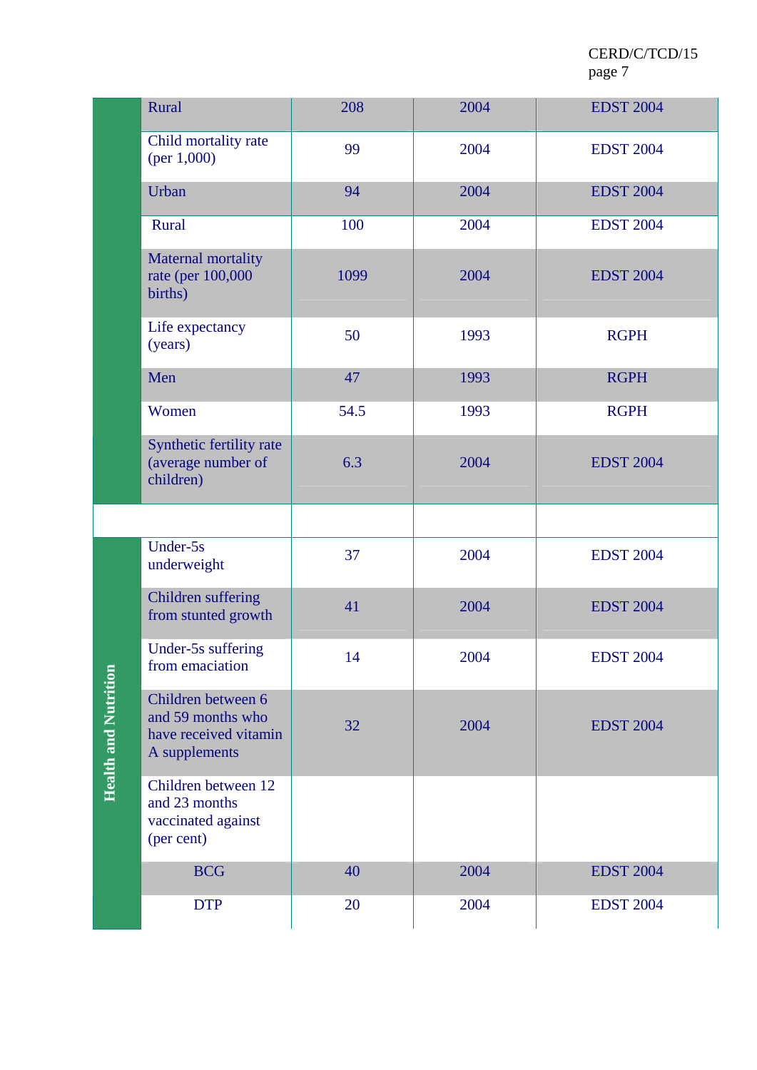|  |  |  |  |  |
|---|---|---|---|---|
|  | Rural | 208 | 2004 | EDST 2004 |
|  | Child mortality rate (per 1,000) | 99 | 2004 | EDST 2004 |
|  | Urban | 94 | 2004 | EDST 2004 |
|  | Rural | 100 | 2004 | EDST 2004 |
|  | Maternal mortality rate (per 100,000 births) | 1099 | 2004 | EDST 2004 |
|  | Life expectancy (years) | 50 | 1993 | RGPH |
|  | Men | 47 | 1993 | RGPH |
|  | Women | 54.5 | 1993 | RGPH |
|  | Synthetic fertility rate (average number of children) | 6.3 | 2004 | EDST 2004 |
|  |  |  |  |  |
| Health and Nutrition | Under-5s underweight | 37 | 2004 | EDST 2004 |
|  | Children suffering from stunted growth | 41 | 2004 | EDST 2004 |
|  | Under-5s suffering from emaciation | 14 | 2004 | EDST 2004 |
|  | Children between 6 and 59 months who have received vitamin A supplements | 32 | 2004 | EDST 2004 |
|  | Children between 12 and 23 months vaccinated against (per cent) |  |  |  |
|  | BCG | 40 | 2004 | EDST 2004 |
|  | DTP | 20 | 2004 | EDST 2004 |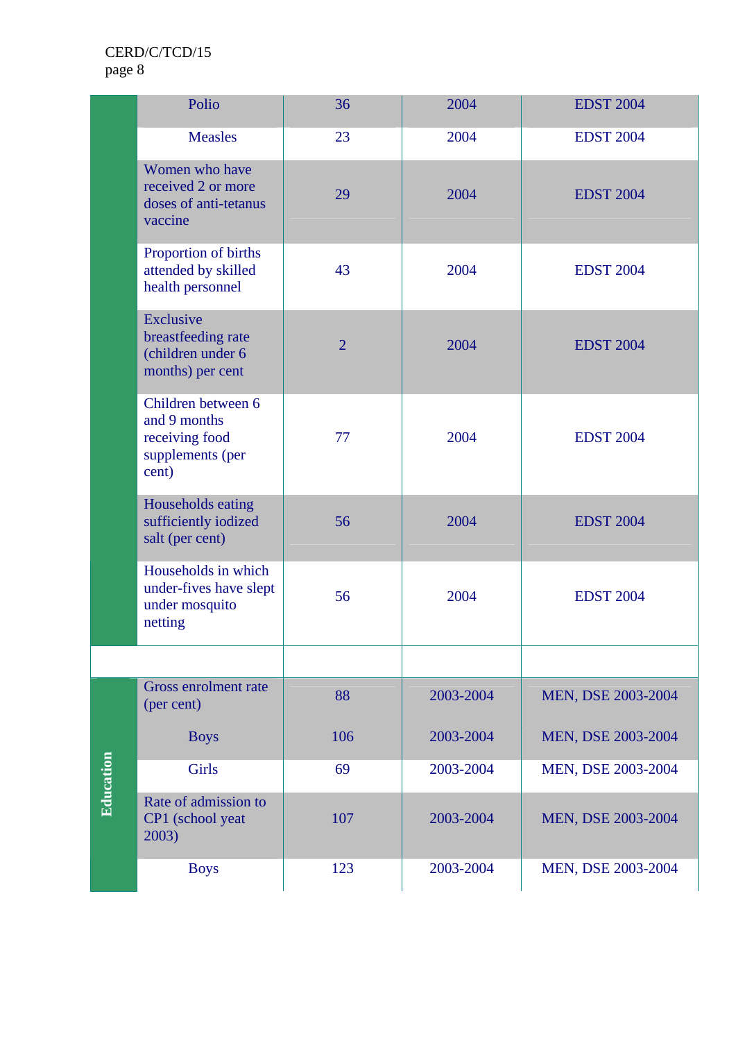| | | | | |
|---|---|---|---|---|
| | Polio | 36 | 2004 | EDST 2004 |
| | Measles | 23 | 2004 | EDST 2004 |
| | Women who have received 2 or more doses of anti-tetanus vaccine | 29 | 2004 | EDST 2004 |
| | Proportion of births attended by skilled health personnel | 43 | 2004 | EDST 2004 |
| | Exclusive breastfeeding rate (children under 6 months) per cent | 2 | 2004 | EDST 2004 |
| | Children between 6 and 9 months receiving food supplements (per cent) | 77 | 2004 | EDST 2004 |
| | Households eating sufficiently iodized salt (per cent) | 56 | 2004 | EDST 2004 |
| | Households in which under-fives have slept under mosquito netting | 56 | 2004 | EDST 2004 |
| | | | | |
| **Education** | Gross enrolment rate (per cent) | 88 | 2003-2004 | MEN, DSE 2003-2004 |
| | Boys | 106 | 2003-2004 | MEN, DSE 2003-2004 |
| | Girls | 69 | 2003-2004 | MEN, DSE 2003-2004 |
| | Rate of admission to CP1 (school yeat 2003) | 107 | 2003-2004 | MEN, DSE 2003-2004 |
| | Boys | 123 | 2003-2004 | MEN, DSE 2003-2004 |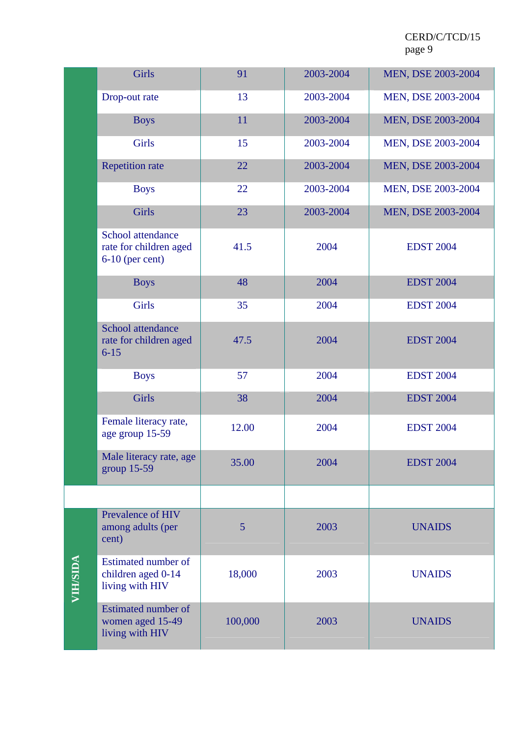| | | | | |
|---|---|---|---|---|
| | Girls | 91 | 2003-2004 | MEN, DSE 2003-2004 |
| | Drop-out rate | 13 | 2003-2004 | MEN, DSE 2003-2004 |
| | Boys | 11 | 2003-2004 | MEN, DSE 2003-2004 |
| | Girls | 15 | 2003-2004 | MEN, DSE 2003-2004 |
| | Repetition rate | 22 | 2003-2004 | MEN, DSE 2003-2004 |
| | Boys | 22 | 2003-2004 | MEN, DSE 2003-2004 |
| | Girls | 23 | 2003-2004 | MEN, DSE 2003-2004 |
| | School attendance rate for children aged 6-10 (per cent) | 41.5 | 2004 | EDST 2004 |
| | Boys | 48 | 2004 | EDST 2004 |
| | Girls | 35 | 2004 | EDST 2004 |
| | School attendance rate for children aged 6-15 | 47.5 | 2004 | EDST 2004 |
| | Boys | 57 | 2004 | EDST 2004 |
| | Girls | 38 | 2004 | EDST 2004 |
| | Female literacy rate, age group 15-59 | 12.00 | 2004 | EDST 2004 |
| | Male literacy rate, age group 15-59 | 35.00 | 2004 | EDST 2004 |
| | | | | |
| VIH/SIDA | Prevalence of HIV among adults (per cent) | 5 | 2003 | UNAIDS |
| | Estimated number of children aged 0-14 living with HIV | 18,000 | 2003 | UNAIDS |
| | Estimated number of women aged 15-49 living with HIV | 100,000 | 2003 | UNAIDS |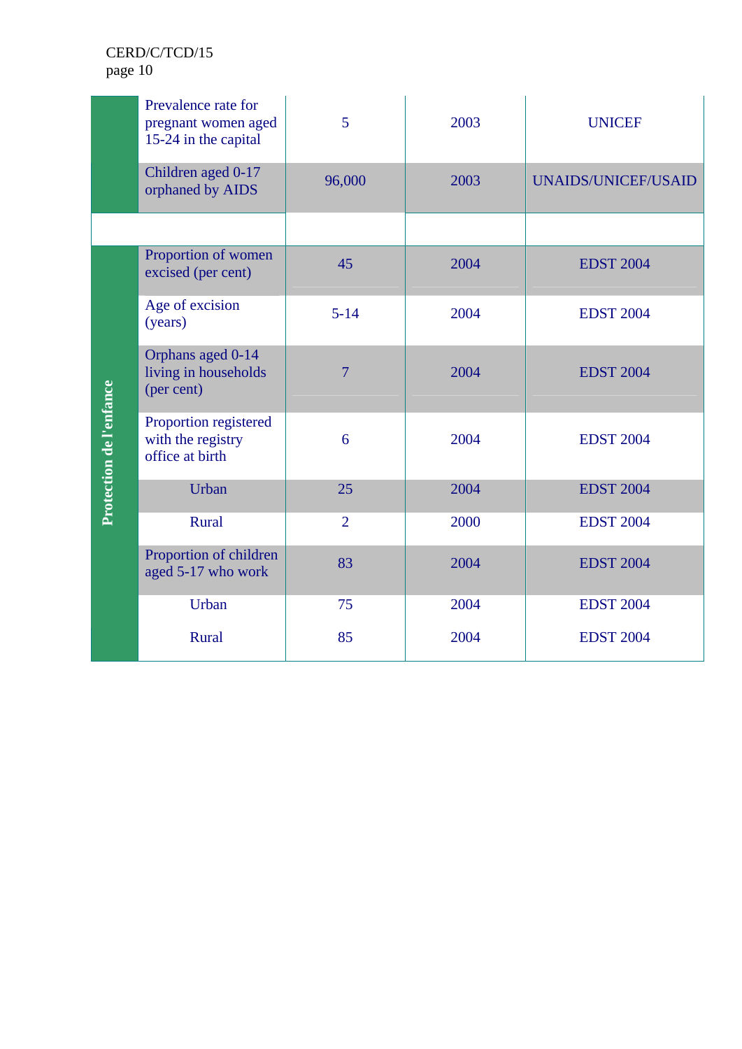| | | | | |
|---|---|---|---|---|
| | Prevalence rate for pregnant women aged 15-24 in the capital | 5 | 2003 | UNICEF |
| | Children aged 0-17 orphaned by AIDS | 96,000 | 2003 | UNAIDS/UNICEF/USAID |
| | | | | |
| **Protection de l'enfance** | Proportion of women excised (per cent) | 45 | 2004 | EDST 2004 |
| | Age of excision (years) | 5-14 | 2004 | EDST 2004 |
| | Orphans aged 0-14 living in households (per cent) | 7 | 2004 | EDST 2004 |
| | Proportion registered with the registry office at birth | 6 | 2004 | EDST 2004 |
| | Urban | 25 | 2004 | EDST 2004 |
| | Rural | 2 | 2000 | EDST 2004 |
| | Proportion of children aged 5-17 who work | 83 | 2004 | EDST 2004 |
| | Urban | 75 | 2004 | EDST 2004 |
| | Rural | 85 | 2004 | EDST 2004 |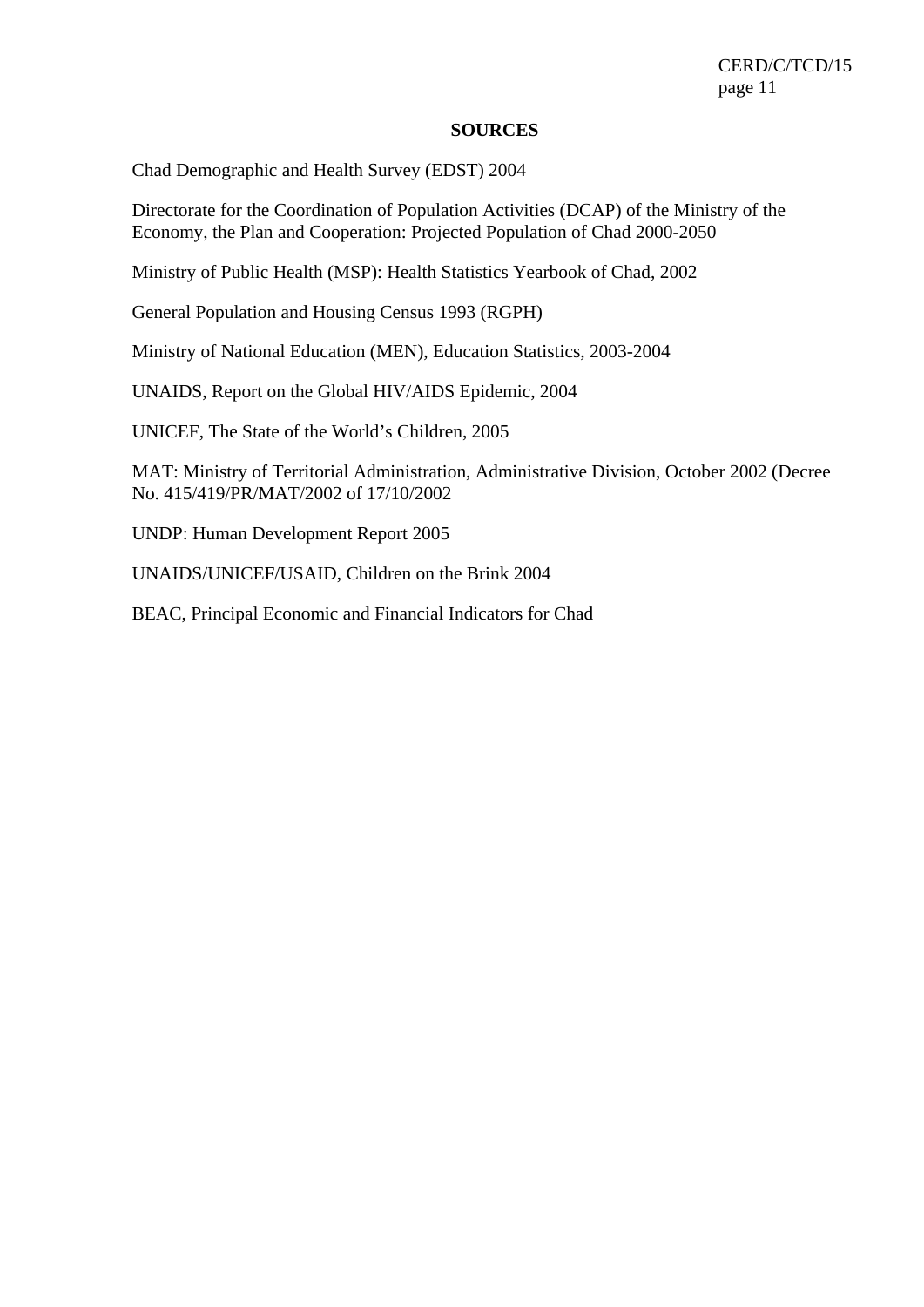## SOURCES

Chad Demographic and Health Survey (EDST) 2004

Directorate for the Coordination of Population Activities (DCAP) of the Ministry of the Economy, the Plan and Cooperation: Projected Population of Chad 2000-2050

Ministry of Public Health (MSP): Health Statistics Yearbook of Chad, 2002

General Population and Housing Census 1993 (RGPH)

Ministry of National Education (MEN), Education Statistics, 2003-2004

UNAIDS, Report on the Global HIV/AIDS Epidemic, 2004

UNICEF, The State of the World's Children, 2005

MAT: Ministry of Territorial Administration, Administrative Division, October 2002 (Decree No. 415/419/PR/MAT/2002 of 17/10/2002

UNDP: Human Development Report 2005

UNAIDS/UNICEF/USAID, Children on the Brink 2004

BEAC, Principal Economic and Financial Indicators for Chad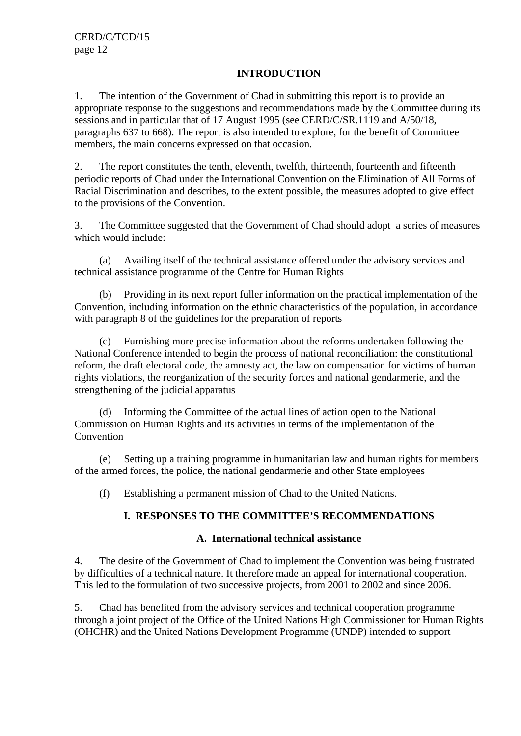## INTRODUCTION

1. The intention of the Government of Chad in submitting this report is to provide an appropriate response to the suggestions and recommendations made by the Committee during its sessions and in particular that of 17 August 1995 (see CERD/C/SR.1119 and A/50/18, paragraphs 637 to 668). The report is also intended to explore, for the benefit of Committee members, the main concerns expressed on that occasion.

2. The report constitutes the tenth, eleventh, twelfth, thirteenth, fourteenth and fifteenth periodic reports of Chad under the International Convention on the Elimination of All Forms of Racial Discrimination and describes, to the extent possible, the measures adopted to give effect to the provisions of the Convention.

3. The Committee suggested that the Government of Chad should adopt a series of measures which would include:

(a) Availing itself of the technical assistance offered under the advisory services and technical assistance programme of the Centre for Human Rights

(b) Providing in its next report fuller information on the practical implementation of the Convention, including information on the ethnic characteristics of the population, in accordance with paragraph 8 of the guidelines for the preparation of reports

(c) Furnishing more precise information about the reforms undertaken following the National Conference intended to begin the process of national reconciliation: the constitutional reform, the draft electoral code, the amnesty act, the law on compensation for victims of human rights violations, the reorganization of the security forces and national gendarmerie, and the strengthening of the judicial apparatus

(d) Informing the Committee of the actual lines of action open to the National Commission on Human Rights and its activities in terms of the implementation of the Convention

(e) Setting up a training programme in humanitarian law and human rights for members of the armed forces, the police, the national gendarmerie and other State employees

(f) Establishing a permanent mission of Chad to the United Nations.

## I. RESPONSES TO THE COMMITTEE'S RECOMMENDATIONS

### A. International technical assistance

4. The desire of the Government of Chad to implement the Convention was being frustrated by difficulties of a technical nature. It therefore made an appeal for international cooperation. This led to the formulation of two successive projects, from 2001 to 2002 and since 2006.

5. Chad has benefited from the advisory services and technical cooperation programme through a joint project of the Office of the United Nations High Commissioner for Human Rights (OHCHR) and the United Nations Development Programme (UNDP) intended to support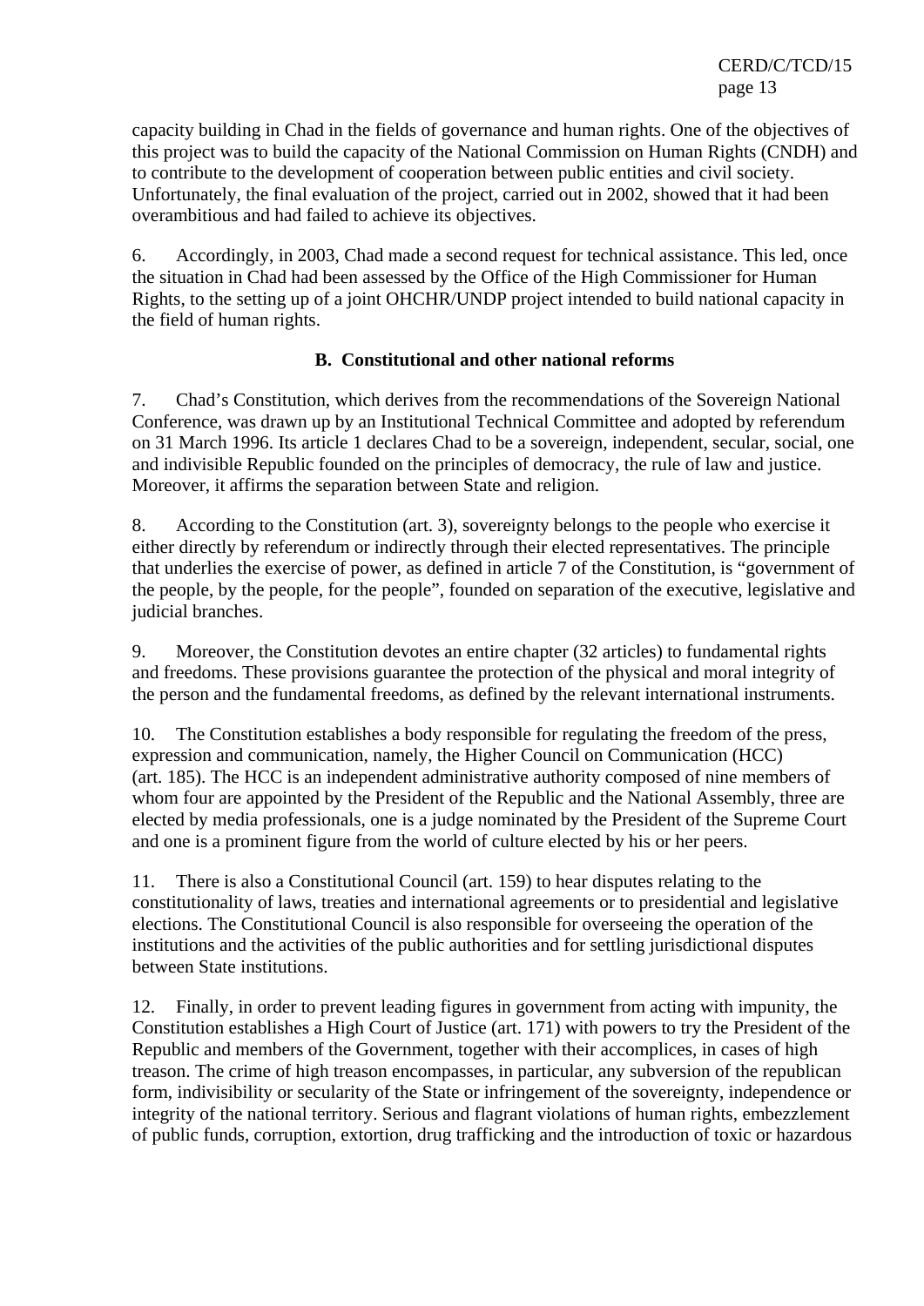capacity building in Chad in the fields of governance and human rights. One of the objectives of this project was to build the capacity of the National Commission on Human Rights (CNDH) and to contribute to the development of cooperation between public entities and civil society. Unfortunately, the final evaluation of the project, carried out in 2002, showed that it had been overambitious and had failed to achieve its objectives.

6. Accordingly, in 2003, Chad made a second request for technical assistance. This led, once the situation in Chad had been assessed by the Office of the High Commissioner for Human Rights, to the setting up of a joint OHCHR/UNDP project intended to build national capacity in the field of human rights.

### B. Constitutional and other national reforms

7. Chad's Constitution, which derives from the recommendations of the Sovereign National Conference, was drawn up by an Institutional Technical Committee and adopted by referendum on 31 March 1996. Its article 1 declares Chad to be a sovereign, independent, secular, social, one and indivisible Republic founded on the principles of democracy, the rule of law and justice. Moreover, it affirms the separation between State and religion.

8. According to the Constitution (art. 3), sovereignty belongs to the people who exercise it either directly by referendum or indirectly through their elected representatives. The principle that underlies the exercise of power, as defined in article 7 of the Constitution, is "government of the people, by the people, for the people", founded on separation of the executive, legislative and judicial branches.

9. Moreover, the Constitution devotes an entire chapter (32 articles) to fundamental rights and freedoms. These provisions guarantee the protection of the physical and moral integrity of the person and the fundamental freedoms, as defined by the relevant international instruments.

10. The Constitution establishes a body responsible for regulating the freedom of the press, expression and communication, namely, the Higher Council on Communication (HCC) (art. 185). The HCC is an independent administrative authority composed of nine members of whom four are appointed by the President of the Republic and the National Assembly, three are elected by media professionals, one is a judge nominated by the President of the Supreme Court and one is a prominent figure from the world of culture elected by his or her peers.

11. There is also a Constitutional Council (art. 159) to hear disputes relating to the constitutionality of laws, treaties and international agreements or to presidential and legislative elections. The Constitutional Council is also responsible for overseeing the operation of the institutions and the activities of the public authorities and for settling jurisdictional disputes between State institutions.

12. Finally, in order to prevent leading figures in government from acting with impunity, the Constitution establishes a High Court of Justice (art. 171) with powers to try the President of the Republic and members of the Government, together with their accomplices, in cases of high treason. The crime of high treason encompasses, in particular, any subversion of the republican form, indivisibility or secularity of the State or infringement of the sovereignty, independence or integrity of the national territory. Serious and flagrant violations of human rights, embezzlement of public funds, corruption, extortion, drug trafficking and the introduction of toxic or hazardous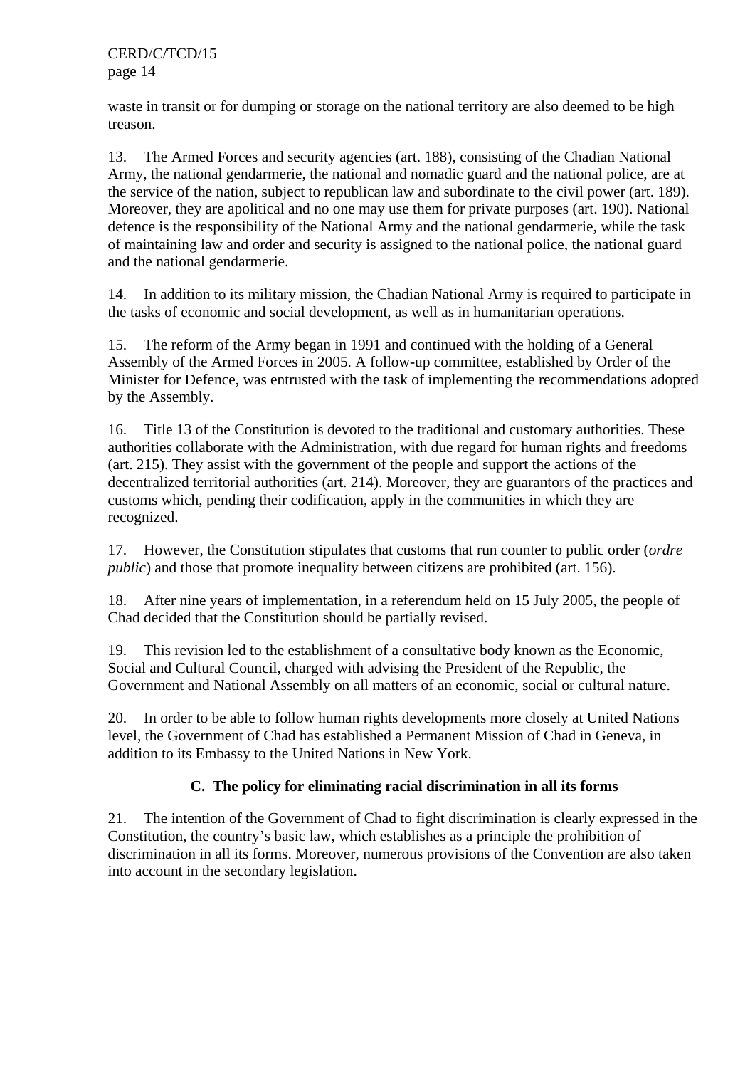waste in transit or for dumping or storage on the national territory are also deemed to be high treason.

13. The Armed Forces and security agencies (art. 188), consisting of the Chadian National Army, the national gendarmerie, the national and nomadic guard and the national police, are at the service of the nation, subject to republican law and subordinate to the civil power (art. 189). Moreover, they are apolitical and no one may use them for private purposes (art. 190). National defence is the responsibility of the National Army and the national gendarmerie, while the task of maintaining law and order and security is assigned to the national police, the national guard and the national gendarmerie.

14. In addition to its military mission, the Chadian National Army is required to participate in the tasks of economic and social development, as well as in humanitarian operations.

15. The reform of the Army began in 1991 and continued with the holding of a General Assembly of the Armed Forces in 2005. A follow-up committee, established by Order of the Minister for Defence, was entrusted with the task of implementing the recommendations adopted by the Assembly.

16. Title 13 of the Constitution is devoted to the traditional and customary authorities. These authorities collaborate with the Administration, with due regard for human rights and freedoms (art. 215). They assist with the government of the people and support the actions of the decentralized territorial authorities (art. 214). Moreover, they are guarantors of the practices and customs which, pending their codification, apply in the communities in which they are recognized.

17. However, the Constitution stipulates that customs that run counter to public order (*ordre public*) and those that promote inequality between citizens are prohibited (art. 156).

18. After nine years of implementation, in a referendum held on 15 July 2005, the people of Chad decided that the Constitution should be partially revised.

19. This revision led to the establishment of a consultative body known as the Economic, Social and Cultural Council, charged with advising the President of the Republic, the Government and National Assembly on all matters of an economic, social or cultural nature.

20. In order to be able to follow human rights developments more closely at United Nations level, the Government of Chad has established a Permanent Mission of Chad in Geneva, in addition to its Embassy to the United Nations in New York.

### C. The policy for eliminating racial discrimination in all its forms

21. The intention of the Government of Chad to fight discrimination is clearly expressed in the Constitution, the country's basic law, which establishes as a principle the prohibition of discrimination in all its forms. Moreover, numerous provisions of the Convention are also taken into account in the secondary legislation.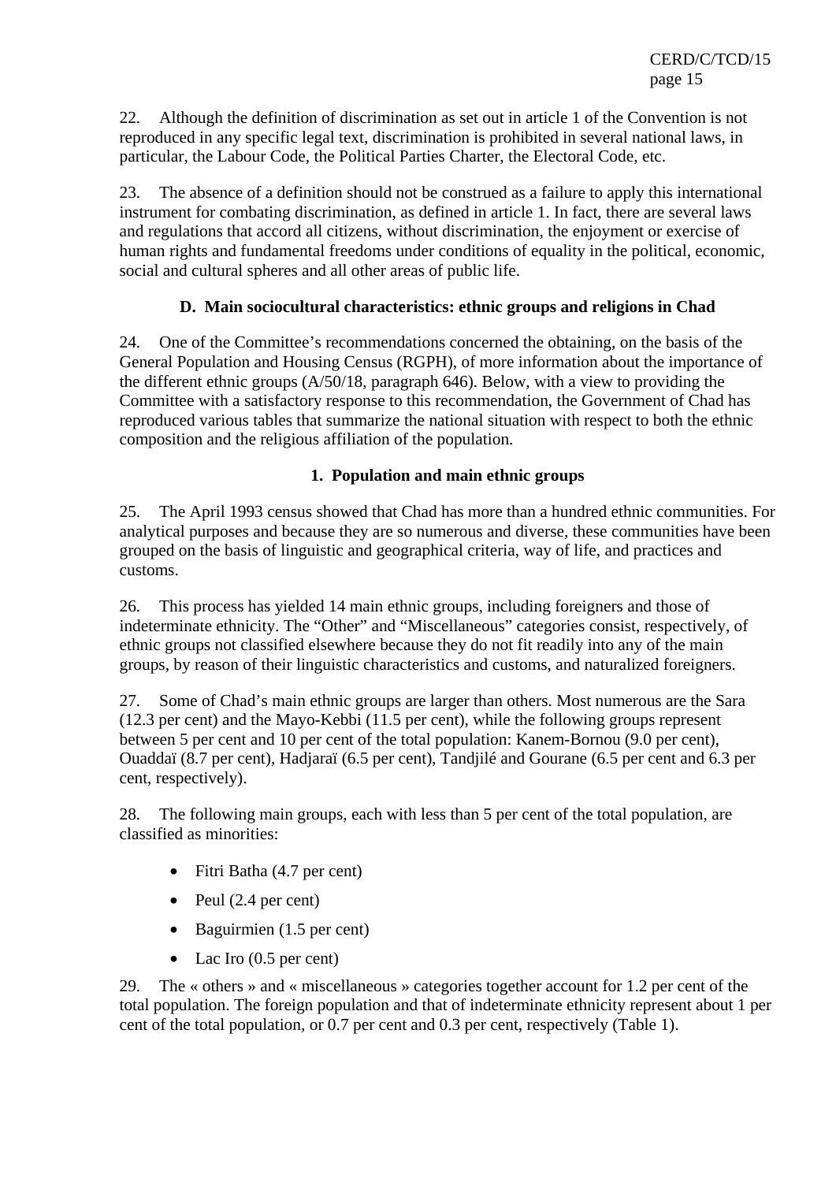22. Although the definition of discrimination as set out in article 1 of the Convention is not reproduced in any specific legal text, discrimination is prohibited in several national laws, in particular, the Labour Code, the Political Parties Charter, the Electoral Code, etc.

23. The absence of a definition should not be construed as a failure to apply this international instrument for combating discrimination, as defined in article 1. In fact, there are several laws and regulations that accord all citizens, without discrimination, the enjoyment or exercise of human rights and fundamental freedoms under conditions of equality in the political, economic, social and cultural spheres and all other areas of public life.

### D. Main sociocultural characteristics: ethnic groups and religions in Chad

24. One of the Committee's recommendations concerned the obtaining, on the basis of the General Population and Housing Census (RGPH), of more information about the importance of the different ethnic groups (A/50/18, paragraph 646). Below, with a view to providing the Committee with a satisfactory response to this recommendation, the Government of Chad has reproduced various tables that summarize the national situation with respect to both the ethnic composition and the religious affiliation of the population.

#### 1. Population and main ethnic groups

25. The April 1993 census showed that Chad has more than a hundred ethnic communities. For analytical purposes and because they are so numerous and diverse, these communities have been grouped on the basis of linguistic and geographical criteria, way of life, and practices and customs.

26. This process has yielded 14 main ethnic groups, including foreigners and those of indeterminate ethnicity. The "Other" and "Miscellaneous" categories consist, respectively, of ethnic groups not classified elsewhere because they do not fit readily into any of the main groups, by reason of their linguistic characteristics and customs, and naturalized foreigners.

27. Some of Chad's main ethnic groups are larger than others. Most numerous are the Sara (12.3 per cent) and the Mayo-Kebbi (11.5 per cent), while the following groups represent between 5 per cent and 10 per cent of the total population: Kanem-Bornou (9.0 per cent), Ouaddaï (8.7 per cent), Hadjaraï (6.5 per cent), Tandjilé and Gourane (6.5 per cent and 6.3 per cent, respectively).

28. The following main groups, each with less than 5 per cent of the total population, are classified as minorities:

- Fitri Batha (4.7 per cent)
- Peul (2.4 per cent)
- Baguirmien (1.5 per cent)
- Lac Iro (0.5 per cent)

29. The « others » and « miscellaneous » categories together account for 1.2 per cent of the total population. The foreign population and that of indeterminate ethnicity represent about 1 per cent of the total population, or 0.7 per cent and 0.3 per cent, respectively (Table 1).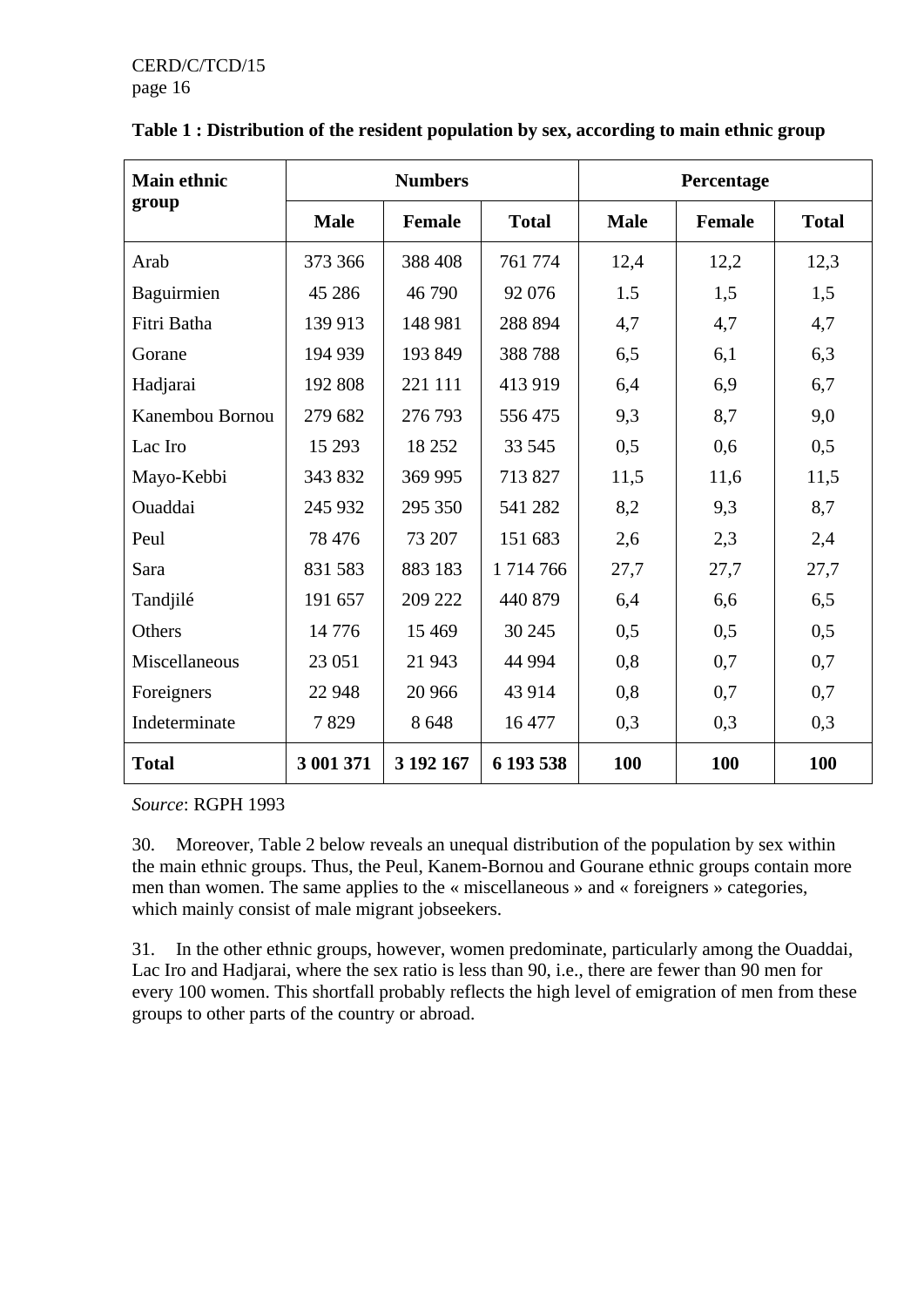**Table 1 : Distribution of the resident population by sex, according to main ethnic group**

| Main ethnic group | Numbers | | | Percentage | | |
|---|---|---|---|---|---|---|
| | Male | Female | Total | Male | Female | Total |
| Arab | 373 366 | 388 408 | 761 774 | 12,4 | 12,2 | 12,3 |
| Baguirmien | 45 286 | 46 790 | 92 076 | 1.5 | 1,5 | 1,5 |
| Fitri Batha | 139 913 | 148 981 | 288 894 | 4,7 | 4,7 | 4,7 |
| Gorane | 194 939 | 193 849 | 388 788 | 6,5 | 6,1 | 6,3 |
| Hadjarai | 192 808 | 221 111 | 413 919 | 6,4 | 6,9 | 6,7 |
| Kanembou Bornou | 279 682 | 276 793 | 556 475 | 9,3 | 8,7 | 9,0 |
| Lac Iro | 15 293 | 18 252 | 33 545 | 0,5 | 0,6 | 0,5 |
| Mayo-Kebbi | 343 832 | 369 995 | 713 827 | 11,5 | 11,6 | 11,5 |
| Ouaddai | 245 932 | 295 350 | 541 282 | 8,2 | 9,3 | 8,7 |
| Peul | 78 476 | 73 207 | 151 683 | 2,6 | 2,3 | 2,4 |
| Sara | 831 583 | 883 183 | 1 714 766 | 27,7 | 27,7 | 27,7 |
| Tandjilé | 191 657 | 209 222 | 440 879 | 6,4 | 6,6 | 6,5 |
| Others | 14 776 | 15 469 | 30 245 | 0,5 | 0,5 | 0,5 |
| Miscellaneous | 23 051 | 21 943 | 44 994 | 0,8 | 0,7 | 0,7 |
| Foreigners | 22 948 | 20 966 | 43 914 | 0,8 | 0,7 | 0,7 |
| Indeterminate | 7 829 | 8 648 | 16 477 | 0,3 | 0,3 | 0,3 |
| **Total** | **3 001 371** | **3 192 167** | **6 193 538** | **100** | **100** | **100** |

*Source*: RGPH 1993

30. Moreover, Table 2 below reveals an unequal distribution of the population by sex within the main ethnic groups. Thus, the Peul, Kanem-Bornou and Gourane ethnic groups contain more men than women. The same applies to the « miscellaneous » and « foreigners » categories, which mainly consist of male migrant jobseekers.

31. In the other ethnic groups, however, women predominate, particularly among the Ouaddai, Lac Iro and Hadjarai, where the sex ratio is less than 90, i.e., there are fewer than 90 men for every 100 women. This shortfall probably reflects the high level of emigration of men from these groups to other parts of the country or abroad.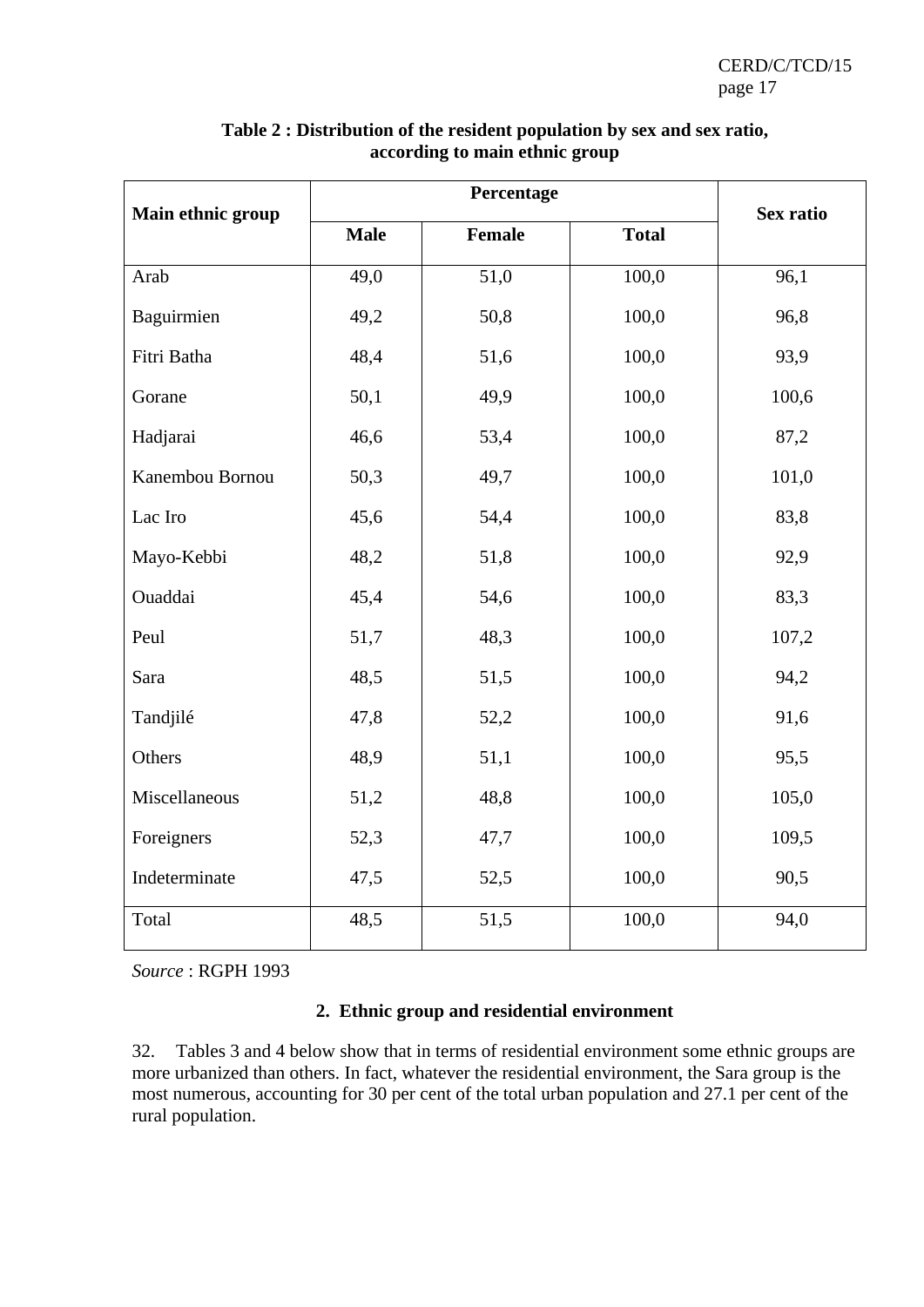**Table 2 : Distribution of the resident population by sex and sex ratio, according to main ethnic group**

| Main ethnic group | Percentage | | | Sex ratio |
|---|---|---|---|---|
| | Male | Female | Total | |
| Arab | 49,0 | 51,0 | 100,0 | 96,1 |
| Baguirmien | 49,2 | 50,8 | 100,0 | 96,8 |
| Fitri Batha | 48,4 | 51,6 | 100,0 | 93,9 |
| Gorane | 50,1 | 49,9 | 100,0 | 100,6 |
| Hadjarai | 46,6 | 53,4 | 100,0 | 87,2 |
| Kanembou Bornou | 50,3 | 49,7 | 100,0 | 101,0 |
| Lac Iro | 45,6 | 54,4 | 100,0 | 83,8 |
| Mayo-Kebbi | 48,2 | 51,8 | 100,0 | 92,9 |
| Ouaddai | 45,4 | 54,6 | 100,0 | 83,3 |
| Peul | 51,7 | 48,3 | 100,0 | 107,2 |
| Sara | 48,5 | 51,5 | 100,0 | 94,2 |
| Tandjilé | 47,8 | 52,2 | 100,0 | 91,6 |
| Others | 48,9 | 51,1 | 100,0 | 95,5 |
| Miscellaneous | 51,2 | 48,8 | 100,0 | 105,0 |
| Foreigners | 52,3 | 47,7 | 100,0 | 109,5 |
| Indeterminate | 47,5 | 52,5 | 100,0 | 90,5 |
| Total | 48,5 | 51,5 | 100,0 | 94,0 |

*Source* : RGPH 1993

### 2. Ethnic group and residential environment

32. Tables 3 and 4 below show that in terms of residential environment some ethnic groups are more urbanized than others. In fact, whatever the residential environment, the Sara group is the most numerous, accounting for 30 per cent of the total urban population and 27.1 per cent of the rural population.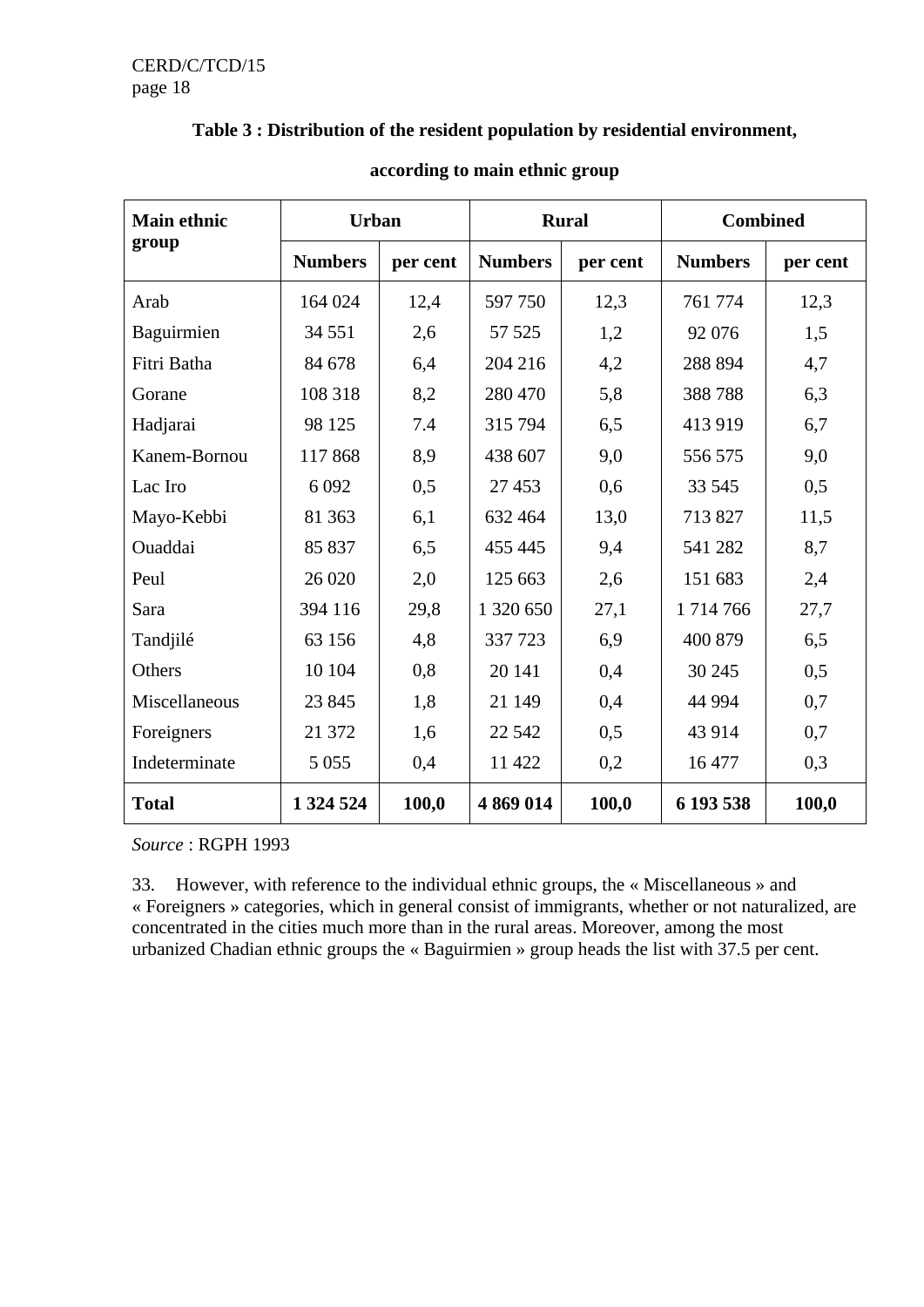**Table 3 : Distribution of the resident population by residential environment,**

**according to main ethnic group**

| Main ethnic group | Urban | | Rural | | Combined | |
|---|---|---|---|---|---|---|
| | Numbers | per cent | Numbers | per cent | Numbers | per cent |
| Arab | 164 024 | 12,4 | 597 750 | 12,3 | 761 774 | 12,3 |
| Baguirmien | 34 551 | 2,6 | 57 525 | 1,2 | 92 076 | 1,5 |
| Fitri Batha | 84 678 | 6,4 | 204 216 | 4,2 | 288 894 | 4,7 |
| Gorane | 108 318 | 8,2 | 280 470 | 5,8 | 388 788 | 6,3 |
| Hadjarai | 98 125 | 7.4 | 315 794 | 6,5 | 413 919 | 6,7 |
| Kanem-Bornou | 117 868 | 8,9 | 438 607 | 9,0 | 556 575 | 9,0 |
| Lac Iro | 6 092 | 0,5 | 27 453 | 0,6 | 33 545 | 0,5 |
| Mayo-Kebbi | 81 363 | 6,1 | 632 464 | 13,0 | 713 827 | 11,5 |
| Ouaddai | 85 837 | 6,5 | 455 445 | 9,4 | 541 282 | 8,7 |
| Peul | 26 020 | 2,0 | 125 663 | 2,6 | 151 683 | 2,4 |
| Sara | 394 116 | 29,8 | 1 320 650 | 27,1 | 1 714 766 | 27,7 |
| Tandjilé | 63 156 | 4,8 | 337 723 | 6,9 | 400 879 | 6,5 |
| Others | 10 104 | 0,8 | 20 141 | 0,4 | 30 245 | 0,5 |
| Miscellaneous | 23 845 | 1,8 | 21 149 | 0,4 | 44 994 | 0,7 |
| Foreigners | 21 372 | 1,6 | 22 542 | 0,5 | 43 914 | 0,7 |
| Indeterminate | 5 055 | 0,4 | 11 422 | 0,2 | 16 477 | 0,3 |
| **Total** | **1 324 524** | **100,0** | **4 869 014** | **100,0** | **6 193 538** | **100,0** |

*Source* : RGPH 1993

33. However, with reference to the individual ethnic groups, the « Miscellaneous » and « Foreigners » categories, which in general consist of immigrants, whether or not naturalized, are concentrated in the cities much more than in the rural areas. Moreover, among the most urbanized Chadian ethnic groups the « Baguirmien » group heads the list with 37.5 per cent.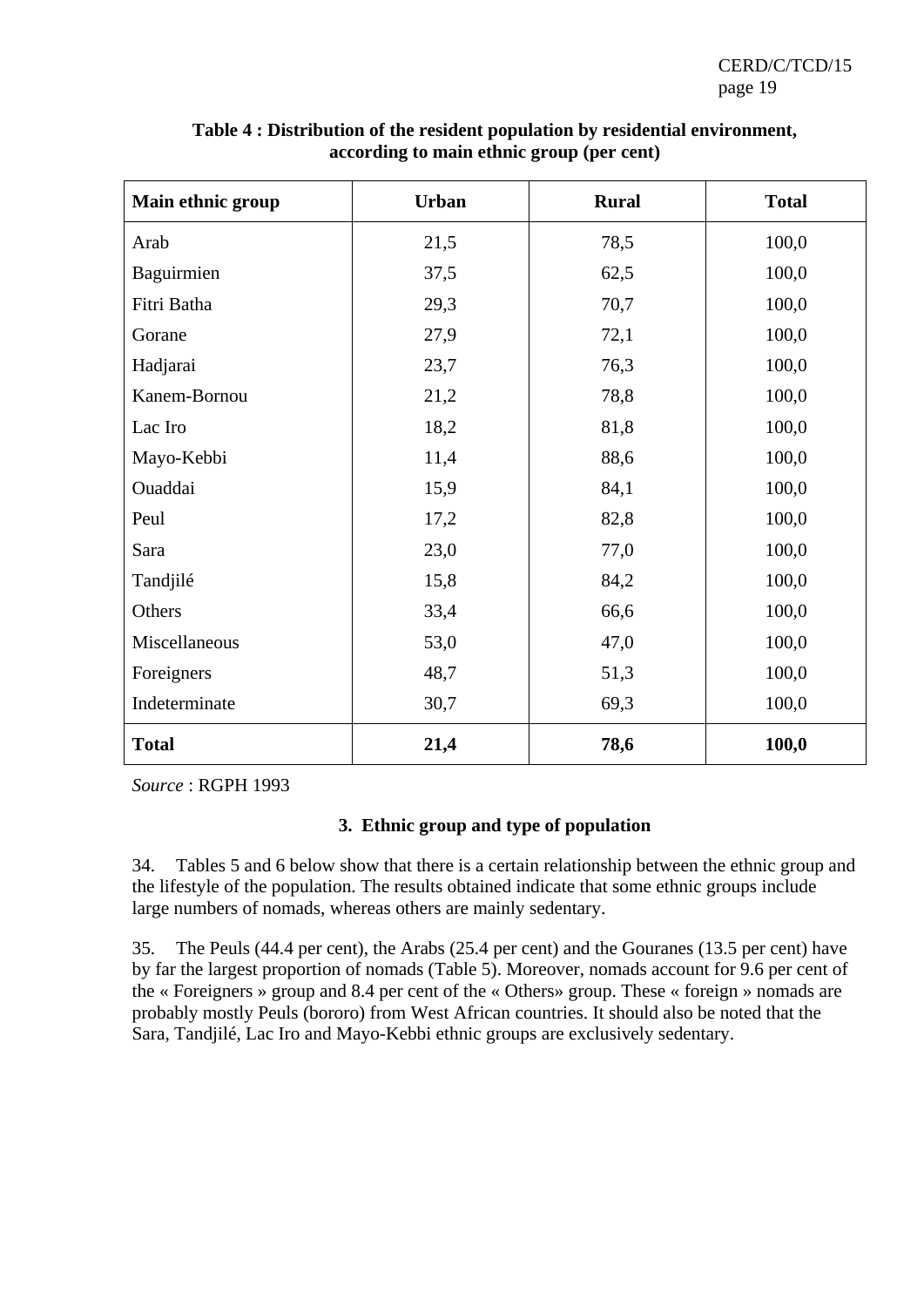**Table 4 : Distribution of the resident population by residential environment, according to main ethnic group (per cent)**

| Main ethnic group | Urban | Rural | Total |
|---|---|---|---|
| Arab | 21,5 | 78,5 | 100,0 |
| Baguirmien | 37,5 | 62,5 | 100,0 |
| Fitri Batha | 29,3 | 70,7 | 100,0 |
| Gorane | 27,9 | 72,1 | 100,0 |
| Hadjarai | 23,7 | 76,3 | 100,0 |
| Kanem-Bornou | 21,2 | 78,8 | 100,0 |
| Lac Iro | 18,2 | 81,8 | 100,0 |
| Mayo-Kebbi | 11,4 | 88,6 | 100,0 |
| Ouaddai | 15,9 | 84,1 | 100,0 |
| Peul | 17,2 | 82,8 | 100,0 |
| Sara | 23,0 | 77,0 | 100,0 |
| Tandjilé | 15,8 | 84,2 | 100,0 |
| Others | 33,4 | 66,6 | 100,0 |
| Miscellaneous | 53,0 | 47,0 | 100,0 |
| Foreigners | 48,7 | 51,3 | 100,0 |
| Indeterminate | 30,7 | 69,3 | 100,0 |
| **Total** | **21,4** | **78,6** | **100,0** |

*Source* : RGPH 1993

### 3. Ethnic group and type of population

34. Tables 5 and 6 below show that there is a certain relationship between the ethnic group and the lifestyle of the population. The results obtained indicate that some ethnic groups include large numbers of nomads, whereas others are mainly sedentary.

35. The Peuls (44.4 per cent), the Arabs (25.4 per cent) and the Gouranes (13.5 per cent) have by far the largest proportion of nomads (Table 5). Moreover, nomads account for 9.6 per cent of the « Foreigners » group and 8.4 per cent of the « Others» group. These « foreign » nomads are probably mostly Peuls (bororo) from West African countries. It should also be noted that the Sara, Tandjilé, Lac Iro and Mayo-Kebbi ethnic groups are exclusively sedentary.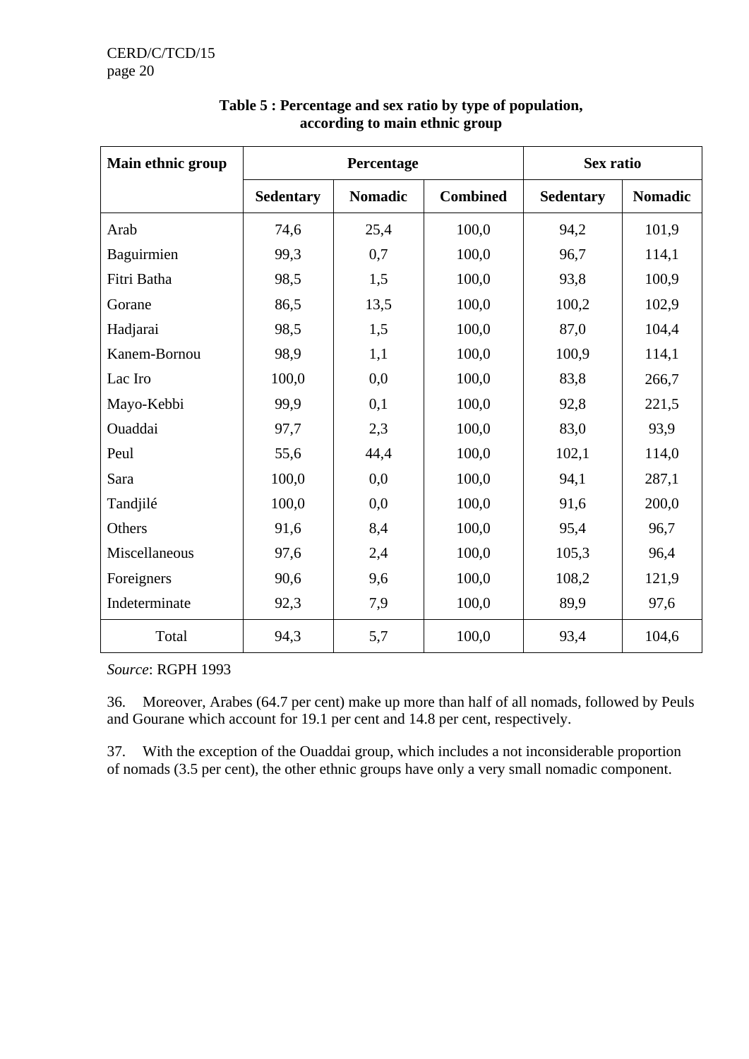**Table 5 : Percentage and sex ratio by type of population, according to main ethnic group**

| Main ethnic group | Percentage | | | Sex ratio | |
|---|---|---|---|---|---|
| | Sedentary | Nomadic | Combined | Sedentary | Nomadic |
| Arab | 74,6 | 25,4 | 100,0 | 94,2 | 101,9 |
| Baguirmien | 99,3 | 0,7 | 100,0 | 96,7 | 114,1 |
| Fitri Batha | 98,5 | 1,5 | 100,0 | 93,8 | 100,9 |
| Gorane | 86,5 | 13,5 | 100,0 | 100,2 | 102,9 |
| Hadjarai | 98,5 | 1,5 | 100,0 | 87,0 | 104,4 |
| Kanem-Bornou | 98,9 | 1,1 | 100,0 | 100,9 | 114,1 |
| Lac Iro | 100,0 | 0,0 | 100,0 | 83,8 | 266,7 |
| Mayo-Kebbi | 99,9 | 0,1 | 100,0 | 92,8 | 221,5 |
| Ouaddai | 97,7 | 2,3 | 100,0 | 83,0 | 93,9 |
| Peul | 55,6 | 44,4 | 100,0 | 102,1 | 114,0 |
| Sara | 100,0 | 0,0 | 100,0 | 94,1 | 287,1 |
| Tandjilé | 100,0 | 0,0 | 100,0 | 91,6 | 200,0 |
| Others | 91,6 | 8,4 | 100,0 | 95,4 | 96,7 |
| Miscellaneous | 97,6 | 2,4 | 100,0 | 105,3 | 96,4 |
| Foreigners | 90,6 | 9,6 | 100,0 | 108,2 | 121,9 |
| Indeterminate | 92,3 | 7,9 | 100,0 | 89,9 | 97,6 |
| Total | 94,3 | 5,7 | 100,0 | 93,4 | 104,6 |

*Source*: RGPH 1993

36. Moreover, Arabes (64.7 per cent) make up more than half of all nomads, followed by Peuls and Gourane which account for 19.1 per cent and 14.8 per cent, respectively.

37. With the exception of the Ouaddai group, which includes a not inconsiderable proportion of nomads (3.5 per cent), the other ethnic groups have only a very small nomadic component.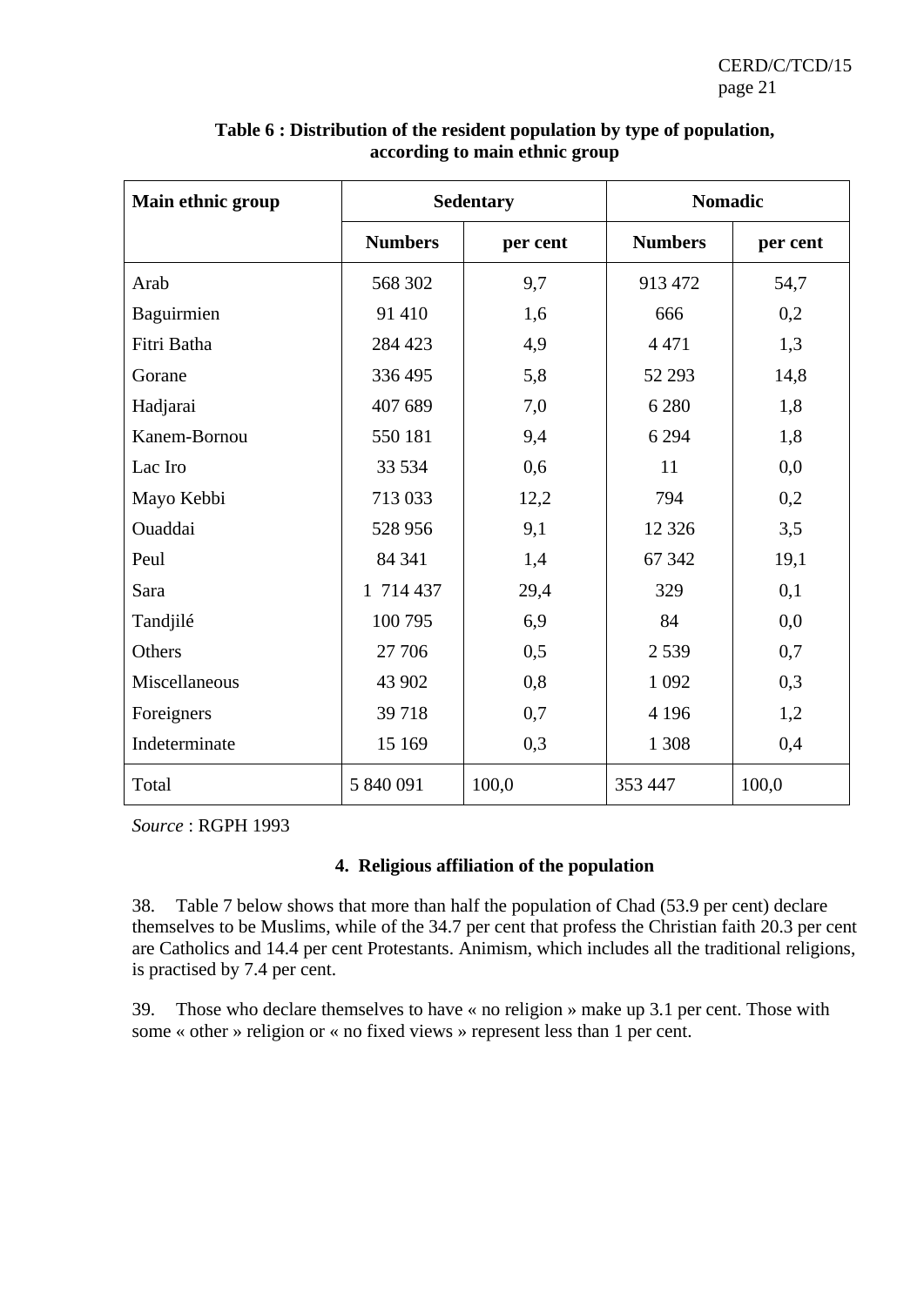**Table 6 : Distribution of the resident population by type of population, according to main ethnic group**

| Main ethnic group | Sedentary | | Nomadic | |
|---|---|---|---|---|
| | Numbers | per cent | Numbers | per cent |
| Arab | 568 302 | 9,7 | 913 472 | 54,7 |
| Baguirmien | 91 410 | 1,6 | 666 | 0,2 |
| Fitri Batha | 284 423 | 4,9 | 4 471 | 1,3 |
| Gorane | 336 495 | 5,8 | 52 293 | 14,8 |
| Hadjarai | 407 689 | 7,0 | 6 280 | 1,8 |
| Kanem-Bornou | 550 181 | 9,4 | 6 294 | 1,8 |
| Lac Iro | 33 534 | 0,6 | 11 | 0,0 |
| Mayo Kebbi | 713 033 | 12,2 | 794 | 0,2 |
| Ouaddai | 528 956 | 9,1 | 12 326 | 3,5 |
| Peul | 84 341 | 1,4 | 67 342 | 19,1 |
| Sara | 1 714 437 | 29,4 | 329 | 0,1 |
| Tandjilé | 100 795 | 6,9 | 84 | 0,0 |
| Others | 27 706 | 0,5 | 2 539 | 0,7 |
| Miscellaneous | 43 902 | 0,8 | 1 092 | 0,3 |
| Foreigners | 39 718 | 0,7 | 4 196 | 1,2 |
| Indeterminate | 15 169 | 0,3 | 1 308 | 0,4 |
| Total | 5 840 091 | 100,0 | 353 447 | 100,0 |

*Source* : RGPH 1993

### 4. Religious affiliation of the population

38. Table 7 below shows that more than half the population of Chad (53.9 per cent) declare themselves to be Muslims, while of the 34.7 per cent that profess the Christian faith 20.3 per cent are Catholics and 14.4 per cent Protestants. Animism, which includes all the traditional religions, is practised by 7.4 per cent.

39. Those who declare themselves to have « no religion » make up 3.1 per cent. Those with some « other » religion or « no fixed views » represent less than 1 per cent.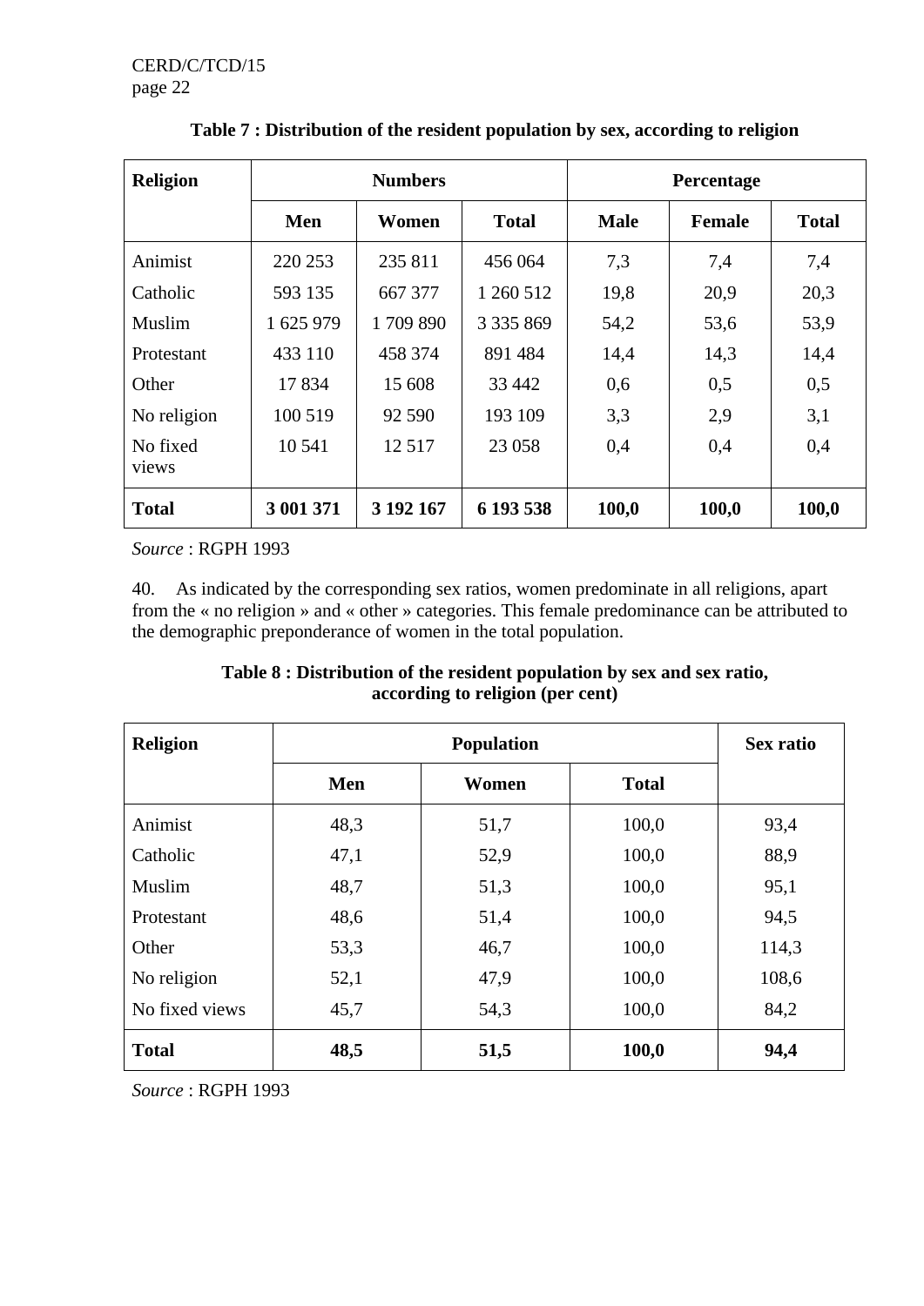**Table 7 : Distribution of the resident population by sex, according to religion**

| Religion | Numbers | | | Percentage | | |
|---|---|---|---|---|---|---|
| | Men | Women | Total | Male | Female | Total |
| Animist | 220 253 | 235 811 | 456 064 | 7,3 | 7,4 | 7,4 |
| Catholic | 593 135 | 667 377 | 1 260 512 | 19,8 | 20,9 | 20,3 |
| Muslim | 1 625 979 | 1 709 890 | 3 335 869 | 54,2 | 53,6 | 53,9 |
| Protestant | 433 110 | 458 374 | 891 484 | 14,4 | 14,3 | 14,4 |
| Other | 17 834 | 15 608 | 33 442 | 0,6 | 0,5 | 0,5 |
| No religion | 100 519 | 92 590 | 193 109 | 3,3 | 2,9 | 3,1 |
| No fixed views | 10 541 | 12 517 | 23 058 | 0,4 | 0,4 | 0,4 |
| **Total** | **3 001 371** | **3 192 167** | **6 193 538** | **100,0** | **100,0** | **100,0** |

*Source* : RGPH 1993

40. As indicated by the corresponding sex ratios, women predominate in all religions, apart from the « no religion » and « other » categories. This female predominance can be attributed to the demographic preponderance of women in the total population.

**Table 8 : Distribution of the resident population by sex and sex ratio, according to religion (per cent)**

| Religion | Population | | | Sex ratio |
|---|---|---|---|---|
| | Men | Women | Total | |
| Animist | 48,3 | 51,7 | 100,0 | 93,4 |
| Catholic | 47,1 | 52,9 | 100,0 | 88,9 |
| Muslim | 48,7 | 51,3 | 100,0 | 95,1 |
| Protestant | 48,6 | 51,4 | 100,0 | 94,5 |
| Other | 53,3 | 46,7 | 100,0 | 114,3 |
| No religion | 52,1 | 47,9 | 100,0 | 108,6 |
| No fixed views | 45,7 | 54,3 | 100,0 | 84,2 |
| **Total** | **48,5** | **51,5** | **100,0** | **94,4** |

*Source* : RGPH 1993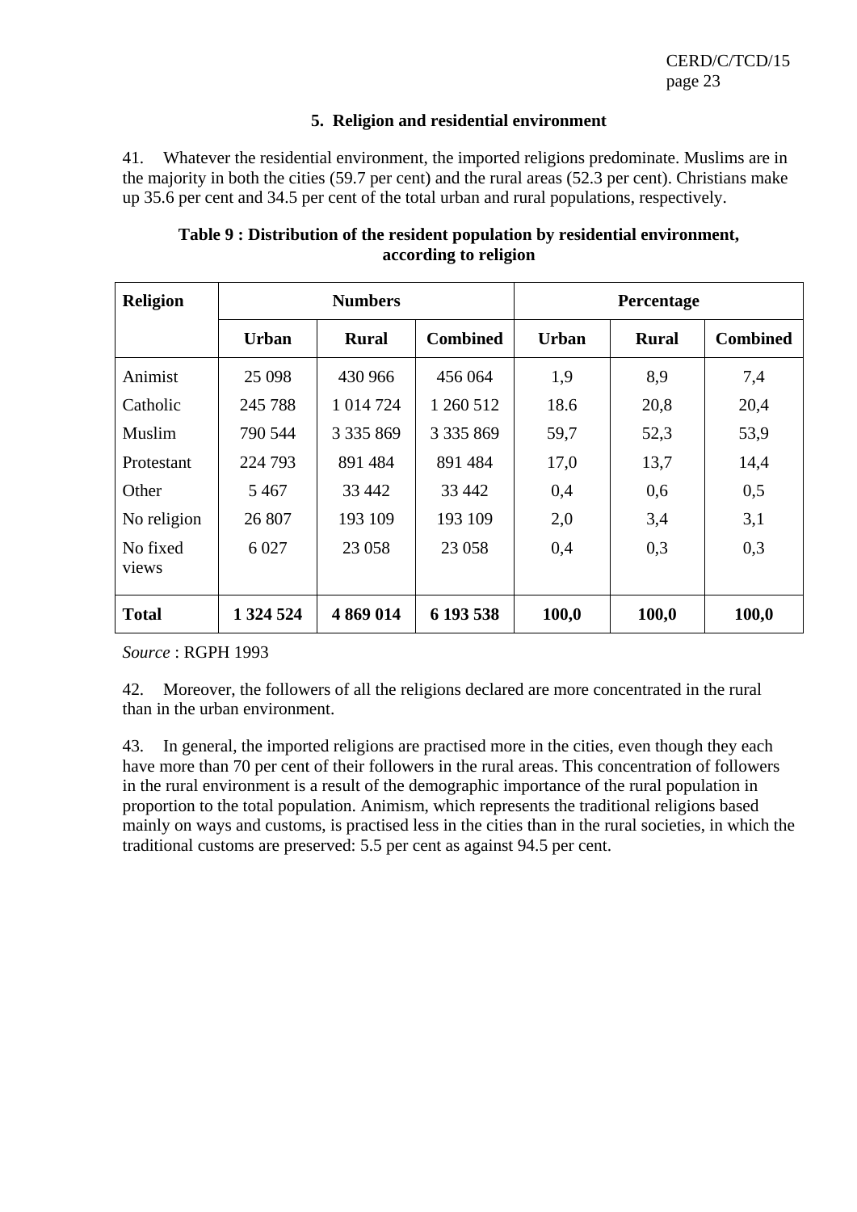### 5. Religion and residential environment

41. Whatever the residential environment, the imported religions predominate. Muslims are in the majority in both the cities (59.7 per cent) and the rural areas (52.3 per cent). Christians make up 35.6 per cent and 34.5 per cent of the total urban and rural populations, respectively.

**Table 9 : Distribution of the resident population by residential environment, according to religion**

| Religion | Numbers | | | Percentage | | |
|---|---|---|---|---|---|---|
| | **Urban** | **Rural** | **Combined** | **Urban** | **Rural** | **Combined** |
| Animist | 25 098 | 430 966 | 456 064 | 1,9 | 8,9 | 7,4 |
| Catholic | 245 788 | 1 014 724 | 1 260 512 | 18.6 | 20,8 | 20,4 |
| Muslim | 790 544 | 3 335 869 | 3 335 869 | 59,7 | 52,3 | 53,9 |
| Protestant | 224 793 | 891 484 | 891 484 | 17,0 | 13,7 | 14,4 |
| Other | 5 467 | 33 442 | 33 442 | 0,4 | 0,6 | 0,5 |
| No religion | 26 807 | 193 109 | 193 109 | 2,0 | 3,4 | 3,1 |
| No fixed views | 6 027 | 23 058 | 23 058 | 0,4 | 0,3 | 0,3 |
| **Total** | **1 324 524** | **4 869 014** | **6 193 538** | **100,0** | **100,0** | **100,0** |

*Source* : RGPH 1993

42. Moreover, the followers of all the religions declared are more concentrated in the rural than in the urban environment.

43. In general, the imported religions are practised more in the cities, even though they each have more than 70 per cent of their followers in the rural areas. This concentration of followers in the rural environment is a result of the demographic importance of the rural population in proportion to the total population. Animism, which represents the traditional religions based mainly on ways and customs, is practised less in the cities than in the rural societies, in which the traditional customs are preserved: 5.5 per cent as against 94.5 per cent.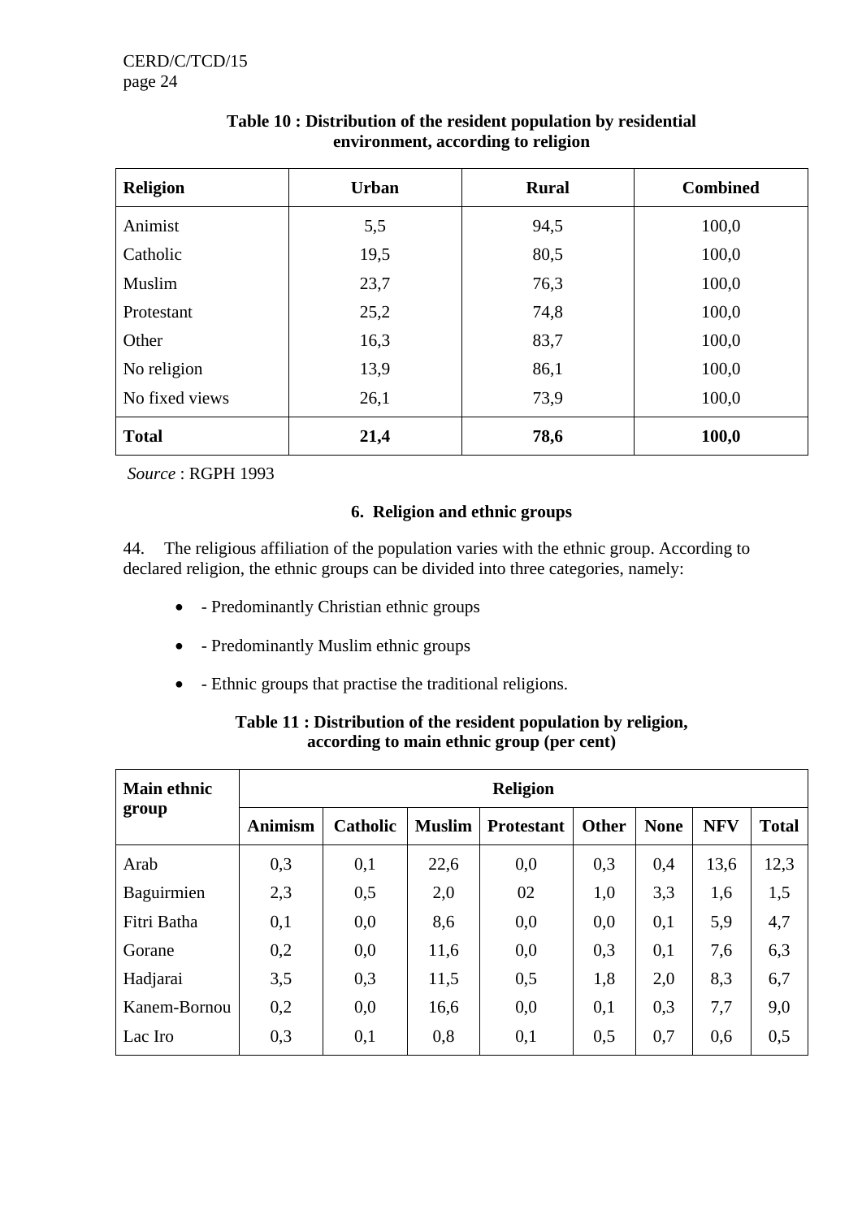**Table 10 : Distribution of the resident population by residential environment, according to religion**

| Religion | Urban | Rural | Combined |
|---|---|---|---|
| Animist | 5,5 | 94,5 | 100,0 |
| Catholic | 19,5 | 80,5 | 100,0 |
| Muslim | 23,7 | 76,3 | 100,0 |
| Protestant | 25,2 | 74,8 | 100,0 |
| Other | 16,3 | 83,7 | 100,0 |
| No religion | 13,9 | 86,1 | 100,0 |
| No fixed views | 26,1 | 73,9 | 100,0 |
| **Total** | **21,4** | **78,6** | **100,0** |

*Source* : RGPH 1993

### 6. Religion and ethnic groups

44. The religious affiliation of the population varies with the ethnic group. According to declared religion, the ethnic groups can be divided into three categories, namely:

- - Predominantly Christian ethnic groups
- - Predominantly Muslim ethnic groups
- - Ethnic groups that practise the traditional religions.

**Table 11 : Distribution of the resident population by religion, according to main ethnic group (per cent)**

| Main ethnic group | Religion | | | | | | | |
|---|---|---|---|---|---|---|---|---|
| | **Animism** | **Catholic** | **Muslim** | **Protestant** | **Other** | **None** | **NFV** | **Total** |
| Arab | 0,3 | 0,1 | 22,6 | 0,0 | 0,3 | 0,4 | 13,6 | 12,3 |
| Baguirmien | 2,3 | 0,5 | 2,0 | 02 | 1,0 | 3,3 | 1,6 | 1,5 |
| Fitri Batha | 0,1 | 0,0 | 8,6 | 0,0 | 0,0 | 0,1 | 5,9 | 4,7 |
| Gorane | 0,2 | 0,0 | 11,6 | 0,0 | 0,3 | 0,1 | 7,6 | 6,3 |
| Hadjarai | 3,5 | 0,3 | 11,5 | 0,5 | 1,8 | 2,0 | 8,3 | 6,7 |
| Kanem-Bornou | 0,2 | 0,0 | 16,6 | 0,0 | 0,1 | 0,3 | 7,7 | 9,0 |
| Lac Iro | 0,3 | 0,1 | 0,8 | 0,1 | 0,5 | 0,7 | 0,6 | 0,5 |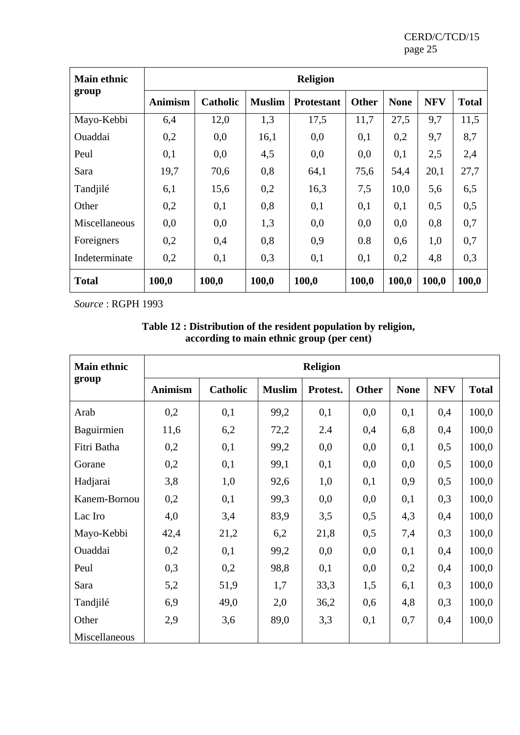| Main ethnic group | Religion | | | | | | | |
|---|---|---|---|---|---|---|---|---|
| | Animism | Catholic | Muslim | Protestant | Other | None | NFV | Total |
| Mayo-Kebbi | 6,4 | 12,0 | 1,3 | 17,5 | 11,7 | 27,5 | 9,7 | 11,5 |
| Ouaddai | 0,2 | 0,0 | 16,1 | 0,0 | 0,1 | 0,2 | 9,7 | 8,7 |
| Peul | 0,1 | 0,0 | 4,5 | 0,0 | 0,0 | 0,1 | 2,5 | 2,4 |
| Sara | 19,7 | 70,6 | 0,8 | 64,1 | 75,6 | 54,4 | 20,1 | 27,7 |
| Tandjilé | 6,1 | 15,6 | 0,2 | 16,3 | 7,5 | 10,0 | 5,6 | 6,5 |
| Other | 0,2 | 0,1 | 0,8 | 0,1 | 0,1 | 0,1 | 0,5 | 0,5 |
| Miscellaneous | 0,0 | 0,0 | 1,3 | 0,0 | 0,0 | 0,0 | 0,8 | 0,7 |
| Foreigners | 0,2 | 0,4 | 0,8 | 0,9 | 0.8 | 0,6 | 1,0 | 0,7 |
| Indeterminate | 0,2 | 0,1 | 0,3 | 0,1 | 0,1 | 0,2 | 4,8 | 0,3 |
| **Total** | **100,0** | **100,0** | **100,0** | **100,0** | **100,0** | **100,0** | **100,0** | **100,0** |

*Source* : RGPH 1993

**Table 12 : Distribution of the resident population by religion, according to main ethnic group (per cent)**

| Main ethnic group | Religion | | | | | | | |
|---|---|---|---|---|---|---|---|---|
| | Animism | Catholic | Muslim | Protest. | Other | None | NFV | Total |
| Arab | 0,2 | 0,1 | 99,2 | 0,1 | 0,0 | 0,1 | 0,4 | 100,0 |
| Baguirmien | 11,6 | 6,2 | 72,2 | 2.4 | 0,4 | 6,8 | 0,4 | 100,0 |
| Fitri Batha | 0,2 | 0,1 | 99,2 | 0,0 | 0,0 | 0,1 | 0,5 | 100,0 |
| Gorane | 0,2 | 0,1 | 99,1 | 0,1 | 0,0 | 0,0 | 0,5 | 100,0 |
| Hadjarai | 3,8 | 1,0 | 92,6 | 1,0 | 0,1 | 0,9 | 0,5 | 100,0 |
| Kanem-Bornou | 0,2 | 0,1 | 99,3 | 0,0 | 0,0 | 0,1 | 0,3 | 100,0 |
| Lac Iro | 4,0 | 3,4 | 83,9 | 3,5 | 0,5 | 4,3 | 0,4 | 100,0 |
| Mayo-Kebbi | 42,4 | 21,2 | 6,2 | 21,8 | 0,5 | 7,4 | 0,3 | 100,0 |
| Ouaddai | 0,2 | 0,1 | 99,2 | 0,0 | 0,0 | 0,1 | 0,4 | 100,0 |
| Peul | 0,3 | 0,2 | 98,8 | 0,1 | 0,0 | 0,2 | 0,4 | 100,0 |
| Sara | 5,2 | 51,9 | 1,7 | 33,3 | 1,5 | 6,1 | 0,3 | 100,0 |
| Tandjilé | 6,9 | 49,0 | 2,0 | 36,2 | 0,6 | 4,8 | 0,3 | 100,0 |
| Other | 2,9 | 3,6 | 89,0 | 3,3 | 0,1 | 0,7 | 0,4 | 100,0 |
| Miscellaneous | | | | | | | | |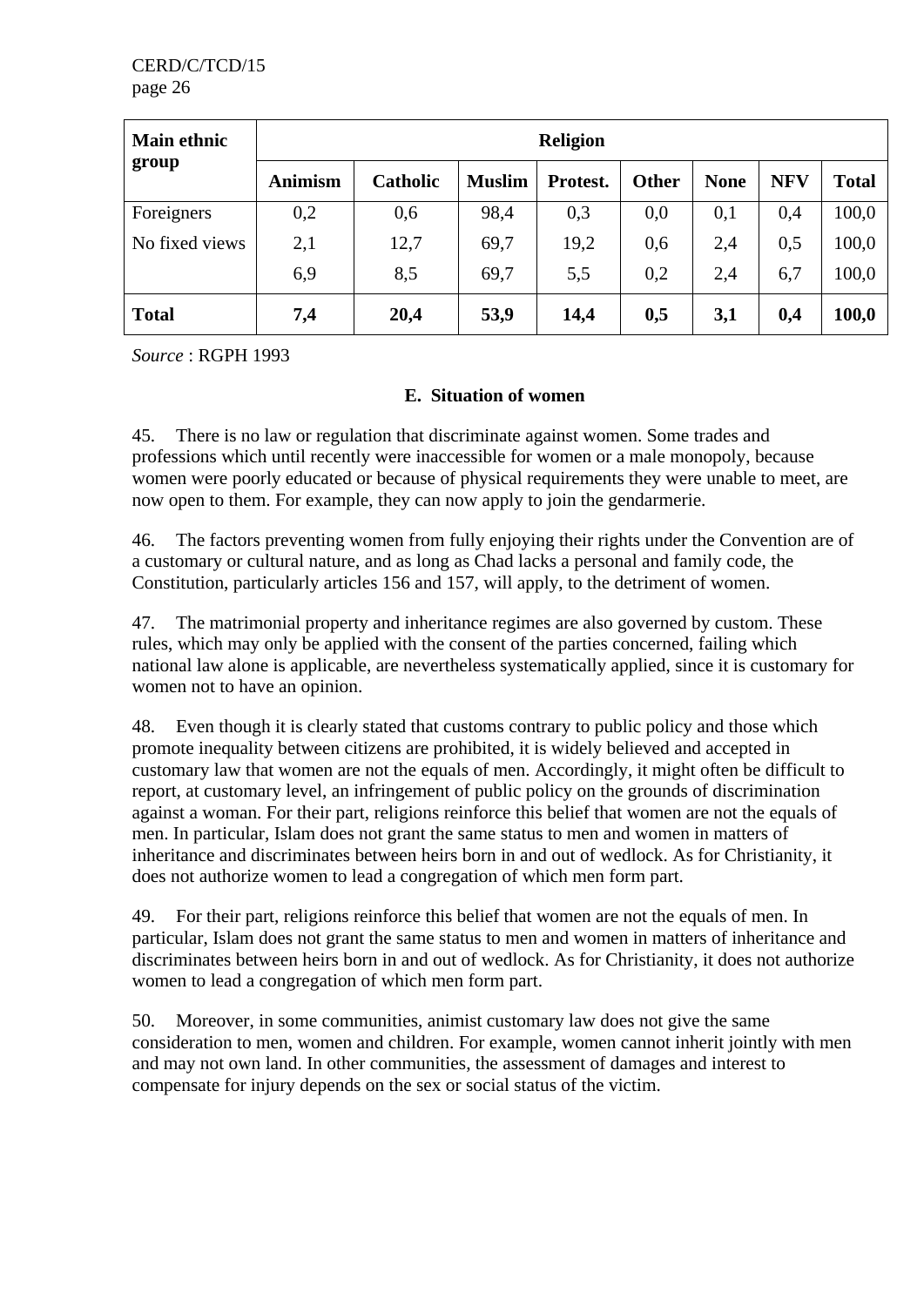| Main ethnic group | Religion | | | | | | | |
|---|---|---|---|---|---|---|---|---|
| | Animism | Catholic | Muslim | Protest. | Other | None | NFV | Total |
| Foreigners | 0,2 | 0,6 | 98,4 | 0,3 | 0,0 | 0,1 | 0,4 | 100,0 |
| No fixed views | 2,1 | 12,7 | 69,7 | 19,2 | 0,6 | 2,4 | 0,5 | 100,0 |
| | 6,9 | 8,5 | 69,7 | 5,5 | 0,2 | 2,4 | 6,7 | 100,0 |
| **Total** | **7,4** | **20,4** | **53,9** | **14,4** | **0,5** | **3,1** | **0,4** | **100,0** |

*Source* : RGPH 1993

### E. Situation of women

45. There is no law or regulation that discriminate against women. Some trades and professions which until recently were inaccessible for women or a male monopoly, because women were poorly educated or because of physical requirements they were unable to meet, are now open to them. For example, they can now apply to join the gendarmerie.

46. The factors preventing women from fully enjoying their rights under the Convention are of a customary or cultural nature, and as long as Chad lacks a personal and family code, the Constitution, particularly articles 156 and 157, will apply, to the detriment of women.

47. The matrimonial property and inheritance regimes are also governed by custom. These rules, which may only be applied with the consent of the parties concerned, failing which national law alone is applicable, are nevertheless systematically applied, since it is customary for women not to have an opinion.

48. Even though it is clearly stated that customs contrary to public policy and those which promote inequality between citizens are prohibited, it is widely believed and accepted in customary law that women are not the equals of men. Accordingly, it might often be difficult to report, at customary level, an infringement of public policy on the grounds of discrimination against a woman. For their part, religions reinforce this belief that women are not the equals of men. In particular, Islam does not grant the same status to men and women in matters of inheritance and discriminates between heirs born in and out of wedlock. As for Christianity, it does not authorize women to lead a congregation of which men form part.

49. For their part, religions reinforce this belief that women are not the equals of men. In particular, Islam does not grant the same status to men and women in matters of inheritance and discriminates between heirs born in and out of wedlock. As for Christianity, it does not authorize women to lead a congregation of which men form part.

50. Moreover, in some communities, animist customary law does not give the same consideration to men, women and children. For example, women cannot inherit jointly with men and may not own land. In other communities, the assessment of damages and interest to compensate for injury depends on the sex or social status of the victim.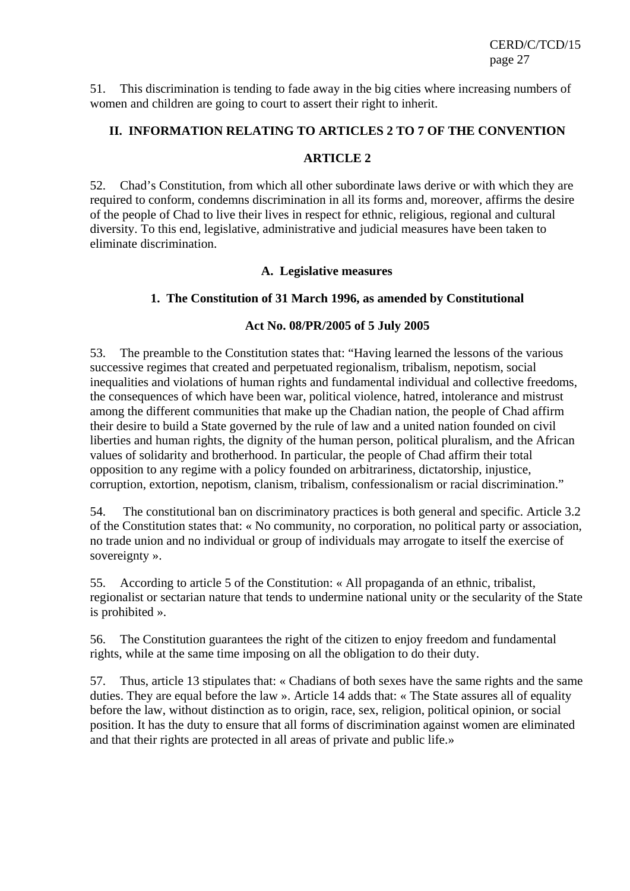51. This discrimination is tending to fade away in the big cities where increasing numbers of women and children are going to court to assert their right to inherit.

## II. INFORMATION RELATING TO ARTICLES 2 TO 7 OF THE CONVENTION

### ARTICLE 2

52. Chad's Constitution, from which all other subordinate laws derive or with which they are required to conform, condemns discrimination in all its forms and, moreover, affirms the desire of the people of Chad to live their lives in respect for ethnic, religious, regional and cultural diversity. To this end, legislative, administrative and judicial measures have been taken to eliminate discrimination.

#### A. Legislative measures

##### 1. The Constitution of 31 March 1996, as amended by Constitutional Act No. 08/PR/2005 of 5 July 2005

53. The preamble to the Constitution states that: "Having learned the lessons of the various successive regimes that created and perpetuated regionalism, tribalism, nepotism, social inequalities and violations of human rights and fundamental individual and collective freedoms, the consequences of which have been war, political violence, hatred, intolerance and mistrust among the different communities that make up the Chadian nation, the people of Chad affirm their desire to build a State governed by the rule of law and a united nation founded on civil liberties and human rights, the dignity of the human person, political pluralism, and the African values of solidarity and brotherhood. In particular, the people of Chad affirm their total opposition to any regime with a policy founded on arbitrariness, dictatorship, injustice, corruption, extortion, nepotism, clanism, tribalism, confessionalism or racial discrimination."

54. The constitutional ban on discriminatory practices is both general and specific. Article 3.2 of the Constitution states that: « No community, no corporation, no political party or association, no trade union and no individual or group of individuals may arrogate to itself the exercise of sovereignty ».

55. According to article 5 of the Constitution: « All propaganda of an ethnic, tribalist, regionalist or sectarian nature that tends to undermine national unity or the secularity of the State is prohibited ».

56. The Constitution guarantees the right of the citizen to enjoy freedom and fundamental rights, while at the same time imposing on all the obligation to do their duty.

57. Thus, article 13 stipulates that: « Chadians of both sexes have the same rights and the same duties. They are equal before the law ». Article 14 adds that: « The State assures all of equality before the law, without distinction as to origin, race, sex, religion, political opinion, or social position. It has the duty to ensure that all forms of discrimination against women are eliminated and that their rights are protected in all areas of private and public life.»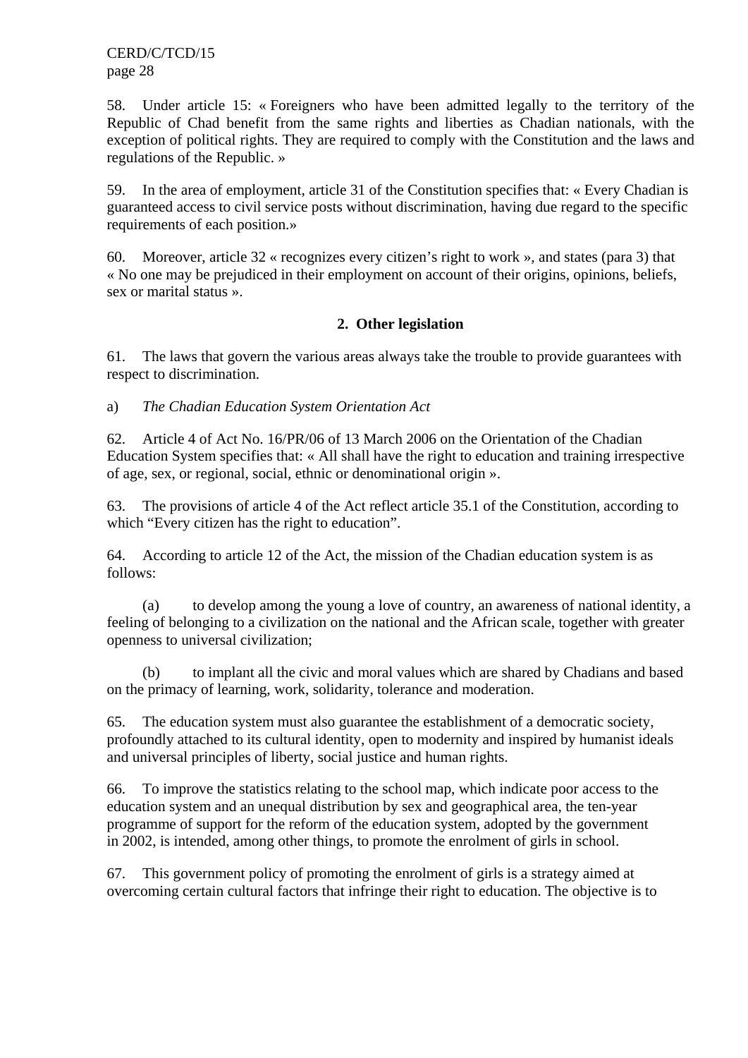58. Under article 15: « Foreigners who have been admitted legally to the territory of the Republic of Chad benefit from the same rights and liberties as Chadian nationals, with the exception of political rights. They are required to comply with the Constitution and the laws and regulations of the Republic. »

59. In the area of employment, article 31 of the Constitution specifies that: « Every Chadian is guaranteed access to civil service posts without discrimination, having due regard to the specific requirements of each position.»

60. Moreover, article 32 « recognizes every citizen's right to work », and states (para 3) that « No one may be prejudiced in their employment on account of their origins, opinions, beliefs, sex or marital status ».

### 2. Other legislation

61. The laws that govern the various areas always take the trouble to provide guarantees with respect to discrimination.

a) *The Chadian Education System Orientation Act*

62. Article 4 of Act No. 16/PR/06 of 13 March 2006 on the Orientation of the Chadian Education System specifies that: « All shall have the right to education and training irrespective of age, sex, or regional, social, ethnic or denominational origin ».

63. The provisions of article 4 of the Act reflect article 35.1 of the Constitution, according to which "Every citizen has the right to education".

64. According to article 12 of the Act, the mission of the Chadian education system is as follows:

(a) to develop among the young a love of country, an awareness of national identity, a feeling of belonging to a civilization on the national and the African scale, together with greater openness to universal civilization;

(b) to implant all the civic and moral values which are shared by Chadians and based on the primacy of learning, work, solidarity, tolerance and moderation.

65. The education system must also guarantee the establishment of a democratic society, profoundly attached to its cultural identity, open to modernity and inspired by humanist ideals and universal principles of liberty, social justice and human rights.

66. To improve the statistics relating to the school map, which indicate poor access to the education system and an unequal distribution by sex and geographical area, the ten-year programme of support for the reform of the education system, adopted by the government in 2002, is intended, among other things, to promote the enrolment of girls in school.

67. This government policy of promoting the enrolment of girls is a strategy aimed at overcoming certain cultural factors that infringe their right to education. The objective is to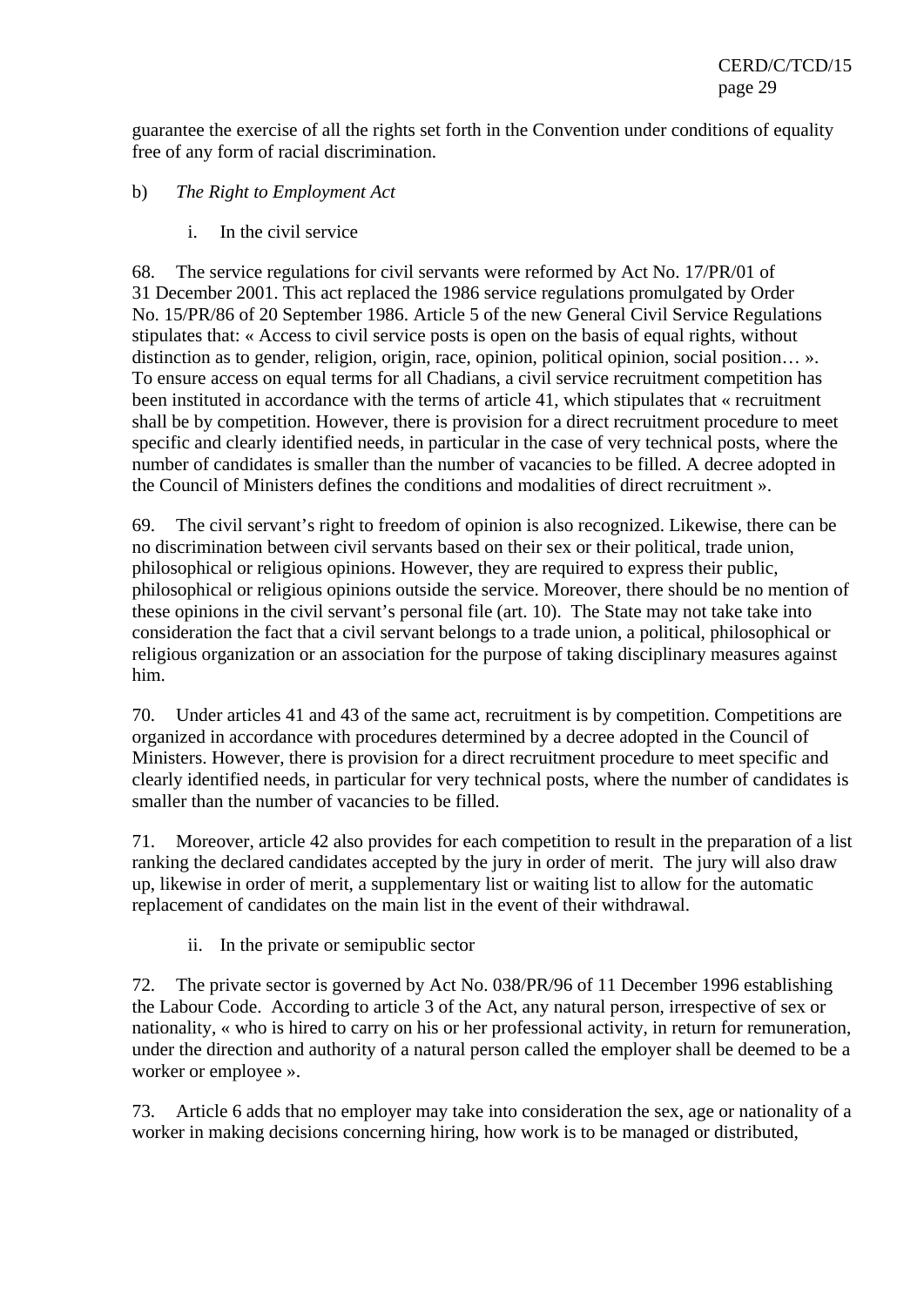guarantee the exercise of all the rights set forth in the Convention under conditions of equality free of any form of racial discrimination.

b) *The Right to Employment Act*

i. In the civil service

68. The service regulations for civil servants were reformed by Act No. 17/PR/01 of 31 December 2001. This act replaced the 1986 service regulations promulgated by Order No. 15/PR/86 of 20 September 1986. Article 5 of the new General Civil Service Regulations stipulates that: « Access to civil service posts is open on the basis of equal rights, without distinction as to gender, religion, origin, race, opinion, political opinion, social position… ». To ensure access on equal terms for all Chadians, a civil service recruitment competition has been instituted in accordance with the terms of article 41, which stipulates that « recruitment shall be by competition. However, there is provision for a direct recruitment procedure to meet specific and clearly identified needs, in particular in the case of very technical posts, where the number of candidates is smaller than the number of vacancies to be filled. A decree adopted in the Council of Ministers defines the conditions and modalities of direct recruitment ».

69. The civil servant's right to freedom of opinion is also recognized. Likewise, there can be no discrimination between civil servants based on their sex or their political, trade union, philosophical or religious opinions. However, they are required to express their public, philosophical or religious opinions outside the service. Moreover, there should be no mention of these opinions in the civil servant's personal file (art. 10). The State may not take take into consideration the fact that a civil servant belongs to a trade union, a political, philosophical or religious organization or an association for the purpose of taking disciplinary measures against him.

70. Under articles 41 and 43 of the same act, recruitment is by competition. Competitions are organized in accordance with procedures determined by a decree adopted in the Council of Ministers. However, there is provision for a direct recruitment procedure to meet specific and clearly identified needs, in particular for very technical posts, where the number of candidates is smaller than the number of vacancies to be filled.

71. Moreover, article 42 also provides for each competition to result in the preparation of a list ranking the declared candidates accepted by the jury in order of merit. The jury will also draw up, likewise in order of merit, a supplementary list or waiting list to allow for the automatic replacement of candidates on the main list in the event of their withdrawal.

ii. In the private or semipublic sector

72. The private sector is governed by Act No. 038/PR/96 of 11 December 1996 establishing the Labour Code. According to article 3 of the Act, any natural person, irrespective of sex or nationality, « who is hired to carry on his or her professional activity, in return for remuneration, under the direction and authority of a natural person called the employer shall be deemed to be a worker or employee ».

73. Article 6 adds that no employer may take into consideration the sex, age or nationality of a worker in making decisions concerning hiring, how work is to be managed or distributed,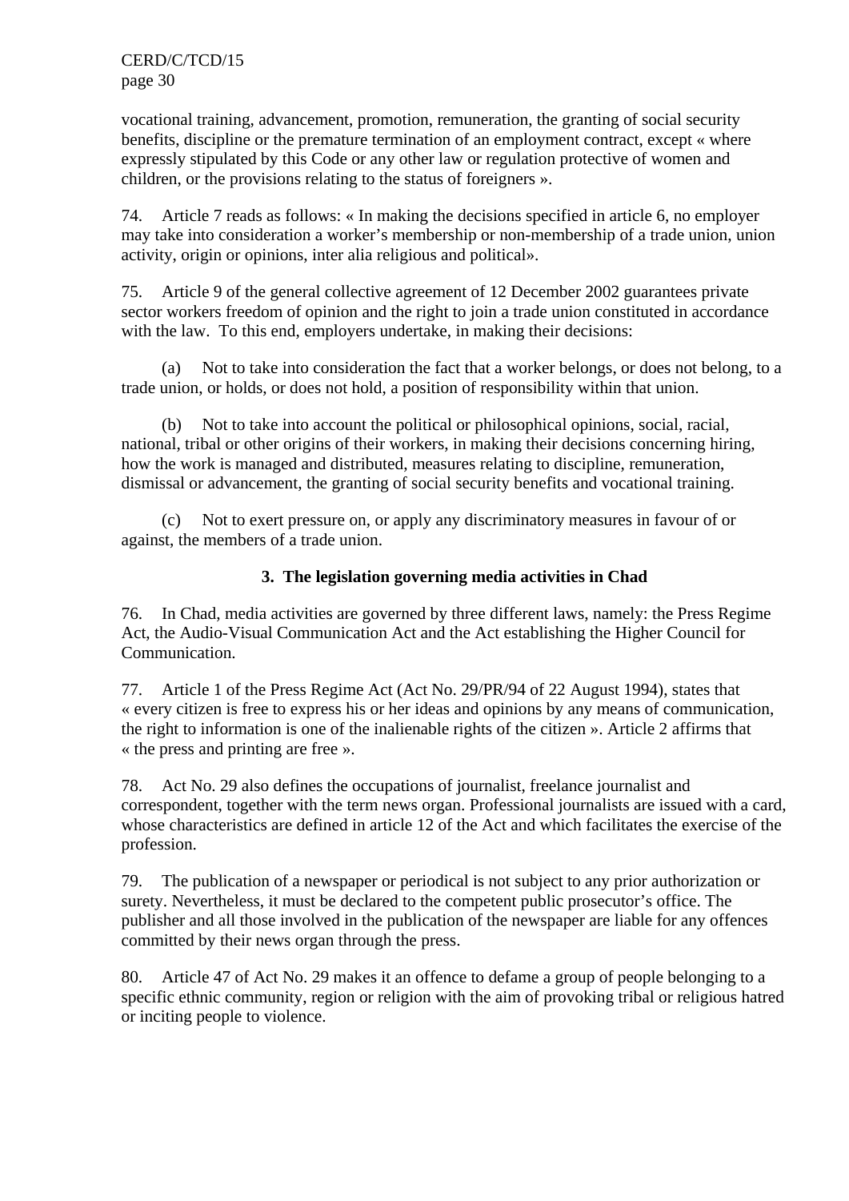vocational training, advancement, promotion, remuneration, the granting of social security benefits, discipline or the premature termination of an employment contract, except « where expressly stipulated by this Code or any other law or regulation protective of women and children, or the provisions relating to the status of foreigners ».

74. Article 7 reads as follows: « In making the decisions specified in article 6, no employer may take into consideration a worker's membership or non-membership of a trade union, union activity, origin or opinions, inter alia religious and political».

75. Article 9 of the general collective agreement of 12 December 2002 guarantees private sector workers freedom of opinion and the right to join a trade union constituted in accordance with the law. To this end, employers undertake, in making their decisions:

(a) Not to take into consideration the fact that a worker belongs, or does not belong, to a trade union, or holds, or does not hold, a position of responsibility within that union.

(b) Not to take into account the political or philosophical opinions, social, racial, national, tribal or other origins of their workers, in making their decisions concerning hiring, how the work is managed and distributed, measures relating to discipline, remuneration, dismissal or advancement, the granting of social security benefits and vocational training.

(c) Not to exert pressure on, or apply any discriminatory measures in favour of or against, the members of a trade union.

### 3. The legislation governing media activities in Chad

76. In Chad, media activities are governed by three different laws, namely: the Press Regime Act, the Audio-Visual Communication Act and the Act establishing the Higher Council for Communication.

77. Article 1 of the Press Regime Act (Act No. 29/PR/94 of 22 August 1994), states that « every citizen is free to express his or her ideas and opinions by any means of communication, the right to information is one of the inalienable rights of the citizen ». Article 2 affirms that « the press and printing are free ».

78. Act No. 29 also defines the occupations of journalist, freelance journalist and correspondent, together with the term news organ. Professional journalists are issued with a card, whose characteristics are defined in article 12 of the Act and which facilitates the exercise of the profession.

79. The publication of a newspaper or periodical is not subject to any prior authorization or surety. Nevertheless, it must be declared to the competent public prosecutor's office. The publisher and all those involved in the publication of the newspaper are liable for any offences committed by their news organ through the press.

80. Article 47 of Act No. 29 makes it an offence to defame a group of people belonging to a specific ethnic community, region or religion with the aim of provoking tribal or religious hatred or inciting people to violence.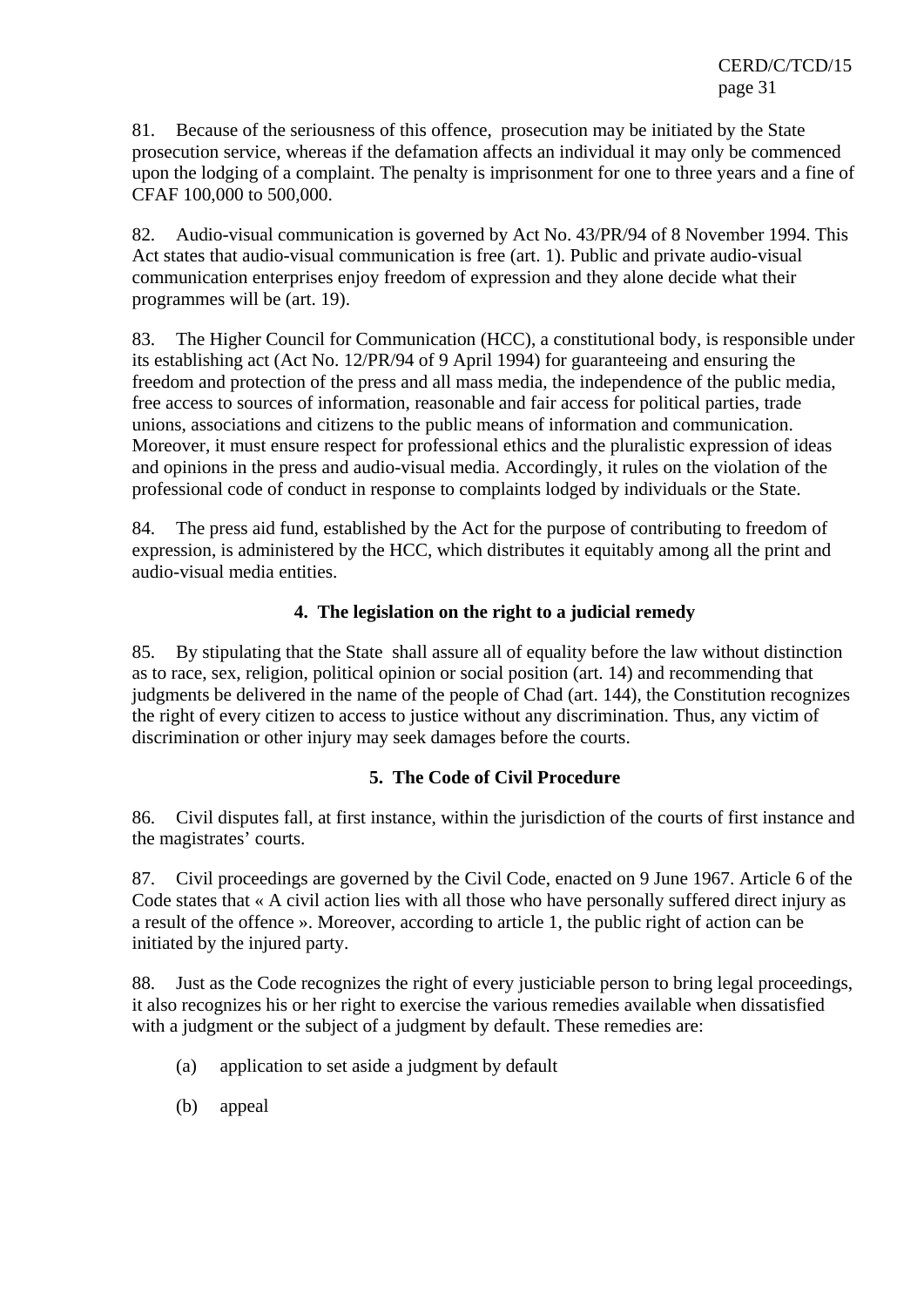81. Because of the seriousness of this offence, prosecution may be initiated by the State prosecution service, whereas if the defamation affects an individual it may only be commenced upon the lodging of a complaint. The penalty is imprisonment for one to three years and a fine of CFAF 100,000 to 500,000.

82. Audio-visual communication is governed by Act No. 43/PR/94 of 8 November 1994. This Act states that audio-visual communication is free (art. 1). Public and private audio-visual communication enterprises enjoy freedom of expression and they alone decide what their programmes will be (art. 19).

83. The Higher Council for Communication (HCC), a constitutional body, is responsible under its establishing act (Act No. 12/PR/94 of 9 April 1994) for guaranteeing and ensuring the freedom and protection of the press and all mass media, the independence of the public media, free access to sources of information, reasonable and fair access for political parties, trade unions, associations and citizens to the public means of information and communication. Moreover, it must ensure respect for professional ethics and the pluralistic expression of ideas and opinions in the press and audio-visual media. Accordingly, it rules on the violation of the professional code of conduct in response to complaints lodged by individuals or the State.

84. The press aid fund, established by the Act for the purpose of contributing to freedom of expression, is administered by the HCC, which distributes it equitably among all the print and audio-visual media entities.

### 4. The legislation on the right to a judicial remedy

85. By stipulating that the State shall assure all of equality before the law without distinction as to race, sex, religion, political opinion or social position (art. 14) and recommending that judgments be delivered in the name of the people of Chad (art. 144), the Constitution recognizes the right of every citizen to access to justice without any discrimination. Thus, any victim of discrimination or other injury may seek damages before the courts.

### 5. The Code of Civil Procedure

86. Civil disputes fall, at first instance, within the jurisdiction of the courts of first instance and the magistrates' courts.

87. Civil proceedings are governed by the Civil Code, enacted on 9 June 1967. Article 6 of the Code states that « A civil action lies with all those who have personally suffered direct injury as a result of the offence ». Moreover, according to article 1, the public right of action can be initiated by the injured party.

88. Just as the Code recognizes the right of every justiciable person to bring legal proceedings, it also recognizes his or her right to exercise the various remedies available when dissatisfied with a judgment or the subject of a judgment by default. These remedies are:

(a) application to set aside a judgment by default

(b) appeal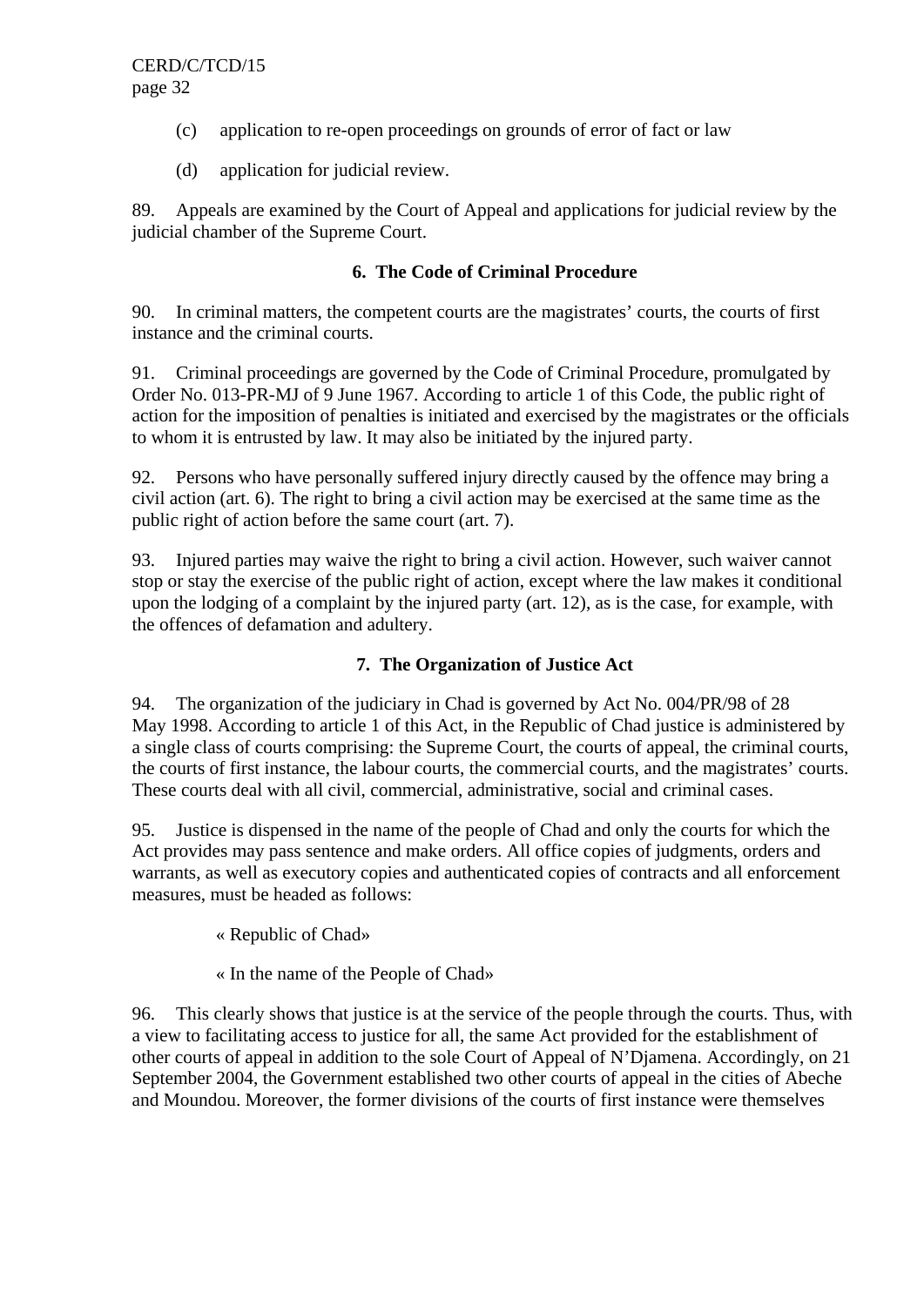(c) application to re-open proceedings on grounds of error of fact or law

(d) application for judicial review.

89. Appeals are examined by the Court of Appeal and applications for judicial review by the judicial chamber of the Supreme Court.

### 6. The Code of Criminal Procedure

90. In criminal matters, the competent courts are the magistrates' courts, the courts of first instance and the criminal courts.

91. Criminal proceedings are governed by the Code of Criminal Procedure, promulgated by Order No. 013-PR-MJ of 9 June 1967. According to article 1 of this Code, the public right of action for the imposition of penalties is initiated and exercised by the magistrates or the officials to whom it is entrusted by law. It may also be initiated by the injured party.

92. Persons who have personally suffered injury directly caused by the offence may bring a civil action (art. 6). The right to bring a civil action may be exercised at the same time as the public right of action before the same court (art. 7).

93. Injured parties may waive the right to bring a civil action. However, such waiver cannot stop or stay the exercise of the public right of action, except where the law makes it conditional upon the lodging of a complaint by the injured party (art. 12), as is the case, for example, with the offences of defamation and adultery.

### 7. The Organization of Justice Act

94. The organization of the judiciary in Chad is governed by Act No. 004/PR/98 of 28 May 1998. According to article 1 of this Act, in the Republic of Chad justice is administered by a single class of courts comprising: the Supreme Court, the courts of appeal, the criminal courts, the courts of first instance, the labour courts, the commercial courts, and the magistrates' courts. These courts deal with all civil, commercial, administrative, social and criminal cases.

95. Justice is dispensed in the name of the people of Chad and only the courts for which the Act provides may pass sentence and make orders. All office copies of judgments, orders and warrants, as well as executory copies and authenticated copies of contracts and all enforcement measures, must be headed as follows:

« Republic of Chad»

« In the name of the People of Chad»

96. This clearly shows that justice is at the service of the people through the courts. Thus, with a view to facilitating access to justice for all, the same Act provided for the establishment of other courts of appeal in addition to the sole Court of Appeal of N'Djamena. Accordingly, on 21 September 2004, the Government established two other courts of appeal in the cities of Abeche and Moundou. Moreover, the former divisions of the courts of first instance were themselves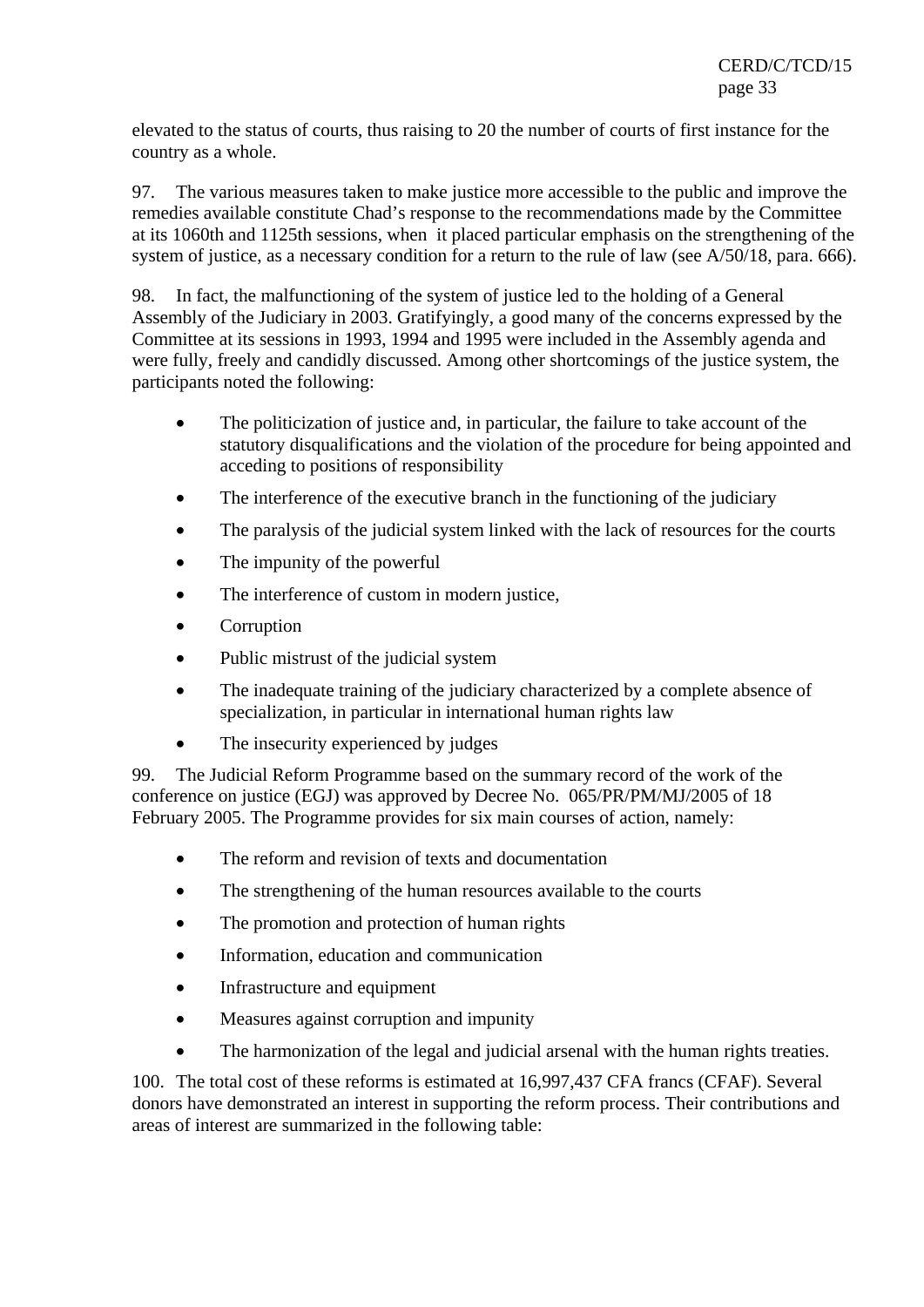elevated to the status of courts, thus raising to 20 the number of courts of first instance for the country as a whole.

97. The various measures taken to make justice more accessible to the public and improve the remedies available constitute Chad's response to the recommendations made by the Committee at its 1060th and 1125th sessions, when it placed particular emphasis on the strengthening of the system of justice, as a necessary condition for a return to the rule of law (see A/50/18, para. 666).

98. In fact, the malfunctioning of the system of justice led to the holding of a General Assembly of the Judiciary in 2003. Gratifyingly, a good many of the concerns expressed by the Committee at its sessions in 1993, 1994 and 1995 were included in the Assembly agenda and were fully, freely and candidly discussed. Among other shortcomings of the justice system, the participants noted the following:

- The politicization of justice and, in particular, the failure to take account of the statutory disqualifications and the violation of the procedure for being appointed and acceding to positions of responsibility
- The interference of the executive branch in the functioning of the judiciary
- The paralysis of the judicial system linked with the lack of resources for the courts
- The impunity of the powerful
- The interference of custom in modern justice,
- Corruption
- Public mistrust of the judicial system
- The inadequate training of the judiciary characterized by a complete absence of specialization, in particular in international human rights law
- The insecurity experienced by judges

99. The Judicial Reform Programme based on the summary record of the work of the conference on justice (EGJ) was approved by Decree No. 065/PR/PM/MJ/2005 of 18 February 2005. The Programme provides for six main courses of action, namely:

- The reform and revision of texts and documentation
- The strengthening of the human resources available to the courts
- The promotion and protection of human rights
- Information, education and communication
- Infrastructure and equipment
- Measures against corruption and impunity
- The harmonization of the legal and judicial arsenal with the human rights treaties.

100. The total cost of these reforms is estimated at 16,997,437 CFA francs (CFAF). Several donors have demonstrated an interest in supporting the reform process. Their contributions and areas of interest are summarized in the following table: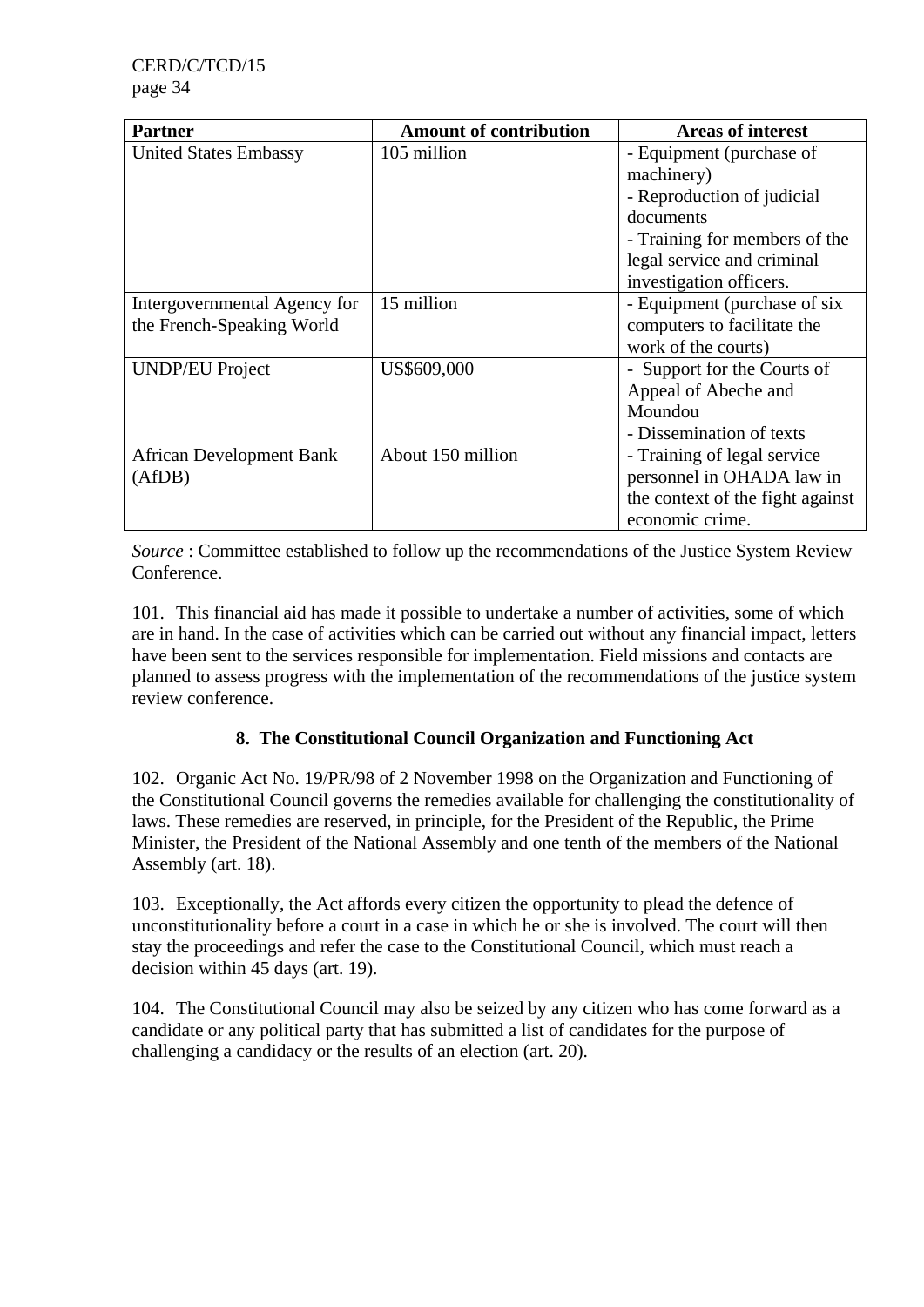| Partner | Amount of contribution | Areas of interest |
|---|---|---|
| United States Embassy | 105 million | - Equipment (purchase of machinery)<br>- Reproduction of judicial documents<br>- Training for members of the legal service and criminal investigation officers. |
| Intergovernmental Agency for the French-Speaking World | 15 million | - Equipment (purchase of six computers to facilitate the work of the courts) |
| UNDP/EU Project | US$609,000 | - Support for the Courts of Appeal of Abeche and Moundou<br>- Dissemination of texts |
| African Development Bank (AfDB) | About 150 million | - Training of legal service personnel in OHADA law in the context of the fight against economic crime. |

*Source* : Committee established to follow up the recommendations of the Justice System Review Conference.

101. This financial aid has made it possible to undertake a number of activities, some of which are in hand. In the case of activities which can be carried out without any financial impact, letters have been sent to the services responsible for implementation. Field missions and contacts are planned to assess progress with the implementation of the recommendations of the justice system review conference.

### 8. The Constitutional Council Organization and Functioning Act

102. Organic Act No. 19/PR/98 of 2 November 1998 on the Organization and Functioning of the Constitutional Council governs the remedies available for challenging the constitutionality of laws. These remedies are reserved, in principle, for the President of the Republic, the Prime Minister, the President of the National Assembly and one tenth of the members of the National Assembly (art. 18).

103. Exceptionally, the Act affords every citizen the opportunity to plead the defence of unconstitutionality before a court in a case in which he or she is involved. The court will then stay the proceedings and refer the case to the Constitutional Council, which must reach a decision within 45 days (art. 19).

104. The Constitutional Council may also be seized by any citizen who has come forward as a candidate or any political party that has submitted a list of candidates for the purpose of challenging a candidacy or the results of an election (art. 20).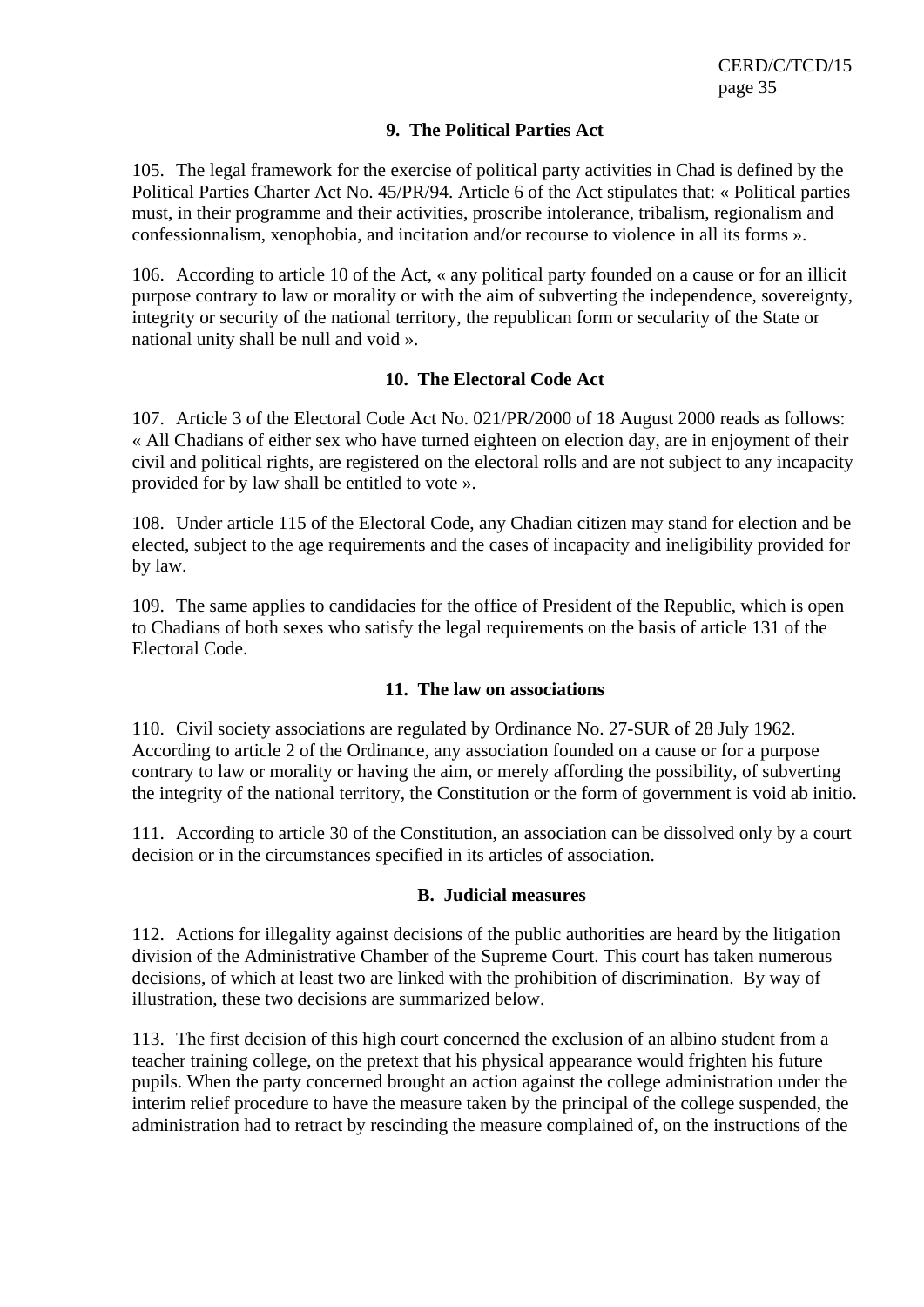### 9. The Political Parties Act

105. The legal framework for the exercise of political party activities in Chad is defined by the Political Parties Charter Act No. 45/PR/94. Article 6 of the Act stipulates that: « Political parties must, in their programme and their activities, proscribe intolerance, tribalism, regionalism and confessionnalism, xenophobia, and incitation and/or recourse to violence in all its forms ».

106. According to article 10 of the Act, « any political party founded on a cause or for an illicit purpose contrary to law or morality or with the aim of subverting the independence, sovereignty, integrity or security of the national territory, the republican form or secularity of the State or national unity shall be null and void ».

### 10. The Electoral Code Act

107. Article 3 of the Electoral Code Act No. 021/PR/2000 of 18 August 2000 reads as follows: « All Chadians of either sex who have turned eighteen on election day, are in enjoyment of their civil and political rights, are registered on the electoral rolls and are not subject to any incapacity provided for by law shall be entitled to vote ».

108. Under article 115 of the Electoral Code, any Chadian citizen may stand for election and be elected, subject to the age requirements and the cases of incapacity and ineligibility provided for by law.

109. The same applies to candidacies for the office of President of the Republic, which is open to Chadians of both sexes who satisfy the legal requirements on the basis of article 131 of the Electoral Code.

### 11. The law on associations

110. Civil society associations are regulated by Ordinance No. 27-SUR of 28 July 1962. According to article 2 of the Ordinance, any association founded on a cause or for a purpose contrary to law or morality or having the aim, or merely affording the possibility, of subverting the integrity of the national territory, the Constitution or the form of government is void ab initio.

111. According to article 30 of the Constitution, an association can be dissolved only by a court decision or in the circumstances specified in its articles of association.

## B. Judicial measures

112. Actions for illegality against decisions of the public authorities are heard by the litigation division of the Administrative Chamber of the Supreme Court. This court has taken numerous decisions, of which at least two are linked with the prohibition of discrimination. By way of illustration, these two decisions are summarized below.

113. The first decision of this high court concerned the exclusion of an albino student from a teacher training college, on the pretext that his physical appearance would frighten his future pupils. When the party concerned brought an action against the college administration under the interim relief procedure to have the measure taken by the principal of the college suspended, the administration had to retract by rescinding the measure complained of, on the instructions of the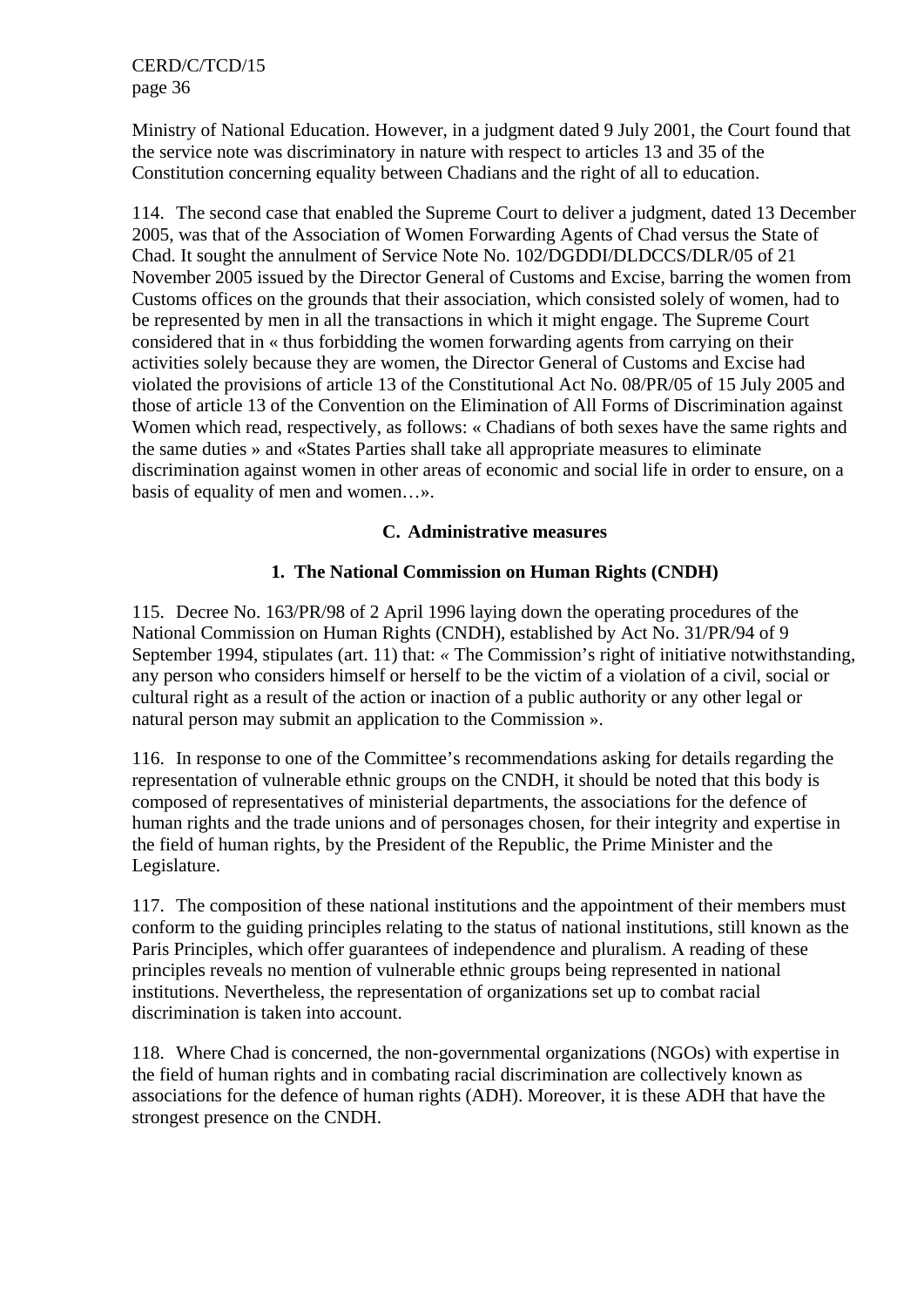Ministry of National Education. However, in a judgment dated 9 July 2001, the Court found that the service note was discriminatory in nature with respect to articles 13 and 35 of the Constitution concerning equality between Chadians and the right of all to education.

114. The second case that enabled the Supreme Court to deliver a judgment, dated 13 December 2005, was that of the Association of Women Forwarding Agents of Chad versus the State of Chad. It sought the annulment of Service Note No. 102/DGDDI/DLDCCS/DLR/05 of 21 November 2005 issued by the Director General of Customs and Excise, barring the women from Customs offices on the grounds that their association, which consisted solely of women, had to be represented by men in all the transactions in which it might engage. The Supreme Court considered that in « thus forbidding the women forwarding agents from carrying on their activities solely because they are women, the Director General of Customs and Excise had violated the provisions of article 13 of the Constitutional Act No. 08/PR/05 of 15 July 2005 and those of article 13 of the Convention on the Elimination of All Forms of Discrimination against Women which read, respectively, as follows: « Chadians of both sexes have the same rights and the same duties » and «States Parties shall take all appropriate measures to eliminate discrimination against women in other areas of economic and social life in order to ensure, on a basis of equality of men and women…».

## C. Administrative measures

### 1. The National Commission on Human Rights (CNDH)

115. Decree No. 163/PR/98 of 2 April 1996 laying down the operating procedures of the National Commission on Human Rights (CNDH), established by Act No. 31/PR/94 of 9 September 1994, stipulates (art. 11) that: « The Commission's right of initiative notwithstanding, any person who considers himself or herself to be the victim of a violation of a civil, social or cultural right as a result of the action or inaction of a public authority or any other legal or natural person may submit an application to the Commission ».

116. In response to one of the Committee's recommendations asking for details regarding the representation of vulnerable ethnic groups on the CNDH, it should be noted that this body is composed of representatives of ministerial departments, the associations for the defence of human rights and the trade unions and of personages chosen, for their integrity and expertise in the field of human rights, by the President of the Republic, the Prime Minister and the Legislature.

117. The composition of these national institutions and the appointment of their members must conform to the guiding principles relating to the status of national institutions, still known as the Paris Principles, which offer guarantees of independence and pluralism. A reading of these principles reveals no mention of vulnerable ethnic groups being represented in national institutions. Nevertheless, the representation of organizations set up to combat racial discrimination is taken into account.

118. Where Chad is concerned, the non-governmental organizations (NGOs) with expertise in the field of human rights and in combating racial discrimination are collectively known as associations for the defence of human rights (ADH). Moreover, it is these ADH that have the strongest presence on the CNDH.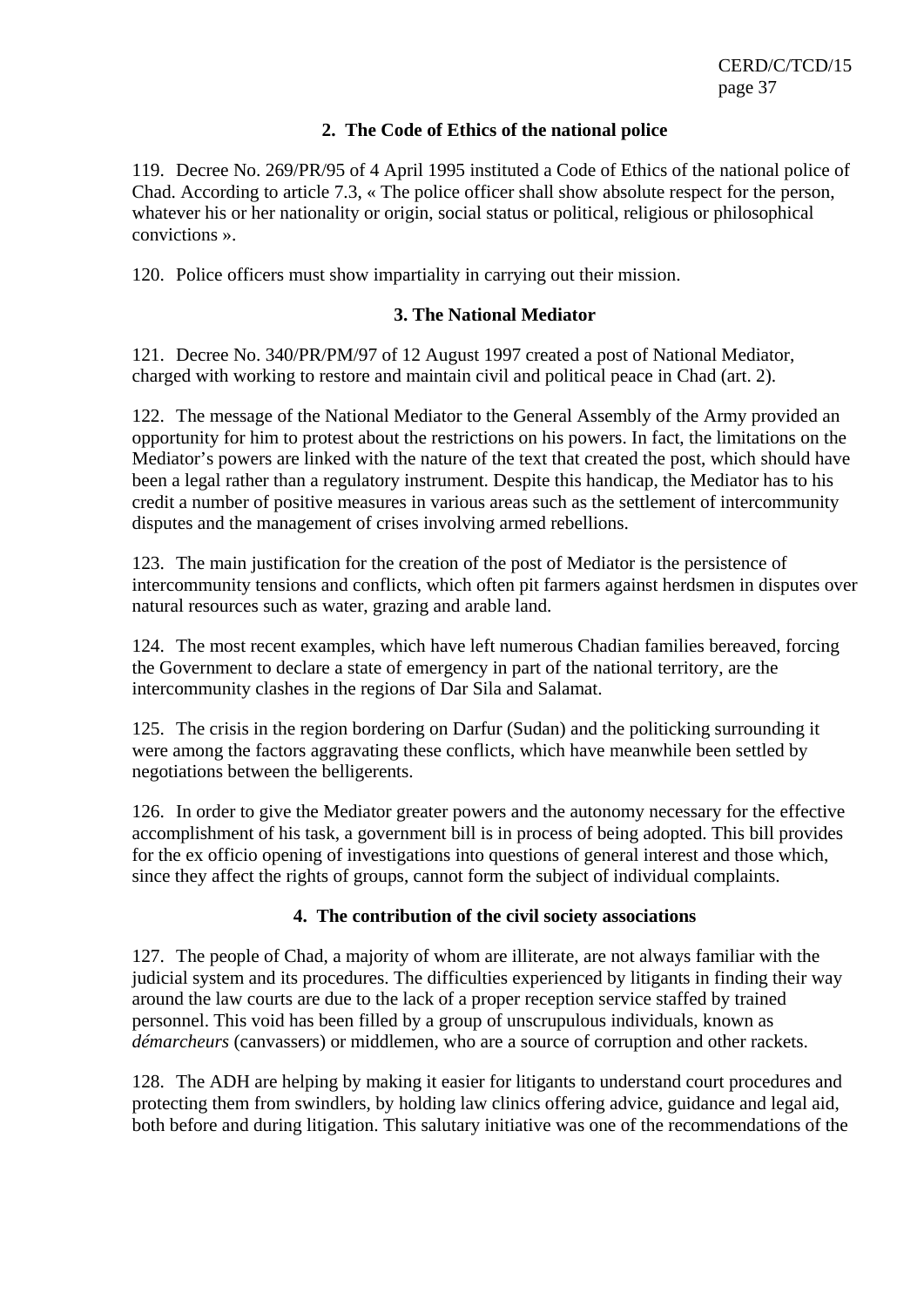### 2. The Code of Ethics of the national police

119. Decree No. 269/PR/95 of 4 April 1995 instituted a Code of Ethics of the national police of Chad. According to article 7.3, « The police officer shall show absolute respect for the person, whatever his or her nationality or origin, social status or political, religious or philosophical convictions ».

120. Police officers must show impartiality in carrying out their mission.

### 3. The National Mediator

121. Decree No. 340/PR/PM/97 of 12 August 1997 created a post of National Mediator, charged with working to restore and maintain civil and political peace in Chad (art. 2).

122. The message of the National Mediator to the General Assembly of the Army provided an opportunity for him to protest about the restrictions on his powers. In fact, the limitations on the Mediator's powers are linked with the nature of the text that created the post, which should have been a legal rather than a regulatory instrument. Despite this handicap, the Mediator has to his credit a number of positive measures in various areas such as the settlement of intercommunity disputes and the management of crises involving armed rebellions.

123. The main justification for the creation of the post of Mediator is the persistence of intercommunity tensions and conflicts, which often pit farmers against herdsmen in disputes over natural resources such as water, grazing and arable land.

124. The most recent examples, which have left numerous Chadian families bereaved, forcing the Government to declare a state of emergency in part of the national territory, are the intercommunity clashes in the regions of Dar Sila and Salamat.

125. The crisis in the region bordering on Darfur (Sudan) and the politicking surrounding it were among the factors aggravating these conflicts, which have meanwhile been settled by negotiations between the belligerents.

126. In order to give the Mediator greater powers and the autonomy necessary for the effective accomplishment of his task, a government bill is in process of being adopted. This bill provides for the ex officio opening of investigations into questions of general interest and those which, since they affect the rights of groups, cannot form the subject of individual complaints.

### 4. The contribution of the civil society associations

127. The people of Chad, a majority of whom are illiterate, are not always familiar with the judicial system and its procedures. The difficulties experienced by litigants in finding their way around the law courts are due to the lack of a proper reception service staffed by trained personnel. This void has been filled by a group of unscrupulous individuals, known as *démarcheurs* (canvassers) or middlemen, who are a source of corruption and other rackets.

128. The ADH are helping by making it easier for litigants to understand court procedures and protecting them from swindlers, by holding law clinics offering advice, guidance and legal aid, both before and during litigation. This salutary initiative was one of the recommendations of the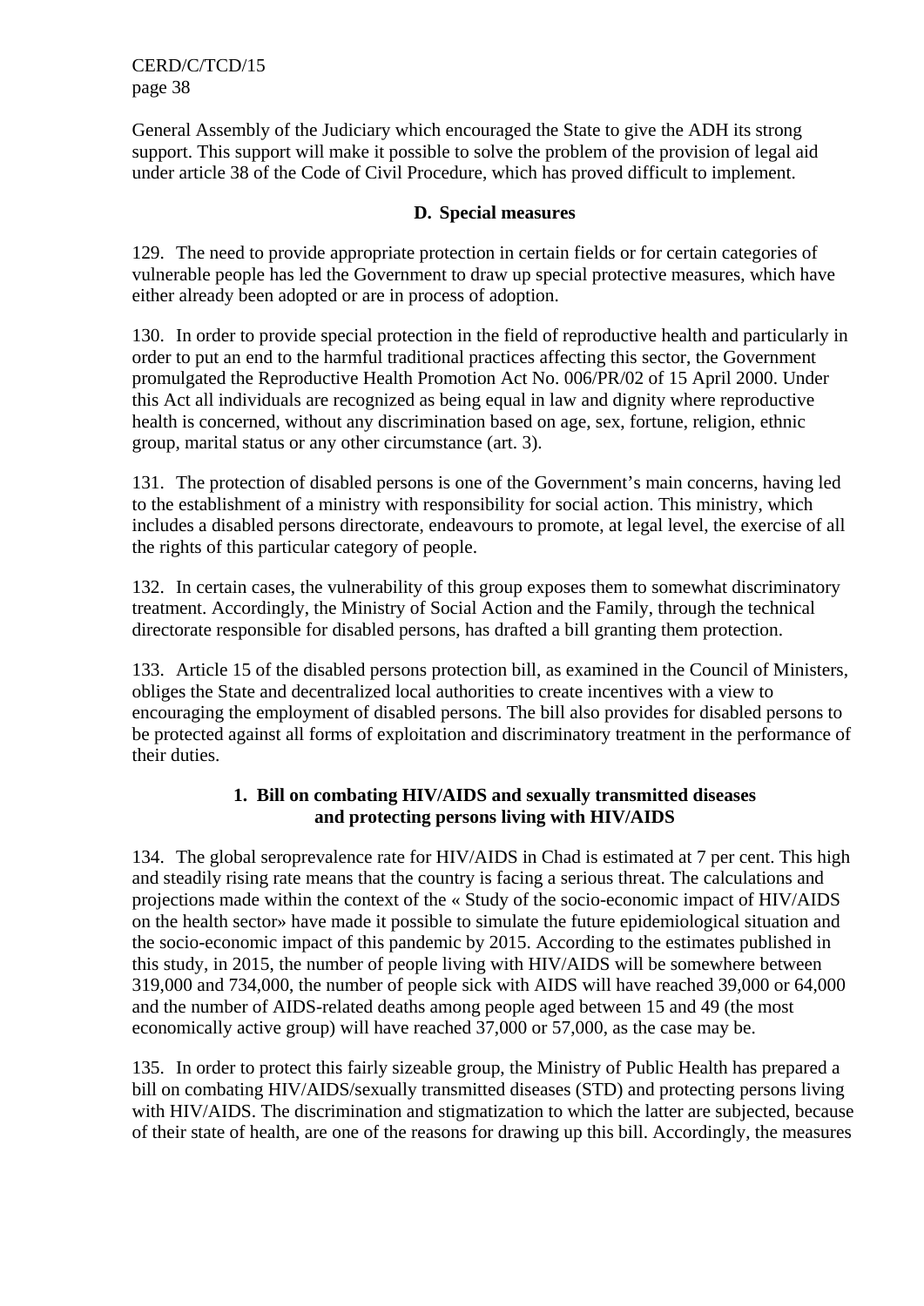General Assembly of the Judiciary which encouraged the State to give the ADH its strong support. This support will make it possible to solve the problem of the provision of legal aid under article 38 of the Code of Civil Procedure, which has proved difficult to implement.

## D. Special measures

129. The need to provide appropriate protection in certain fields or for certain categories of vulnerable people has led the Government to draw up special protective measures, which have either already been adopted or are in process of adoption.

130. In order to provide special protection in the field of reproductive health and particularly in order to put an end to the harmful traditional practices affecting this sector, the Government promulgated the Reproductive Health Promotion Act No. 006/PR/02 of 15 April 2000. Under this Act all individuals are recognized as being equal in law and dignity where reproductive health is concerned, without any discrimination based on age, sex, fortune, religion, ethnic group, marital status or any other circumstance (art. 3).

131. The protection of disabled persons is one of the Government's main concerns, having led to the establishment of a ministry with responsibility for social action. This ministry, which includes a disabled persons directorate, endeavours to promote, at legal level, the exercise of all the rights of this particular category of people.

132. In certain cases, the vulnerability of this group exposes them to somewhat discriminatory treatment. Accordingly, the Ministry of Social Action and the Family, through the technical directorate responsible for disabled persons, has drafted a bill granting them protection.

133. Article 15 of the disabled persons protection bill, as examined in the Council of Ministers, obliges the State and decentralized local authorities to create incentives with a view to encouraging the employment of disabled persons. The bill also provides for disabled persons to be protected against all forms of exploitation and discriminatory treatment in the performance of their duties.

### 1. Bill on combating HIV/AIDS and sexually transmitted diseases and protecting persons living with HIV/AIDS

134. The global seroprevalence rate for HIV/AIDS in Chad is estimated at 7 per cent. This high and steadily rising rate means that the country is facing a serious threat. The calculations and projections made within the context of the « Study of the socio-economic impact of HIV/AIDS on the health sector» have made it possible to simulate the future epidemiological situation and the socio-economic impact of this pandemic by 2015. According to the estimates published in this study, in 2015, the number of people living with HIV/AIDS will be somewhere between 319,000 and 734,000, the number of people sick with AIDS will have reached 39,000 or 64,000 and the number of AIDS-related deaths among people aged between 15 and 49 (the most economically active group) will have reached 37,000 or 57,000, as the case may be.

135. In order to protect this fairly sizeable group, the Ministry of Public Health has prepared a bill on combating HIV/AIDS/sexually transmitted diseases (STD) and protecting persons living with HIV/AIDS. The discrimination and stigmatization to which the latter are subjected, because of their state of health, are one of the reasons for drawing up this bill. Accordingly, the measures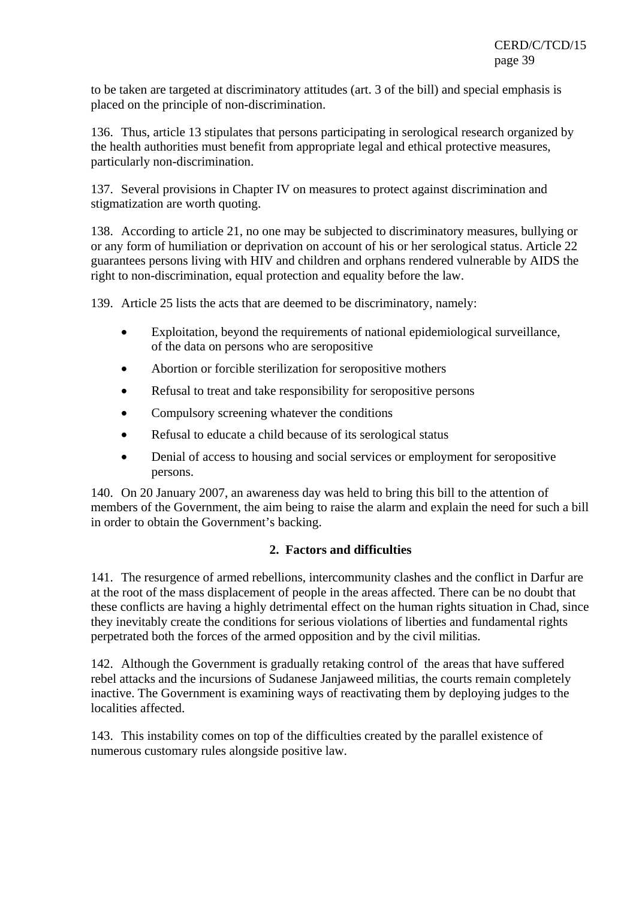to be taken are targeted at discriminatory attitudes (art. 3 of the bill) and special emphasis is placed on the principle of non-discrimination.

136. Thus, article 13 stipulates that persons participating in serological research organized by the health authorities must benefit from appropriate legal and ethical protective measures, particularly non-discrimination.

137. Several provisions in Chapter IV on measures to protect against discrimination and stigmatization are worth quoting.

138. According to article 21, no one may be subjected to discriminatory measures, bullying or or any form of humiliation or deprivation on account of his or her serological status. Article 22 guarantees persons living with HIV and children and orphans rendered vulnerable by AIDS the right to non-discrimination, equal protection and equality before the law.

139. Article 25 lists the acts that are deemed to be discriminatory, namely:

- Exploitation, beyond the requirements of national epidemiological surveillance, of the data on persons who are seropositive
- Abortion or forcible sterilization for seropositive mothers
- Refusal to treat and take responsibility for seropositive persons
- Compulsory screening whatever the conditions
- Refusal to educate a child because of its serological status
- Denial of access to housing and social services or employment for seropositive persons.

140. On 20 January 2007, an awareness day was held to bring this bill to the attention of members of the Government, the aim being to raise the alarm and explain the need for such a bill in order to obtain the Government's backing.

### 2. Factors and difficulties

141. The resurgence of armed rebellions, intercommunity clashes and the conflict in Darfur are at the root of the mass displacement of people in the areas affected. There can be no doubt that these conflicts are having a highly detrimental effect on the human rights situation in Chad, since they inevitably create the conditions for serious violations of liberties and fundamental rights perpetrated both the forces of the armed opposition and by the civil militias.

142. Although the Government is gradually retaking control of the areas that have suffered rebel attacks and the incursions of Sudanese Janjaweed militias, the courts remain completely inactive. The Government is examining ways of reactivating them by deploying judges to the localities affected.

143. This instability comes on top of the difficulties created by the parallel existence of numerous customary rules alongside positive law.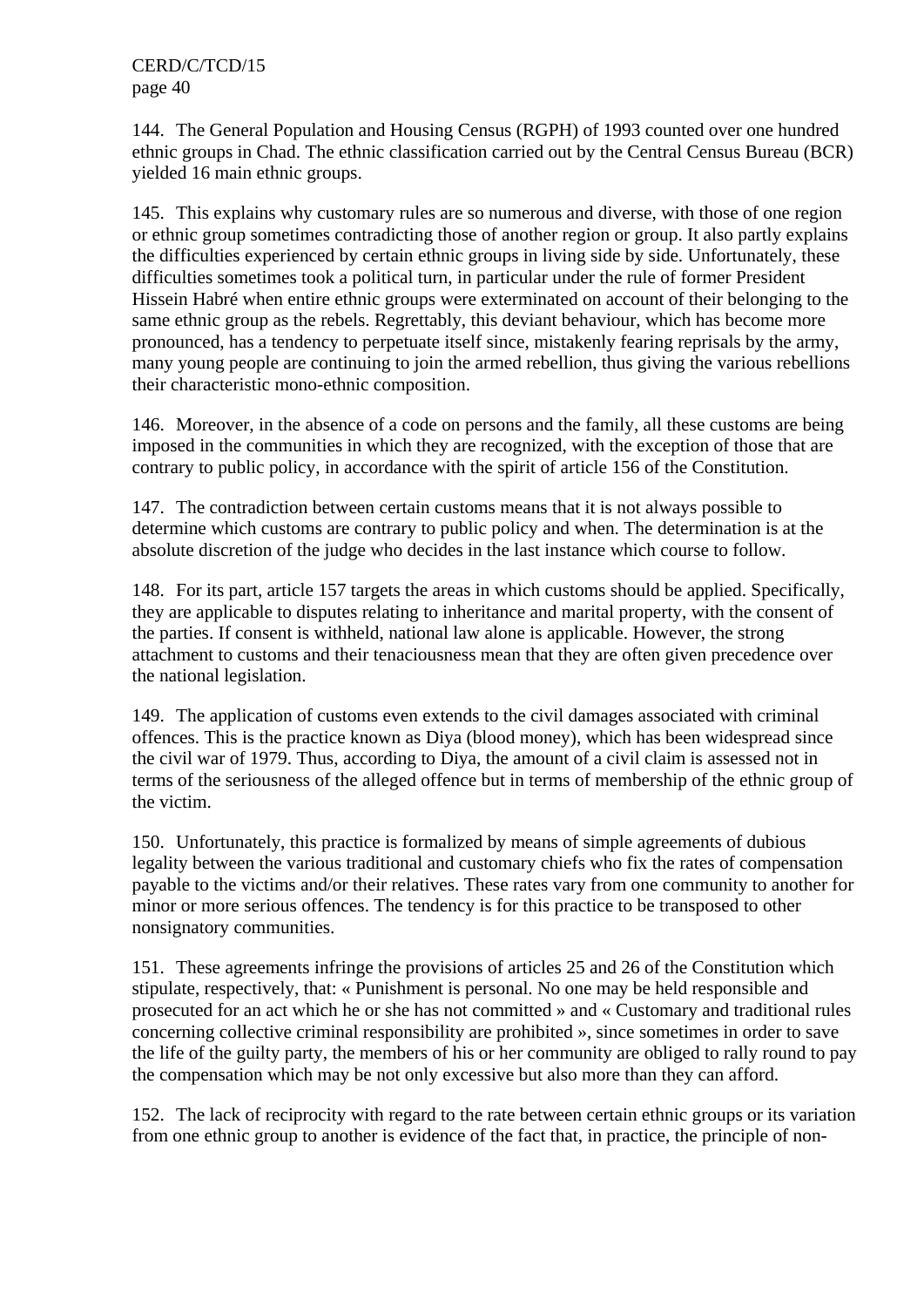144. The General Population and Housing Census (RGPH) of 1993 counted over one hundred ethnic groups in Chad. The ethnic classification carried out by the Central Census Bureau (BCR) yielded 16 main ethnic groups.

145. This explains why customary rules are so numerous and diverse, with those of one region or ethnic group sometimes contradicting those of another region or group. It also partly explains the difficulties experienced by certain ethnic groups in living side by side. Unfortunately, these difficulties sometimes took a political turn, in particular under the rule of former President Hissein Habré when entire ethnic groups were exterminated on account of their belonging to the same ethnic group as the rebels. Regrettably, this deviant behaviour, which has become more pronounced, has a tendency to perpetuate itself since, mistakenly fearing reprisals by the army, many young people are continuing to join the armed rebellion, thus giving the various rebellions their characteristic mono-ethnic composition.

146. Moreover, in the absence of a code on persons and the family, all these customs are being imposed in the communities in which they are recognized, with the exception of those that are contrary to public policy, in accordance with the spirit of article 156 of the Constitution.

147. The contradiction between certain customs means that it is not always possible to determine which customs are contrary to public policy and when. The determination is at the absolute discretion of the judge who decides in the last instance which course to follow.

148. For its part, article 157 targets the areas in which customs should be applied. Specifically, they are applicable to disputes relating to inheritance and marital property, with the consent of the parties. If consent is withheld, national law alone is applicable. However, the strong attachment to customs and their tenaciousness mean that they are often given precedence over the national legislation.

149. The application of customs even extends to the civil damages associated with criminal offences. This is the practice known as Diya (blood money), which has been widespread since the civil war of 1979. Thus, according to Diya, the amount of a civil claim is assessed not in terms of the seriousness of the alleged offence but in terms of membership of the ethnic group of the victim.

150. Unfortunately, this practice is formalized by means of simple agreements of dubious legality between the various traditional and customary chiefs who fix the rates of compensation payable to the victims and/or their relatives. These rates vary from one community to another for minor or more serious offences. The tendency is for this practice to be transposed to other nonsignatory communities.

151. These agreements infringe the provisions of articles 25 and 26 of the Constitution which stipulate, respectively, that: « Punishment is personal. No one may be held responsible and prosecuted for an act which he or she has not committed » and « Customary and traditional rules concerning collective criminal responsibility are prohibited », since sometimes in order to save the life of the guilty party, the members of his or her community are obliged to rally round to pay the compensation which may be not only excessive but also more than they can afford.

152. The lack of reciprocity with regard to the rate between certain ethnic groups or its variation from one ethnic group to another is evidence of the fact that, in practice, the principle of non-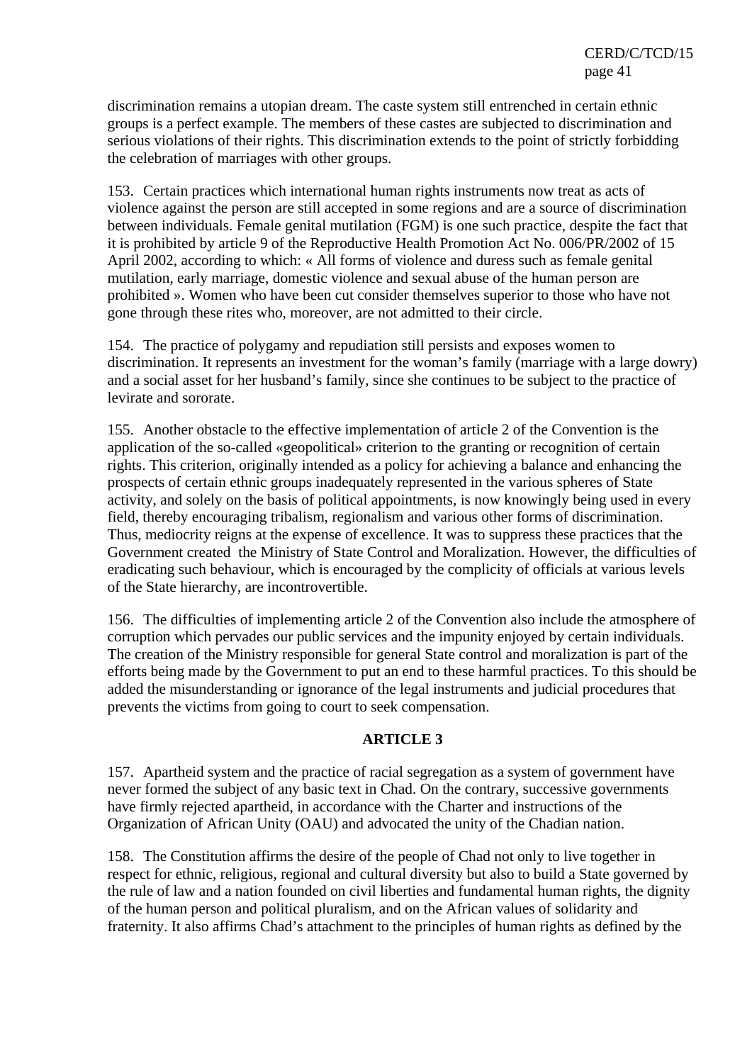discrimination remains a utopian dream. The caste system still entrenched in certain ethnic groups is a perfect example. The members of these castes are subjected to discrimination and serious violations of their rights. This discrimination extends to the point of strictly forbidding the celebration of marriages with other groups.

153. Certain practices which international human rights instruments now treat as acts of violence against the person are still accepted in some regions and are a source of discrimination between individuals. Female genital mutilation (FGM) is one such practice, despite the fact that it is prohibited by article 9 of the Reproductive Health Promotion Act No. 006/PR/2002 of 15 April 2002, according to which: « All forms of violence and duress such as female genital mutilation, early marriage, domestic violence and sexual abuse of the human person are prohibited ». Women who have been cut consider themselves superior to those who have not gone through these rites who, moreover, are not admitted to their circle.

154. The practice of polygamy and repudiation still persists and exposes women to discrimination. It represents an investment for the woman's family (marriage with a large dowry) and a social asset for her husband's family, since she continues to be subject to the practice of levirate and sororate.

155. Another obstacle to the effective implementation of article 2 of the Convention is the application of the so-called «geopolitical» criterion to the granting or recognition of certain rights. This criterion, originally intended as a policy for achieving a balance and enhancing the prospects of certain ethnic groups inadequately represented in the various spheres of State activity, and solely on the basis of political appointments, is now knowingly being used in every field, thereby encouraging tribalism, regionalism and various other forms of discrimination. Thus, mediocrity reigns at the expense of excellence. It was to suppress these practices that the Government created the Ministry of State Control and Moralization. However, the difficulties of eradicating such behaviour, which is encouraged by the complicity of officials at various levels of the State hierarchy, are incontrovertible.

156. The difficulties of implementing article 2 of the Convention also include the atmosphere of corruption which pervades our public services and the impunity enjoyed by certain individuals. The creation of the Ministry responsible for general State control and moralization is part of the efforts being made by the Government to put an end to these harmful practices. To this should be added the misunderstanding or ignorance of the legal instruments and judicial procedures that prevents the victims from going to court to seek compensation.

## ARTICLE 3

157. Apartheid system and the practice of racial segregation as a system of government have never formed the subject of any basic text in Chad. On the contrary, successive governments have firmly rejected apartheid, in accordance with the Charter and instructions of the Organization of African Unity (OAU) and advocated the unity of the Chadian nation.

158. The Constitution affirms the desire of the people of Chad not only to live together in respect for ethnic, religious, regional and cultural diversity but also to build a State governed by the rule of law and a nation founded on civil liberties and fundamental human rights, the dignity of the human person and political pluralism, and on the African values of solidarity and fraternity. It also affirms Chad's attachment to the principles of human rights as defined by the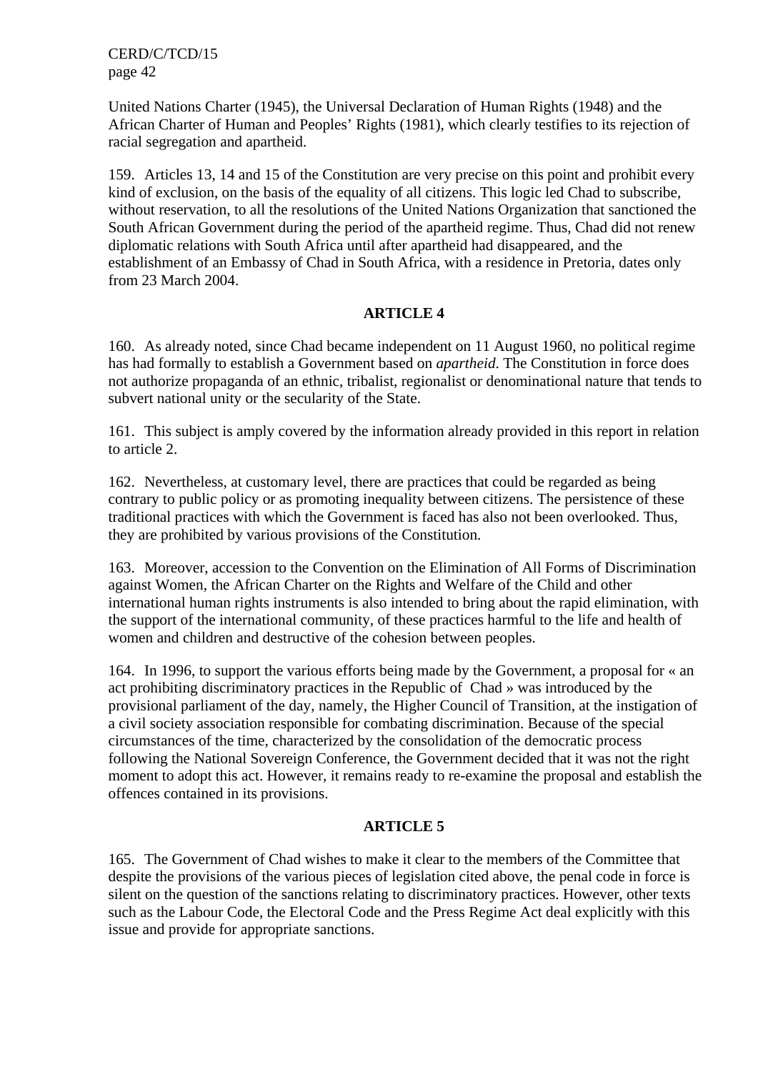United Nations Charter (1945), the Universal Declaration of Human Rights (1948) and the African Charter of Human and Peoples' Rights (1981), which clearly testifies to its rejection of racial segregation and apartheid.

159. Articles 13, 14 and 15 of the Constitution are very precise on this point and prohibit every kind of exclusion, on the basis of the equality of all citizens. This logic led Chad to subscribe, without reservation, to all the resolutions of the United Nations Organization that sanctioned the South African Government during the period of the apartheid regime. Thus, Chad did not renew diplomatic relations with South Africa until after apartheid had disappeared, and the establishment of an Embassy of Chad in South Africa, with a residence in Pretoria, dates only from 23 March 2004.

**ARTICLE 4**

160. As already noted, since Chad became independent on 11 August 1960, no political regime has had formally to establish a Government based on *apartheid*. The Constitution in force does not authorize propaganda of an ethnic, tribalist, regionalist or denominational nature that tends to subvert national unity or the secularity of the State.

161. This subject is amply covered by the information already provided in this report in relation to article 2.

162. Nevertheless, at customary level, there are practices that could be regarded as being contrary to public policy or as promoting inequality between citizens. The persistence of these traditional practices with which the Government is faced has also not been overlooked. Thus, they are prohibited by various provisions of the Constitution.

163. Moreover, accession to the Convention on the Elimination of All Forms of Discrimination against Women, the African Charter on the Rights and Welfare of the Child and other international human rights instruments is also intended to bring about the rapid elimination, with the support of the international community, of these practices harmful to the life and health of women and children and destructive of the cohesion between peoples.

164. In 1996, to support the various efforts being made by the Government, a proposal for « an act prohibiting discriminatory practices in the Republic of Chad » was introduced by the provisional parliament of the day, namely, the Higher Council of Transition, at the instigation of a civil society association responsible for combating discrimination. Because of the special circumstances of the time, characterized by the consolidation of the democratic process following the National Sovereign Conference, the Government decided that it was not the right moment to adopt this act. However, it remains ready to re-examine the proposal and establish the offences contained in its provisions.

**ARTICLE 5**

165. The Government of Chad wishes to make it clear to the members of the Committee that despite the provisions of the various pieces of legislation cited above, the penal code in force is silent on the question of the sanctions relating to discriminatory practices. However, other texts such as the Labour Code, the Electoral Code and the Press Regime Act deal explicitly with this issue and provide for appropriate sanctions.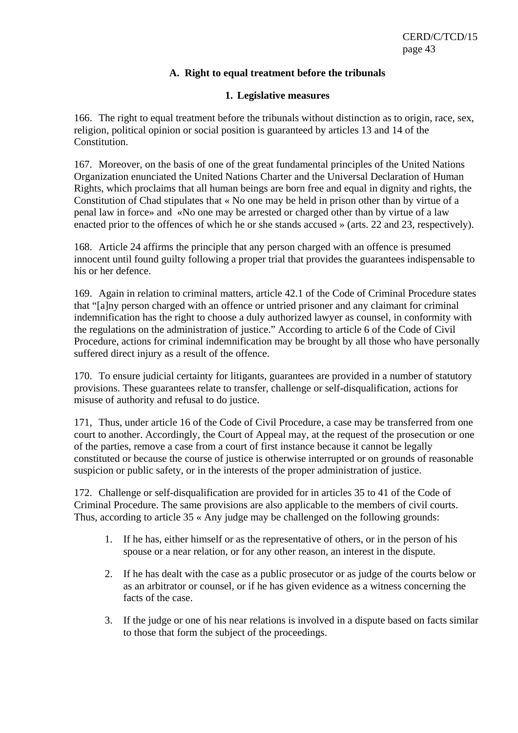### A. Right to equal treatment before the tribunals

#### 1. Legislative measures

166. The right to equal treatment before the tribunals without distinction as to origin, race, sex, religion, political opinion or social position is guaranteed by articles 13 and 14 of the Constitution.

167. Moreover, on the basis of one of the great fundamental principles of the United Nations Organization enunciated the United Nations Charter and the Universal Declaration of Human Rights, which proclaims that all human beings are born free and equal in dignity and rights, the Constitution of Chad stipulates that « No one may be held in prison other than by virtue of a penal law in force» and «No one may be arrested or charged other than by virtue of a law enacted prior to the offences of which he or she stands accused » (arts. 22 and 23, respectively).

168. Article 24 affirms the principle that any person charged with an offence is presumed innocent until found guilty following a proper trial that provides the guarantees indispensable to his or her defence.

169. Again in relation to criminal matters, article 42.1 of the Code of Criminal Procedure states that "[a]ny person charged with an offence or untried prisoner and any claimant for criminal indemnification has the right to choose a duly authorized lawyer as counsel, in conformity with the regulations on the administration of justice." According to article 6 of the Code of Civil Procedure, actions for criminal indemnification may be brought by all those who have personally suffered direct injury as a result of the offence.

170. To ensure judicial certainty for litigants, guarantees are provided in a number of statutory provisions. These guarantees relate to transfer, challenge or self-disqualification, actions for misuse of authority and refusal to do justice.

171, Thus, under article 16 of the Code of Civil Procedure, a case may be transferred from one court to another. Accordingly, the Court of Appeal may, at the request of the prosecution or one of the parties, remove a case from a court of first instance because it cannot be legally constituted or because the course of justice is otherwise interrupted or on grounds of reasonable suspicion or public safety, or in the interests of the proper administration of justice.

172. Challenge or self-disqualification are provided for in articles 35 to 41 of the Code of Criminal Procedure. The same provisions are also applicable to the members of civil courts. Thus, according to article 35 « Any judge may be challenged on the following grounds:

1. If he has, either himself or as the representative of others, or in the person of his spouse or a near relation, or for any other reason, an interest in the dispute.

2. If he has dealt with the case as a public prosecutor or as judge of the courts below or as an arbitrator or counsel, or if he has given evidence as a witness concerning the facts of the case.

3. If the judge or one of his near relations is involved in a dispute based on facts similar to those that form the subject of the proceedings.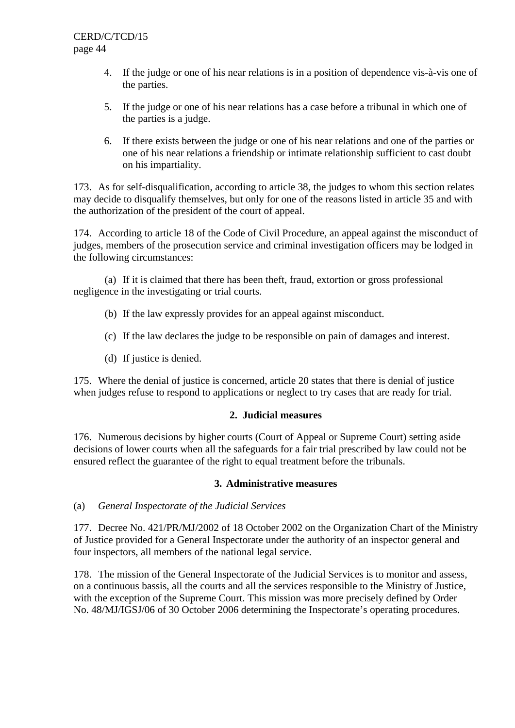4. If the judge or one of his near relations is in a position of dependence vis-à-vis one of the parties.

5. If the judge or one of his near relations has a case before a tribunal in which one of the parties is a judge.

6. If there exists between the judge or one of his near relations and one of the parties or one of his near relations a friendship or intimate relationship sufficient to cast doubt on his impartiality.

173. As for self-disqualification, according to article 38, the judges to whom this section relates may decide to disqualify themselves, but only for one of the reasons listed in article 35 and with the authorization of the president of the court of appeal.

174. According to article 18 of the Code of Civil Procedure, an appeal against the misconduct of judges, members of the prosecution service and criminal investigation officers may be lodged in the following circumstances:

(a) If it is claimed that there has been theft, fraud, extortion or gross professional negligence in the investigating or trial courts.

(b) If the law expressly provides for an appeal against misconduct.

(c) If the law declares the judge to be responsible on pain of damages and interest.

(d) If justice is denied.

175. Where the denial of justice is concerned, article 20 states that there is denial of justice when judges refuse to respond to applications or neglect to try cases that are ready for trial.

### 2. Judicial measures

176. Numerous decisions by higher courts (Court of Appeal or Supreme Court) setting aside decisions of lower courts when all the safeguards for a fair trial prescribed by law could not be ensured reflect the guarantee of the right to equal treatment before the tribunals.

### 3. Administrative measures

(a) *General Inspectorate of the Judicial Services*

177. Decree No. 421/PR/MJ/2002 of 18 October 2002 on the Organization Chart of the Ministry of Justice provided for a General Inspectorate under the authority of an inspector general and four inspectors, all members of the national legal service.

178. The mission of the General Inspectorate of the Judicial Services is to monitor and assess, on a continuous bassis, all the courts and all the services responsible to the Ministry of Justice, with the exception of the Supreme Court. This mission was more precisely defined by Order No. 48/MJ/IGSJ/06 of 30 October 2006 determining the Inspectorate's operating procedures.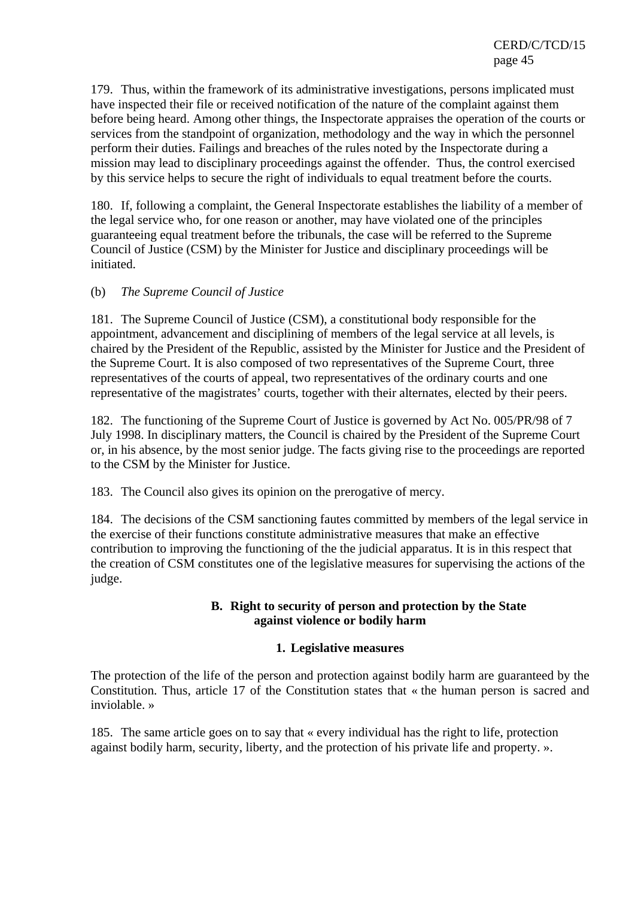179. Thus, within the framework of its administrative investigations, persons implicated must have inspected their file or received notification of the nature of the complaint against them before being heard. Among other things, the Inspectorate appraises the operation of the courts or services from the standpoint of organization, methodology and the way in which the personnel perform their duties. Failings and breaches of the rules noted by the Inspectorate during a mission may lead to disciplinary proceedings against the offender. Thus, the control exercised by this service helps to secure the right of individuals to equal treatment before the courts.

180. If, following a complaint, the General Inspectorate establishes the liability of a member of the legal service who, for one reason or another, may have violated one of the principles guaranteeing equal treatment before the tribunals, the case will be referred to the Supreme Council of Justice (CSM) by the Minister for Justice and disciplinary proceedings will be initiated.

(b) *The Supreme Council of Justice*

181. The Supreme Council of Justice (CSM), a constitutional body responsible for the appointment, advancement and disciplining of members of the legal service at all levels, is chaired by the President of the Republic, assisted by the Minister for Justice and the President of the Supreme Court. It is also composed of two representatives of the Supreme Court, three representatives of the courts of appeal, two representatives of the ordinary courts and one representative of the magistrates' courts, together with their alternates, elected by their peers.

182. The functioning of the Supreme Court of Justice is governed by Act No. 005/PR/98 of 7 July 1998. In disciplinary matters, the Council is chaired by the President of the Supreme Court or, in his absence, by the most senior judge. The facts giving rise to the proceedings are reported to the CSM by the Minister for Justice.

183. The Council also gives its opinion on the prerogative of mercy.

184. The decisions of the CSM sanctioning fautes committed by members of the legal service in the exercise of their functions constitute administrative measures that make an effective contribution to improving the functioning of the the judicial apparatus. It is in this respect that the creation of CSM constitutes one of the legislative measures for supervising the actions of the judge.

## B. Right to security of person and protection by the State against violence or bodily harm

### 1. Legislative measures

The protection of the life of the person and protection against bodily harm are guaranteed by the Constitution. Thus, article 17 of the Constitution states that « the human person is sacred and inviolable. »

185. The same article goes on to say that « every individual has the right to life, protection against bodily harm, security, liberty, and the protection of his private life and property. ».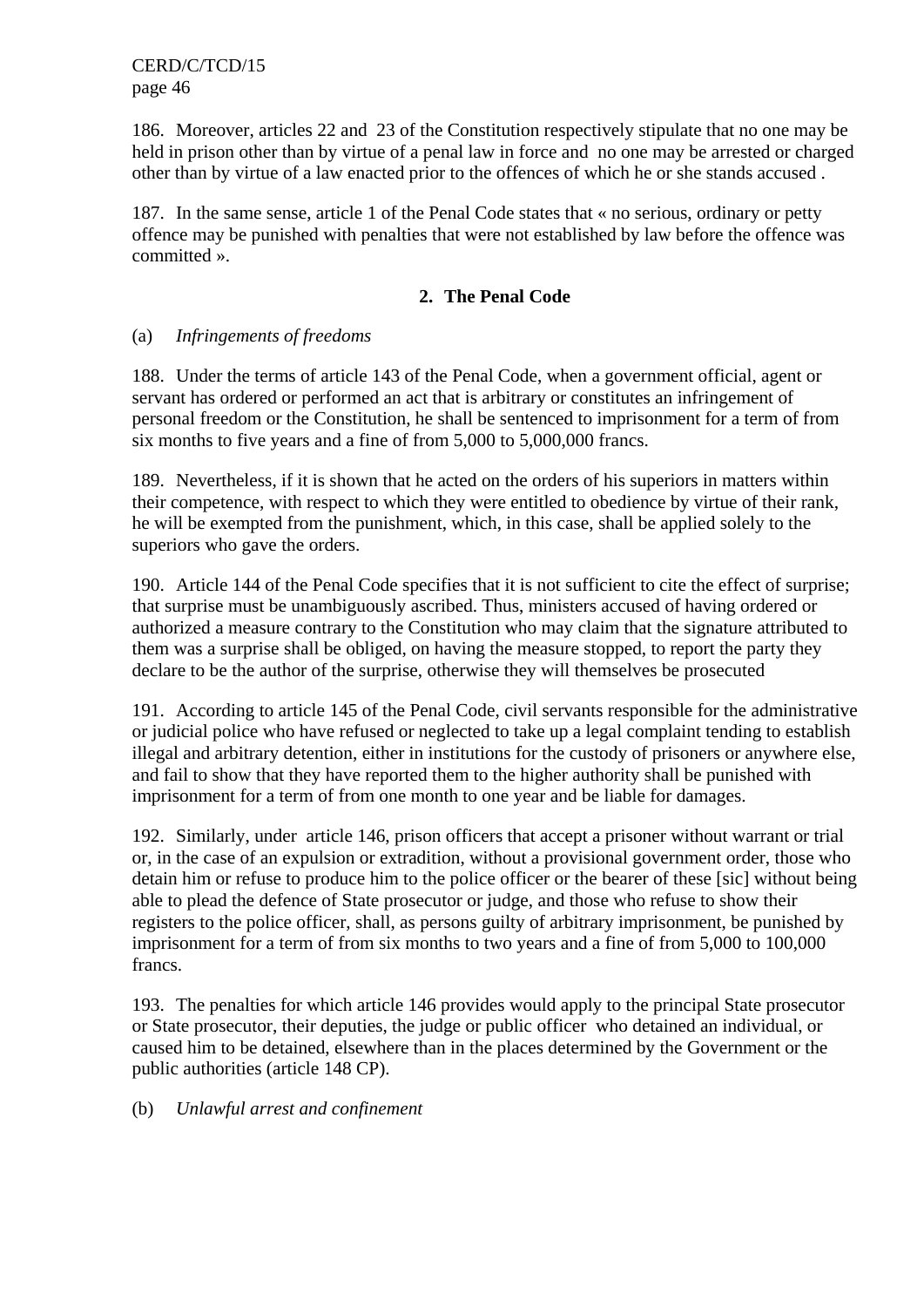186. Moreover, articles 22 and 23 of the Constitution respectively stipulate that no one may be held in prison other than by virtue of a penal law in force and no one may be arrested or charged other than by virtue of a law enacted prior to the offences of which he or she stands accused .

187. In the same sense, article 1 of the Penal Code states that « no serious, ordinary or petty offence may be punished with penalties that were not established by law before the offence was committed ».

## 2. The Penal Code

(a) *Infringements of freedoms*

188. Under the terms of article 143 of the Penal Code, when a government official, agent or servant has ordered or performed an act that is arbitrary or constitutes an infringement of personal freedom or the Constitution, he shall be sentenced to imprisonment for a term of from six months to five years and a fine of from 5,000 to 5,000,000 francs.

189. Nevertheless, if it is shown that he acted on the orders of his superiors in matters within their competence, with respect to which they were entitled to obedience by virtue of their rank, he will be exempted from the punishment, which, in this case, shall be applied solely to the superiors who gave the orders.

190. Article 144 of the Penal Code specifies that it is not sufficient to cite the effect of surprise; that surprise must be unambiguously ascribed. Thus, ministers accused of having ordered or authorized a measure contrary to the Constitution who may claim that the signature attributed to them was a surprise shall be obliged, on having the measure stopped, to report the party they declare to be the author of the surprise, otherwise they will themselves be prosecuted

191. According to article 145 of the Penal Code, civil servants responsible for the administrative or judicial police who have refused or neglected to take up a legal complaint tending to establish illegal and arbitrary detention, either in institutions for the custody of prisoners or anywhere else, and fail to show that they have reported them to the higher authority shall be punished with imprisonment for a term of from one month to one year and be liable for damages.

192. Similarly, under article 146, prison officers that accept a prisoner without warrant or trial or, in the case of an expulsion or extradition, without a provisional government order, those who detain him or refuse to produce him to the police officer or the bearer of these [sic] without being able to plead the defence of State prosecutor or judge, and those who refuse to show their registers to the police officer, shall, as persons guilty of arbitrary imprisonment, be punished by imprisonment for a term of from six months to two years and a fine of from 5,000 to 100,000 francs.

193. The penalties for which article 146 provides would apply to the principal State prosecutor or State prosecutor, their deputies, the judge or public officer who detained an individual, or caused him to be detained, elsewhere than in the places determined by the Government or the public authorities (article 148 CP).

(b) *Unlawful arrest and confinement*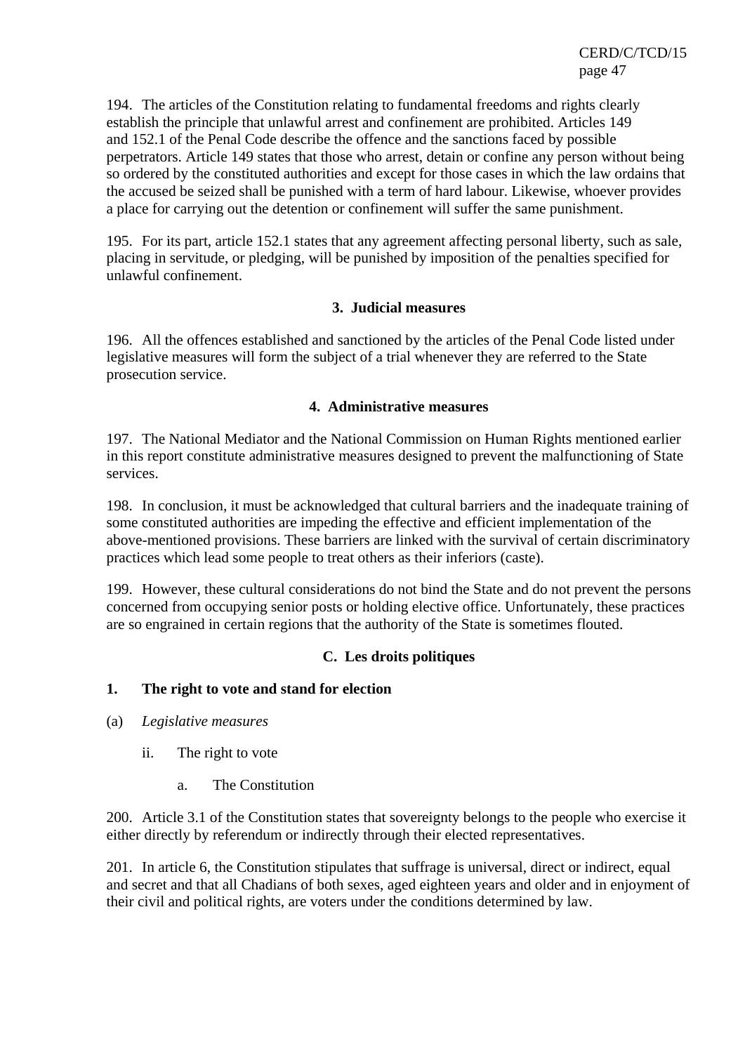194. The articles of the Constitution relating to fundamental freedoms and rights clearly establish the principle that unlawful arrest and confinement are prohibited. Articles 149 and 152.1 of the Penal Code describe the offence and the sanctions faced by possible perpetrators. Article 149 states that those who arrest, detain or confine any person without being so ordered by the constituted authorities and except for those cases in which the law ordains that the accused be seized shall be punished with a term of hard labour. Likewise, whoever provides a place for carrying out the detention or confinement will suffer the same punishment.

195. For its part, article 152.1 states that any agreement affecting personal liberty, such as sale, placing in servitude, or pledging, will be punished by imposition of the penalties specified for unlawful confinement.

### 3. Judicial measures

196. All the offences established and sanctioned by the articles of the Penal Code listed under legislative measures will form the subject of a trial whenever they are referred to the State prosecution service.

### 4. Administrative measures

197. The National Mediator and the National Commission on Human Rights mentioned earlier in this report constitute administrative measures designed to prevent the malfunctioning of State services.

198. In conclusion, it must be acknowledged that cultural barriers and the inadequate training of some constituted authorities are impeding the effective and efficient implementation of the above-mentioned provisions. These barriers are linked with the survival of certain discriminatory practices which lead some people to treat others as their inferiors (caste).

199. However, these cultural considerations do not bind the State and do not prevent the persons concerned from occupying senior posts or holding elective office. Unfortunately, these practices are so engrained in certain regions that the authority of the State is sometimes flouted.

## C. Les droits politiques

### 1. The right to vote and stand for election

(a) *Legislative measures*

ii. The right to vote

a. The Constitution

200. Article 3.1 of the Constitution states that sovereignty belongs to the people who exercise it either directly by referendum or indirectly through their elected representatives.

201. In article 6, the Constitution stipulates that suffrage is universal, direct or indirect, equal and secret and that all Chadians of both sexes, aged eighteen years and older and in enjoyment of their civil and political rights, are voters under the conditions determined by law.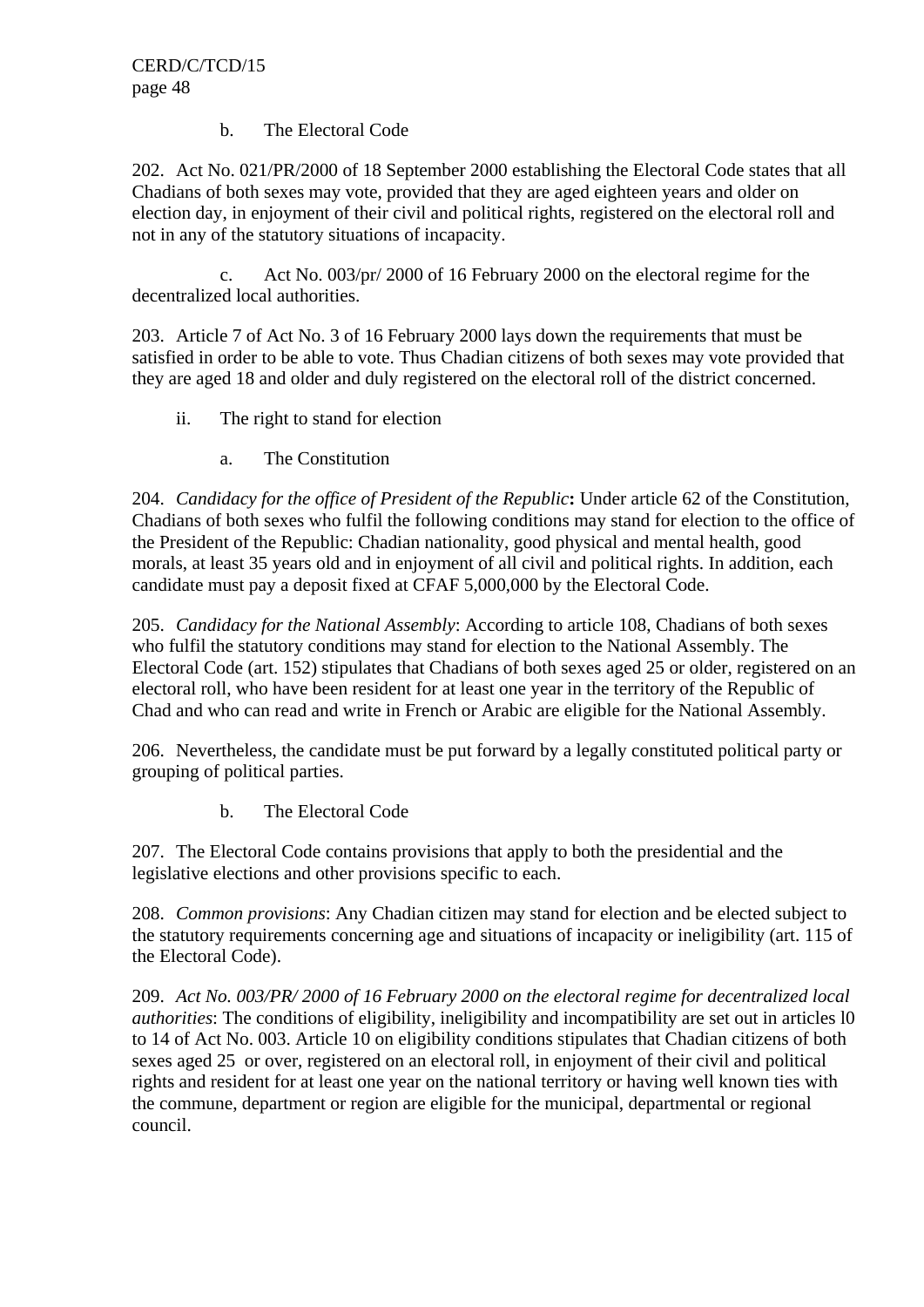b. The Electoral Code

202. Act No. 021/PR/2000 of 18 September 2000 establishing the Electoral Code states that all Chadians of both sexes may vote, provided that they are aged eighteen years and older on election day, in enjoyment of their civil and political rights, registered on the electoral roll and not in any of the statutory situations of incapacity.

c. Act No. 003/pr/ 2000 of 16 February 2000 on the electoral regime for the decentralized local authorities.

203. Article 7 of Act No. 3 of 16 February 2000 lays down the requirements that must be satisfied in order to be able to vote. Thus Chadian citizens of both sexes may vote provided that they are aged 18 and older and duly registered on the electoral roll of the district concerned.

ii. The right to stand for election

a. The Constitution

204. *Candidacy for the office of President of the Republic***:** Under article 62 of the Constitution, Chadians of both sexes who fulfil the following conditions may stand for election to the office of the President of the Republic: Chadian nationality, good physical and mental health, good morals, at least 35 years old and in enjoyment of all civil and political rights. In addition, each candidate must pay a deposit fixed at CFAF 5,000,000 by the Electoral Code.

205. *Candidacy for the National Assembly*: According to article 108, Chadians of both sexes who fulfil the statutory conditions may stand for election to the National Assembly. The Electoral Code (art. 152) stipulates that Chadians of both sexes aged 25 or older, registered on an electoral roll, who have been resident for at least one year in the territory of the Republic of Chad and who can read and write in French or Arabic are eligible for the National Assembly.

206. Nevertheless, the candidate must be put forward by a legally constituted political party or grouping of political parties.

b. The Electoral Code

207. The Electoral Code contains provisions that apply to both the presidential and the legislative elections and other provisions specific to each.

208. *Common provisions*: Any Chadian citizen may stand for election and be elected subject to the statutory requirements concerning age and situations of incapacity or ineligibility (art. 115 of the Electoral Code).

209. *Act No. 003/PR/ 2000 of 16 February 2000 on the electoral regime for decentralized local authorities*: The conditions of eligibility, ineligibility and incompatibility are set out in articles l0 to 14 of Act No. 003. Article 10 on eligibility conditions stipulates that Chadian citizens of both sexes aged 25 or over, registered on an electoral roll, in enjoyment of their civil and political rights and resident for at least one year on the national territory or having well known ties with the commune, department or region are eligible for the municipal, departmental or regional council.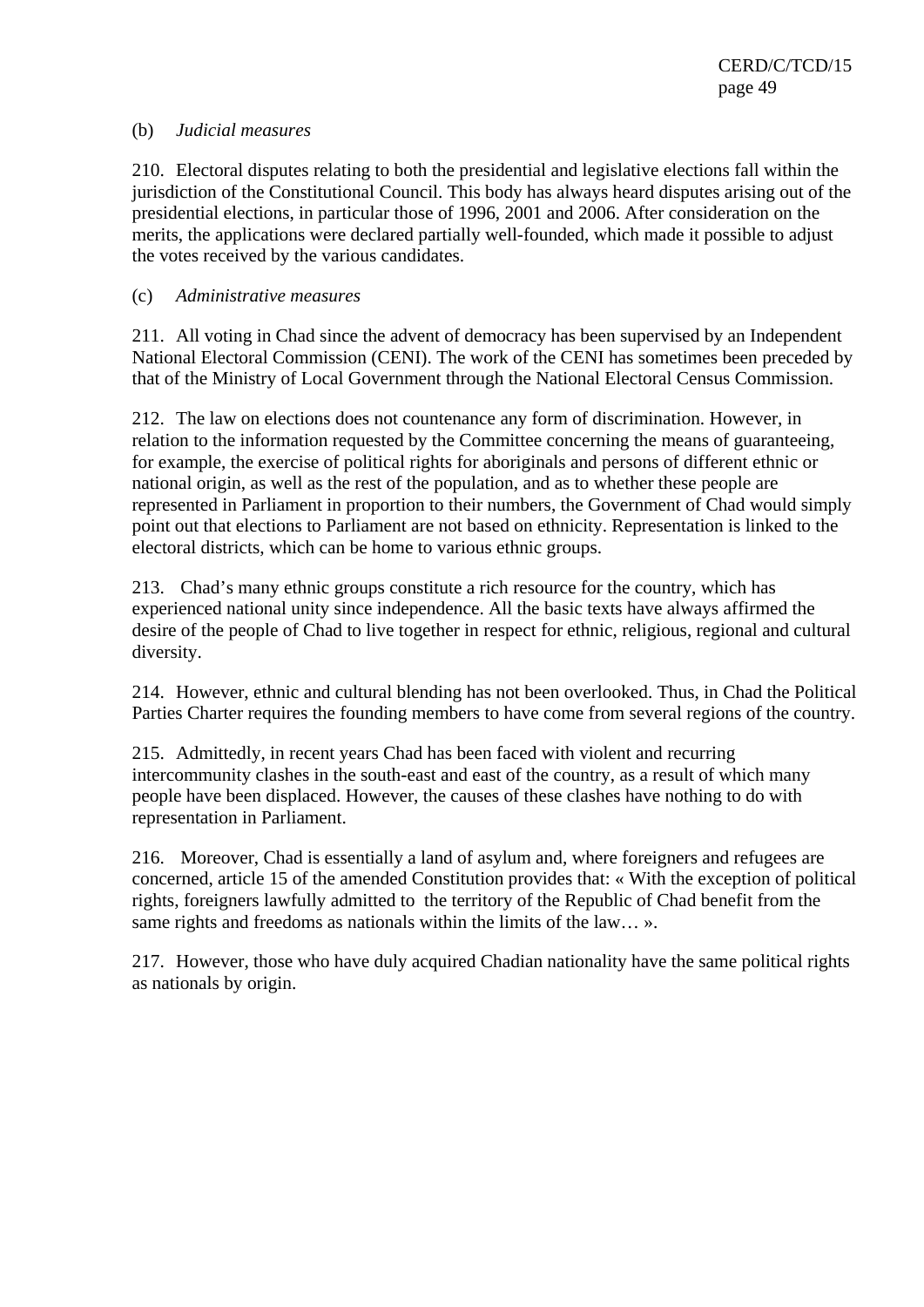(b) *Judicial measures*

210. Electoral disputes relating to both the presidential and legislative elections fall within the jurisdiction of the Constitutional Council. This body has always heard disputes arising out of the presidential elections, in particular those of 1996, 2001 and 2006. After consideration on the merits, the applications were declared partially well-founded, which made it possible to adjust the votes received by the various candidates.

(c) *Administrative measures*

211. All voting in Chad since the advent of democracy has been supervised by an Independent National Electoral Commission (CENI). The work of the CENI has sometimes been preceded by that of the Ministry of Local Government through the National Electoral Census Commission.

212. The law on elections does not countenance any form of discrimination. However, in relation to the information requested by the Committee concerning the means of guaranteeing, for example, the exercise of political rights for aboriginals and persons of different ethnic or national origin, as well as the rest of the population, and as to whether these people are represented in Parliament in proportion to their numbers, the Government of Chad would simply point out that elections to Parliament are not based on ethnicity. Representation is linked to the electoral districts, which can be home to various ethnic groups.

213. Chad's many ethnic groups constitute a rich resource for the country, which has experienced national unity since independence. All the basic texts have always affirmed the desire of the people of Chad to live together in respect for ethnic, religious, regional and cultural diversity.

214. However, ethnic and cultural blending has not been overlooked. Thus, in Chad the Political Parties Charter requires the founding members to have come from several regions of the country.

215. Admittedly, in recent years Chad has been faced with violent and recurring intercommunity clashes in the south-east and east of the country, as a result of which many people have been displaced. However, the causes of these clashes have nothing to do with representation in Parliament.

216. Moreover, Chad is essentially a land of asylum and, where foreigners and refugees are concerned, article 15 of the amended Constitution provides that: « With the exception of political rights, foreigners lawfully admitted to the territory of the Republic of Chad benefit from the same rights and freedoms as nationals within the limits of the law… ».

217. However, those who have duly acquired Chadian nationality have the same political rights as nationals by origin.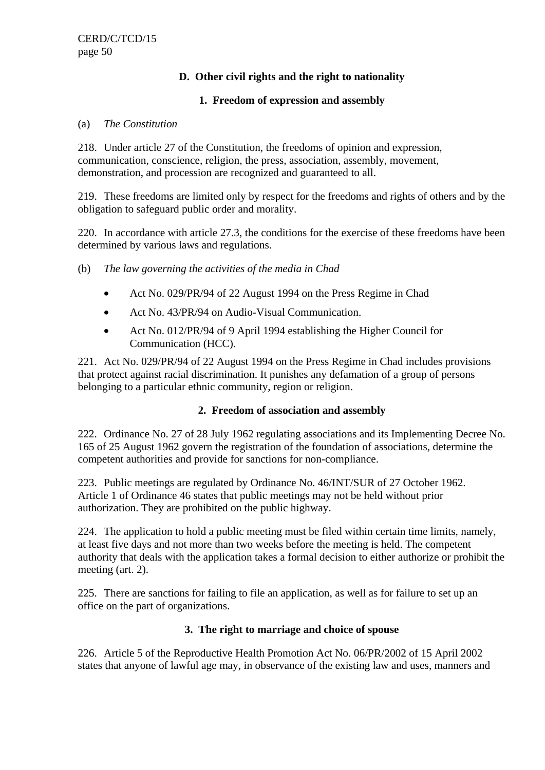### D. Other civil rights and the right to nationality

#### 1. Freedom of expression and assembly

(a) *The Constitution*

218. Under article 27 of the Constitution, the freedoms of opinion and expression, communication, conscience, religion, the press, association, assembly, movement, demonstration, and procession are recognized and guaranteed to all.

219. These freedoms are limited only by respect for the freedoms and rights of others and by the obligation to safeguard public order and morality.

220. In accordance with article 27.3, the conditions for the exercise of these freedoms have been determined by various laws and regulations.

(b) *The law governing the activities of the media in Chad*

- Act No. 029/PR/94 of 22 August 1994 on the Press Regime in Chad
- Act No. 43/PR/94 on Audio-Visual Communication.
- Act No. 012/PR/94 of 9 April 1994 establishing the Higher Council for Communication (HCC).

221. Act No. 029/PR/94 of 22 August 1994 on the Press Regime in Chad includes provisions that protect against racial discrimination. It punishes any defamation of a group of persons belonging to a particular ethnic community, region or religion.

#### 2. Freedom of association and assembly

222. Ordinance No. 27 of 28 July 1962 regulating associations and its Implementing Decree No. 165 of 25 August 1962 govern the registration of the foundation of associations, determine the competent authorities and provide for sanctions for non-compliance.

223. Public meetings are regulated by Ordinance No. 46/INT/SUR of 27 October 1962. Article 1 of Ordinance 46 states that public meetings may not be held without prior authorization. They are prohibited on the public highway.

224. The application to hold a public meeting must be filed within certain time limits, namely, at least five days and not more than two weeks before the meeting is held. The competent authority that deals with the application takes a formal decision to either authorize or prohibit the meeting (art. 2).

225. There are sanctions for failing to file an application, as well as for failure to set up an office on the part of organizations.

#### 3. The right to marriage and choice of spouse

226. Article 5 of the Reproductive Health Promotion Act No. 06/PR/2002 of 15 April 2002 states that anyone of lawful age may, in observance of the existing law and uses, manners and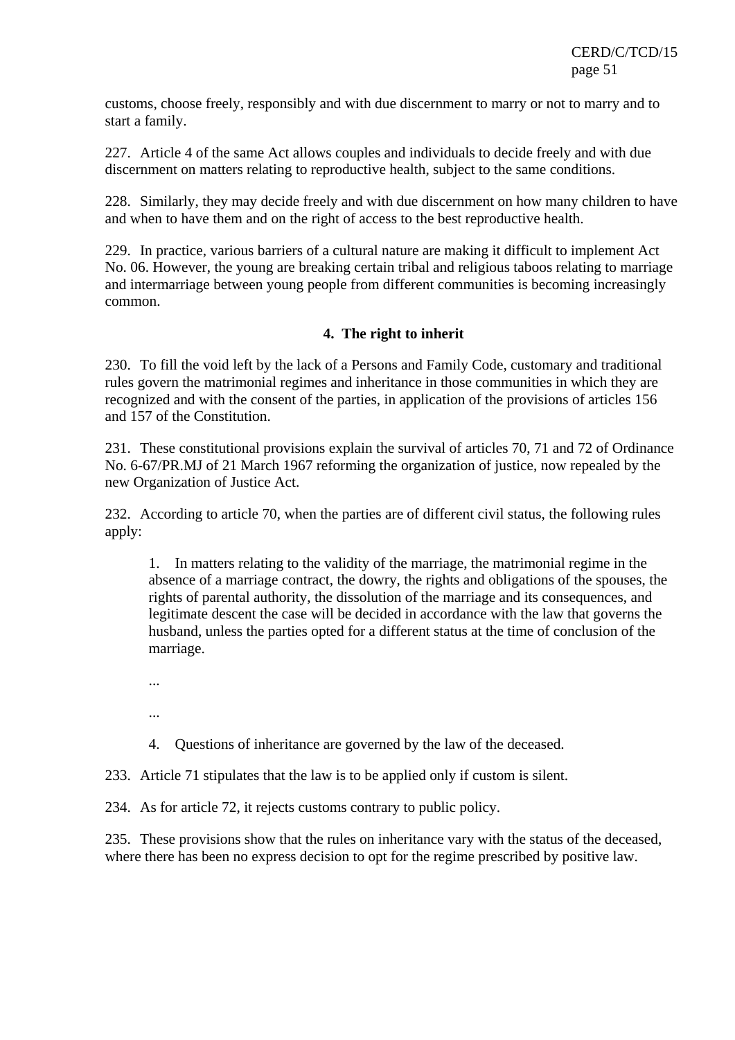customs, choose freely, responsibly and with due discernment to marry or not to marry and to start a family.

227. Article 4 of the same Act allows couples and individuals to decide freely and with due discernment on matters relating to reproductive health, subject to the same conditions.

228. Similarly, they may decide freely and with due discernment on how many children to have and when to have them and on the right of access to the best reproductive health.

229. In practice, various barriers of a cultural nature are making it difficult to implement Act No. 06. However, the young are breaking certain tribal and religious taboos relating to marriage and intermarriage between young people from different communities is becoming increasingly common.

### 4. The right to inherit

230. To fill the void left by the lack of a Persons and Family Code, customary and traditional rules govern the matrimonial regimes and inheritance in those communities in which they are recognized and with the consent of the parties, in application of the provisions of articles 156 and 157 of the Constitution.

231. These constitutional provisions explain the survival of articles 70, 71 and 72 of Ordinance No. 6-67/PR.MJ of 21 March 1967 reforming the organization of justice, now repealed by the new Organization of Justice Act.

232. According to article 70, when the parties are of different civil status, the following rules apply:

> 1. In matters relating to the validity of the marriage, the matrimonial regime in the absence of a marriage contract, the dowry, the rights and obligations of the spouses, the rights of parental authority, the dissolution of the marriage and its consequences, and legitimate descent the case will be decided in accordance with the law that governs the husband, unless the parties opted for a different status at the time of conclusion of the marriage.
>
> ...
>
> ...
>
> 4. Questions of inheritance are governed by the law of the deceased.

233. Article 71 stipulates that the law is to be applied only if custom is silent.

234. As for article 72, it rejects customs contrary to public policy.

235. These provisions show that the rules on inheritance vary with the status of the deceased, where there has been no express decision to opt for the regime prescribed by positive law.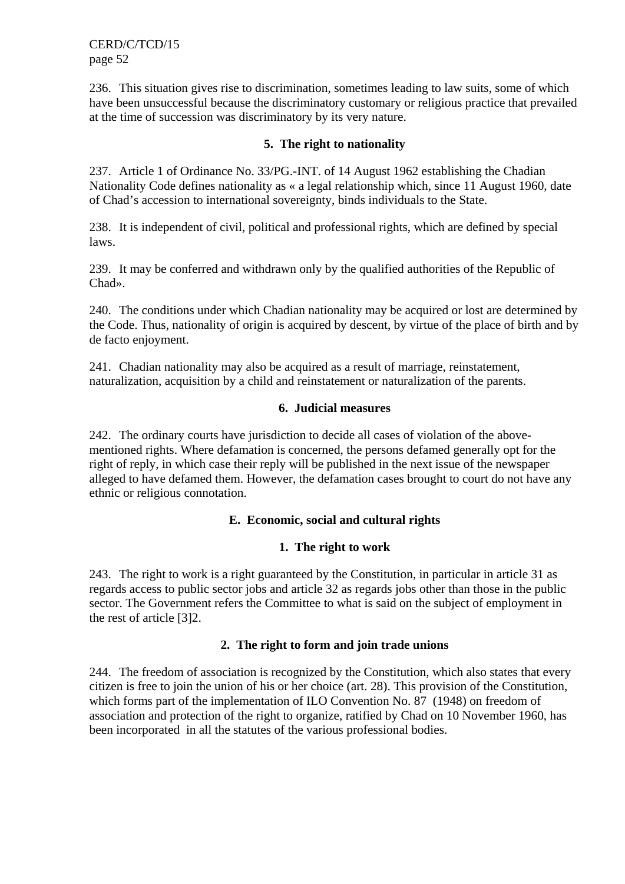236. This situation gives rise to discrimination, sometimes leading to law suits, some of which have been unsuccessful because the discriminatory customary or religious practice that prevailed at the time of succession was discriminatory by its very nature.

### 5. The right to nationality

237. Article 1 of Ordinance No. 33/PG.-INT. of 14 August 1962 establishing the Chadian Nationality Code defines nationality as « a legal relationship which, since 11 August 1960, date of Chad's accession to international sovereignty, binds individuals to the State.

238. It is independent of civil, political and professional rights, which are defined by special laws.

239. It may be conferred and withdrawn only by the qualified authorities of the Republic of Chad».

240. The conditions under which Chadian nationality may be acquired or lost are determined by the Code. Thus, nationality of origin is acquired by descent, by virtue of the place of birth and by de facto enjoyment.

241. Chadian nationality may also be acquired as a result of marriage, reinstatement, naturalization, acquisition by a child and reinstatement or naturalization of the parents.

### 6. Judicial measures

242. The ordinary courts have jurisdiction to decide all cases of violation of the above-mentioned rights. Where defamation is concerned, the persons defamed generally opt for the right of reply, in which case their reply will be published in the next issue of the newspaper alleged to have defamed them. However, the defamation cases brought to court do not have any ethnic or religious connotation.

## E. Economic, social and cultural rights

### 1. The right to work

243. The right to work is a right guaranteed by the Constitution, in particular in article 31 as regards access to public sector jobs and article 32 as regards jobs other than those in the public sector. The Government refers the Committee to what is said on the subject of employment in the rest of article [3]2.

### 2. The right to form and join trade unions

244. The freedom of association is recognized by the Constitution, which also states that every citizen is free to join the union of his or her choice (art. 28). This provision of the Constitution, which forms part of the implementation of ILO Convention No. 87 (1948) on freedom of association and protection of the right to organize, ratified by Chad on 10 November 1960, has been incorporated in all the statutes of the various professional bodies.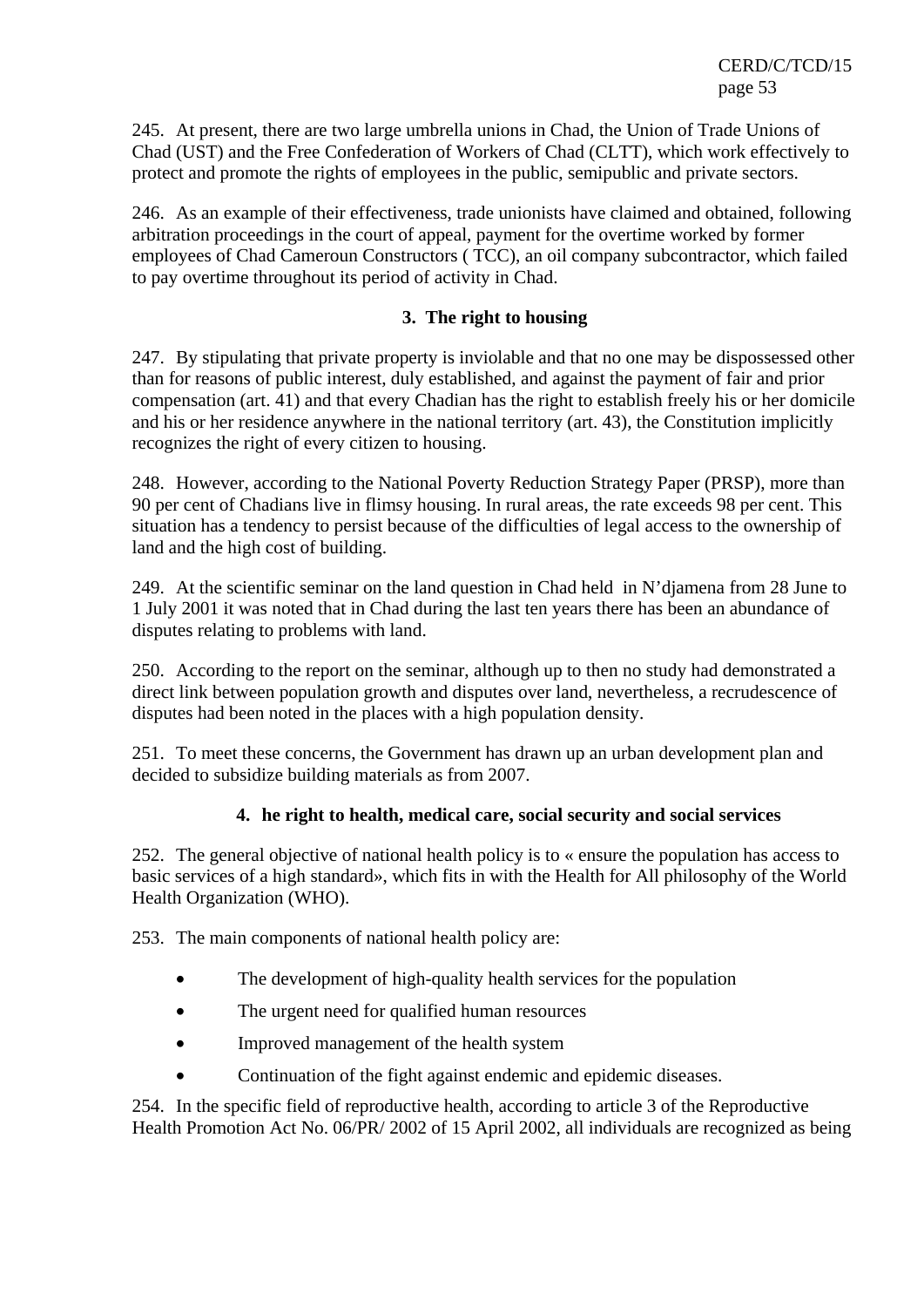245. At present, there are two large umbrella unions in Chad, the Union of Trade Unions of Chad (UST) and the Free Confederation of Workers of Chad (CLTT), which work effectively to protect and promote the rights of employees in the public, semipublic and private sectors.

246. As an example of their effectiveness, trade unionists have claimed and obtained, following arbitration proceedings in the court of appeal, payment for the overtime worked by former employees of Chad Cameroun Constructors ( TCC), an oil company subcontractor, which failed to pay overtime throughout its period of activity in Chad.

### 3. The right to housing

247. By stipulating that private property is inviolable and that no one may be dispossessed other than for reasons of public interest, duly established, and against the payment of fair and prior compensation (art. 41) and that every Chadian has the right to establish freely his or her domicile and his or her residence anywhere in the national territory (art. 43), the Constitution implicitly recognizes the right of every citizen to housing.

248. However, according to the National Poverty Reduction Strategy Paper (PRSP), more than 90 per cent of Chadians live in flimsy housing. In rural areas, the rate exceeds 98 per cent. This situation has a tendency to persist because of the difficulties of legal access to the ownership of land and the high cost of building.

249. At the scientific seminar on the land question in Chad held in N'djamena from 28 June to 1 July 2001 it was noted that in Chad during the last ten years there has been an abundance of disputes relating to problems with land.

250. According to the report on the seminar, although up to then no study had demonstrated a direct link between population growth and disputes over land, nevertheless, a recrudescence of disputes had been noted in the places with a high population density.

251. To meet these concerns, the Government has drawn up an urban development plan and decided to subsidize building materials as from 2007.

### 4. he right to health, medical care, social security and social services

252. The general objective of national health policy is to « ensure the population has access to basic services of a high standard», which fits in with the Health for All philosophy of the World Health Organization (WHO).

253. The main components of national health policy are:

- The development of high-quality health services for the population
- The urgent need for qualified human resources
- Improved management of the health system
- Continuation of the fight against endemic and epidemic diseases.

254. In the specific field of reproductive health, according to article 3 of the Reproductive Health Promotion Act No. 06/PR/ 2002 of 15 April 2002, all individuals are recognized as being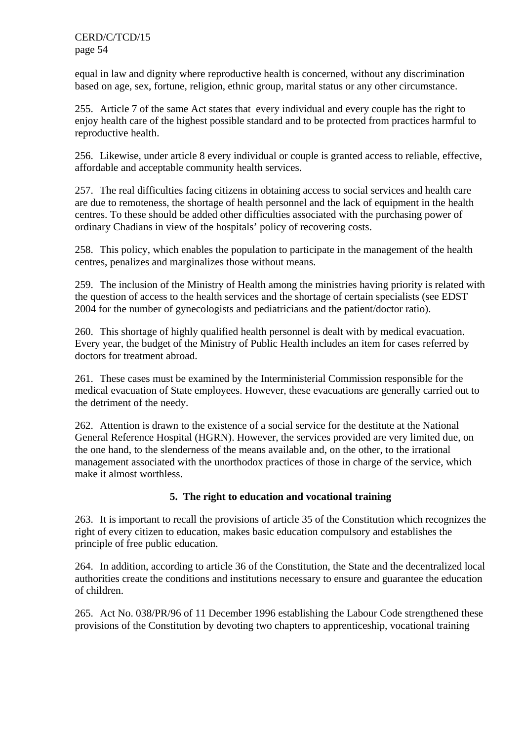equal in law and dignity where reproductive health is concerned, without any discrimination based on age, sex, fortune, religion, ethnic group, marital status or any other circumstance.

255. Article 7 of the same Act states that every individual and every couple has the right to enjoy health care of the highest possible standard and to be protected from practices harmful to reproductive health.

256. Likewise, under article 8 every individual or couple is granted access to reliable, effective, affordable and acceptable community health services.

257. The real difficulties facing citizens in obtaining access to social services and health care are due to remoteness, the shortage of health personnel and the lack of equipment in the health centres. To these should be added other difficulties associated with the purchasing power of ordinary Chadians in view of the hospitals' policy of recovering costs.

258. This policy, which enables the population to participate in the management of the health centres, penalizes and marginalizes those without means.

259. The inclusion of the Ministry of Health among the ministries having priority is related with the question of access to the health services and the shortage of certain specialists (see EDST 2004 for the number of gynecologists and pediatricians and the patient/doctor ratio).

260. This shortage of highly qualified health personnel is dealt with by medical evacuation. Every year, the budget of the Ministry of Public Health includes an item for cases referred by doctors for treatment abroad.

261. These cases must be examined by the Interministerial Commission responsible for the medical evacuation of State employees. However, these evacuations are generally carried out to the detriment of the needy.

262. Attention is drawn to the existence of a social service for the destitute at the National General Reference Hospital (HGRN). However, the services provided are very limited due, on the one hand, to the slenderness of the means available and, on the other, to the irrational management associated with the unorthodox practices of those in charge of the service, which make it almost worthless.

### 5. The right to education and vocational training

263. It is important to recall the provisions of article 35 of the Constitution which recognizes the right of every citizen to education, makes basic education compulsory and establishes the principle of free public education.

264. In addition, according to article 36 of the Constitution, the State and the decentralized local authorities create the conditions and institutions necessary to ensure and guarantee the education of children.

265. Act No. 038/PR/96 of 11 December 1996 establishing the Labour Code strengthened these provisions of the Constitution by devoting two chapters to apprenticeship, vocational training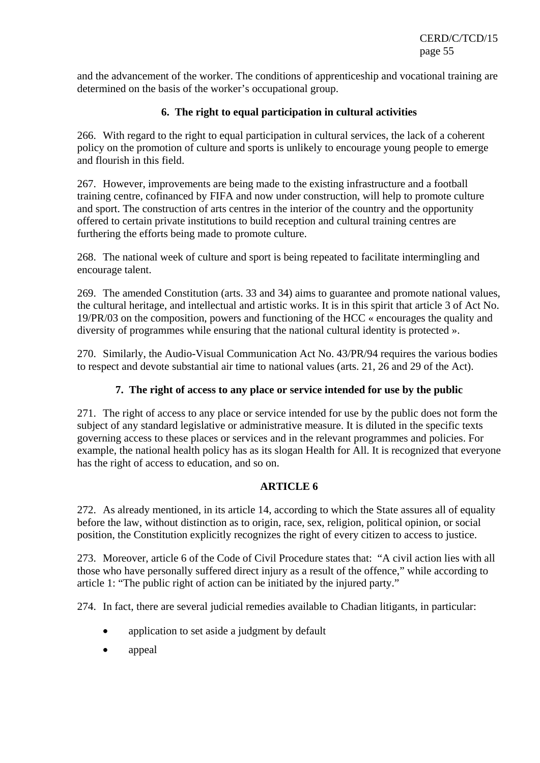and the advancement of the worker. The conditions of apprenticeship and vocational training are determined on the basis of the worker's occupational group.

### 6. The right to equal participation in cultural activities

266. With regard to the right to equal participation in cultural services, the lack of a coherent policy on the promotion of culture and sports is unlikely to encourage young people to emerge and flourish in this field.

267. However, improvements are being made to the existing infrastructure and a football training centre, cofinanced by FIFA and now under construction, will help to promote culture and sport. The construction of arts centres in the interior of the country and the opportunity offered to certain private institutions to build reception and cultural training centres are furthering the efforts being made to promote culture.

268. The national week of culture and sport is being repeated to facilitate intermingling and encourage talent.

269. The amended Constitution (arts. 33 and 34) aims to guarantee and promote national values, the cultural heritage, and intellectual and artistic works. It is in this spirit that article 3 of Act No. 19/PR/03 on the composition, powers and functioning of the HCC « encourages the quality and diversity of programmes while ensuring that the national cultural identity is protected ».

270. Similarly, the Audio-Visual Communication Act No. 43/PR/94 requires the various bodies to respect and devote substantial air time to national values (arts. 21, 26 and 29 of the Act).

### 7. The right of access to any place or service intended for use by the public

271. The right of access to any place or service intended for use by the public does not form the subject of any standard legislative or administrative measure. It is diluted in the specific texts governing access to these places or services and in the relevant programmes and policies. For example, the national health policy has as its slogan Health for All. It is recognized that everyone has the right of access to education, and so on.

## ARTICLE 6

272. As already mentioned, in its article 14, according to which the State assures all of equality before the law, without distinction as to origin, race, sex, religion, political opinion, or social position, the Constitution explicitly recognizes the right of every citizen to access to justice.

273. Moreover, article 6 of the Code of Civil Procedure states that: "A civil action lies with all those who have personally suffered direct injury as a result of the offence," while according to article 1: "The public right of action can be initiated by the injured party."

274. In fact, there are several judicial remedies available to Chadian litigants, in particular:

- application to set aside a judgment by default
- appeal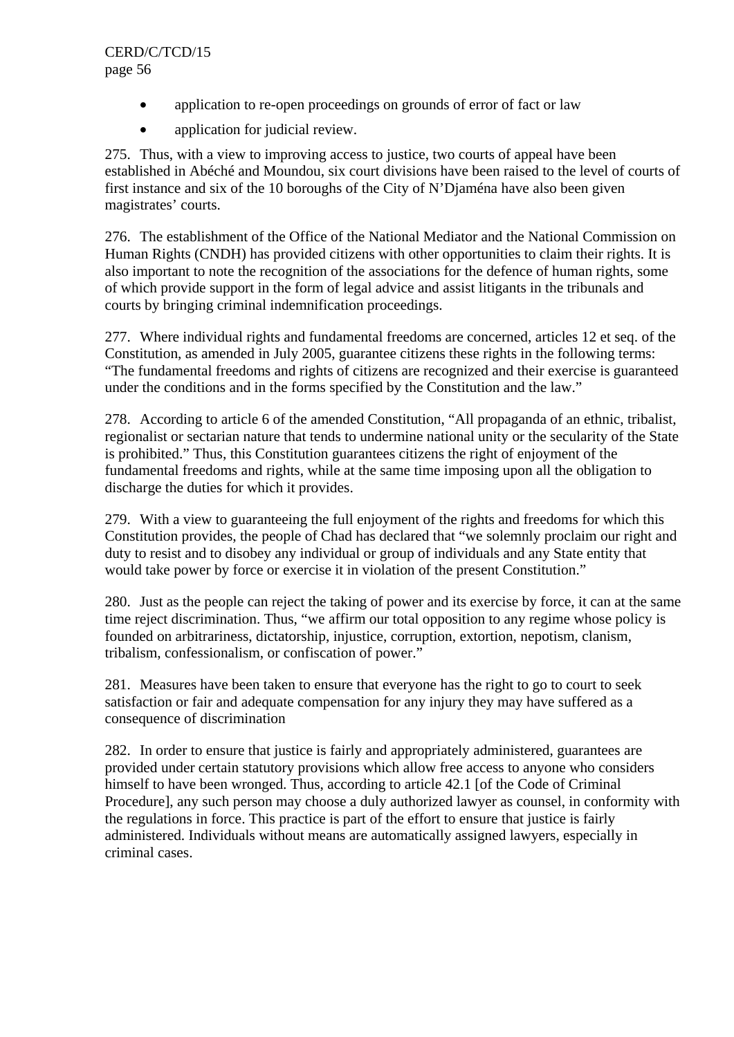- application to re-open proceedings on grounds of error of fact or law
- application for judicial review.

275. Thus, with a view to improving access to justice, two courts of appeal have been established in Abéché and Moundou, six court divisions have been raised to the level of courts of first instance and six of the 10 boroughs of the City of N'Djaména have also been given magistrates' courts.

276. The establishment of the Office of the National Mediator and the National Commission on Human Rights (CNDH) has provided citizens with other opportunities to claim their rights. It is also important to note the recognition of the associations for the defence of human rights, some of which provide support in the form of legal advice and assist litigants in the tribunals and courts by bringing criminal indemnification proceedings.

277. Where individual rights and fundamental freedoms are concerned, articles 12 et seq. of the Constitution, as amended in July 2005, guarantee citizens these rights in the following terms: "The fundamental freedoms and rights of citizens are recognized and their exercise is guaranteed under the conditions and in the forms specified by the Constitution and the law."

278. According to article 6 of the amended Constitution, "All propaganda of an ethnic, tribalist, regionalist or sectarian nature that tends to undermine national unity or the secularity of the State is prohibited." Thus, this Constitution guarantees citizens the right of enjoyment of the fundamental freedoms and rights, while at the same time imposing upon all the obligation to discharge the duties for which it provides.

279. With a view to guaranteeing the full enjoyment of the rights and freedoms for which this Constitution provides, the people of Chad has declared that "we solemnly proclaim our right and duty to resist and to disobey any individual or group of individuals and any State entity that would take power by force or exercise it in violation of the present Constitution."

280. Just as the people can reject the taking of power and its exercise by force, it can at the same time reject discrimination. Thus, "we affirm our total opposition to any regime whose policy is founded on arbitrariness, dictatorship, injustice, corruption, extortion, nepotism, clanism, tribalism, confessionalism, or confiscation of power."

281. Measures have been taken to ensure that everyone has the right to go to court to seek satisfaction or fair and adequate compensation for any injury they may have suffered as a consequence of discrimination

282. In order to ensure that justice is fairly and appropriately administered, guarantees are provided under certain statutory provisions which allow free access to anyone who considers himself to have been wronged. Thus, according to article 42.1 [of the Code of Criminal Procedure], any such person may choose a duly authorized lawyer as counsel, in conformity with the regulations in force. This practice is part of the effort to ensure that justice is fairly administered. Individuals without means are automatically assigned lawyers, especially in criminal cases.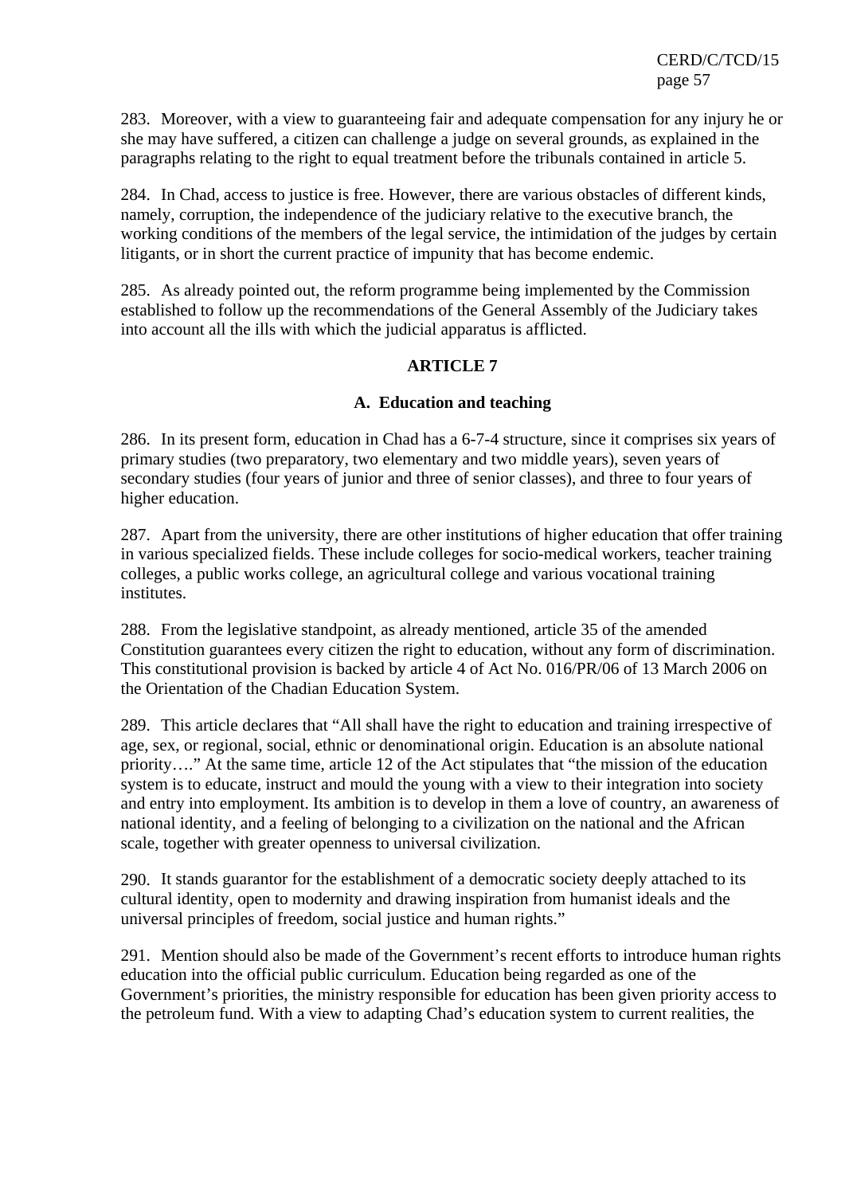283. Moreover, with a view to guaranteeing fair and adequate compensation for any injury he or she may have suffered, a citizen can challenge a judge on several grounds, as explained in the paragraphs relating to the right to equal treatment before the tribunals contained in article 5.

284. In Chad, access to justice is free. However, there are various obstacles of different kinds, namely, corruption, the independence of the judiciary relative to the executive branch, the working conditions of the members of the legal service, the intimidation of the judges by certain litigants, or in short the current practice of impunity that has become endemic.

285. As already pointed out, the reform programme being implemented by the Commission established to follow up the recommendations of the General Assembly of the Judiciary takes into account all the ills with which the judicial apparatus is afflicted.

## ARTICLE 7

### A. Education and teaching

286. In its present form, education in Chad has a 6-7-4 structure, since it comprises six years of primary studies (two preparatory, two elementary and two middle years), seven years of secondary studies (four years of junior and three of senior classes), and three to four years of higher education.

287. Apart from the university, there are other institutions of higher education that offer training in various specialized fields. These include colleges for socio-medical workers, teacher training colleges, a public works college, an agricultural college and various vocational training institutes.

288. From the legislative standpoint, as already mentioned, article 35 of the amended Constitution guarantees every citizen the right to education, without any form of discrimination. This constitutional provision is backed by article 4 of Act No. 016/PR/06 of 13 March 2006 on the Orientation of the Chadian Education System.

289. This article declares that "All shall have the right to education and training irrespective of age, sex, or regional, social, ethnic or denominational origin. Education is an absolute national priority…." At the same time, article 12 of the Act stipulates that "the mission of the education system is to educate, instruct and mould the young with a view to their integration into society and entry into employment. Its ambition is to develop in them a love of country, an awareness of national identity, and a feeling of belonging to a civilization on the national and the African scale, together with greater openness to universal civilization.

290. It stands guarantor for the establishment of a democratic society deeply attached to its cultural identity, open to modernity and drawing inspiration from humanist ideals and the universal principles of freedom, social justice and human rights."

291. Mention should also be made of the Government's recent efforts to introduce human rights education into the official public curriculum. Education being regarded as one of the Government's priorities, the ministry responsible for education has been given priority access to the petroleum fund. With a view to adapting Chad's education system to current realities, the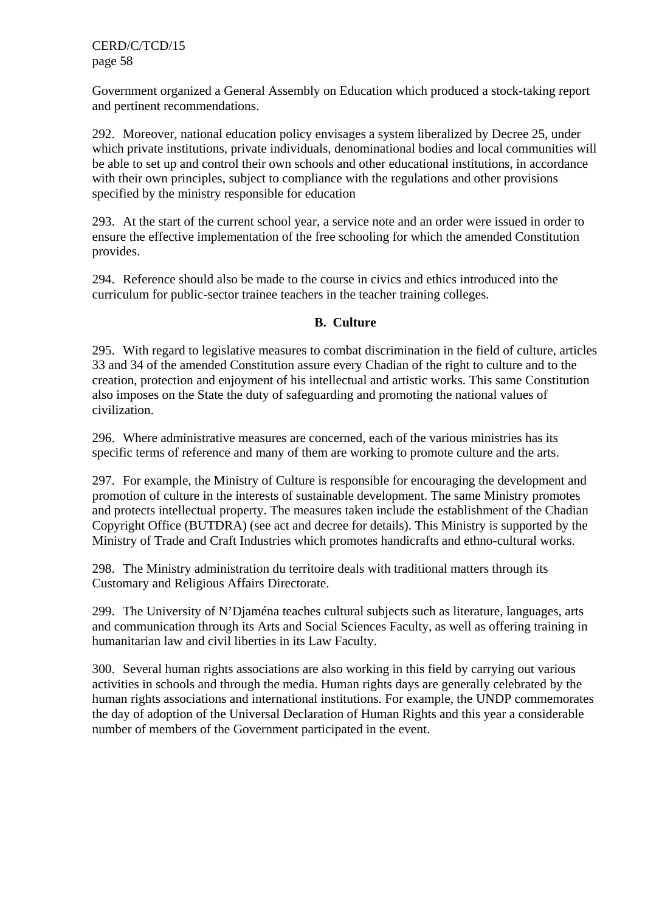Government organized a General Assembly on Education which produced a stock-taking report and pertinent recommendations.

292. Moreover, national education policy envisages a system liberalized by Decree 25, under which private institutions, private individuals, denominational bodies and local communities will be able to set up and control their own schools and other educational institutions, in accordance with their own principles, subject to compliance with the regulations and other provisions specified by the ministry responsible for education

293. At the start of the current school year, a service note and an order were issued in order to ensure the effective implementation of the free schooling for which the amended Constitution provides.

294. Reference should also be made to the course in civics and ethics introduced into the curriculum for public-sector trainee teachers in the teacher training colleges.

### B. Culture

295. With regard to legislative measures to combat discrimination in the field of culture, articles 33 and 34 of the amended Constitution assure every Chadian of the right to culture and to the creation, protection and enjoyment of his intellectual and artistic works. This same Constitution also imposes on the State the duty of safeguarding and promoting the national values of civilization.

296. Where administrative measures are concerned, each of the various ministries has its specific terms of reference and many of them are working to promote culture and the arts.

297. For example, the Ministry of Culture is responsible for encouraging the development and promotion of culture in the interests of sustainable development. The same Ministry promotes and protects intellectual property. The measures taken include the establishment of the Chadian Copyright Office (BUTDRA) (see act and decree for details). This Ministry is supported by the Ministry of Trade and Craft Industries which promotes handicrafts and ethno-cultural works.

298. The Ministry administration du territoire deals with traditional matters through its Customary and Religious Affairs Directorate.

299. The University of N'Djaména teaches cultural subjects such as literature, languages, arts and communication through its Arts and Social Sciences Faculty, as well as offering training in humanitarian law and civil liberties in its Law Faculty.

300. Several human rights associations are also working in this field by carrying out various activities in schools and through the media. Human rights days are generally celebrated by the human rights associations and international institutions. For example, the UNDP commemorates the day of adoption of the Universal Declaration of Human Rights and this year a considerable number of members of the Government participated in the event.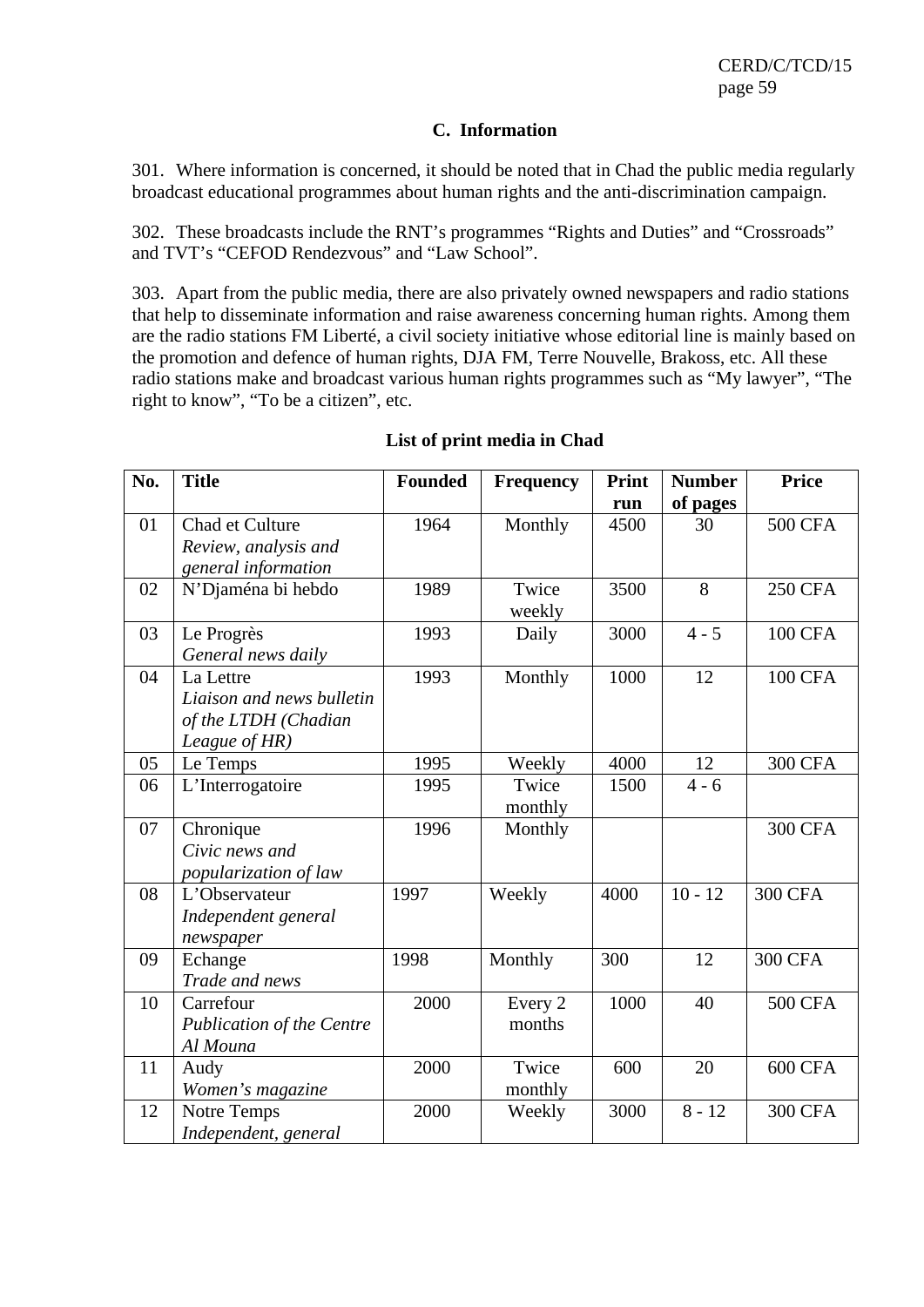### C. Information

301. Where information is concerned, it should be noted that in Chad the public media regularly broadcast educational programmes about human rights and the anti-discrimination campaign.

302. These broadcasts include the RNT's programmes "Rights and Duties" and "Crossroads" and TVT's "CEFOD Rendezvous" and "Law School".

303. Apart from the public media, there are also privately owned newspapers and radio stations that help to disseminate information and raise awareness concerning human rights. Among them are the radio stations FM Liberté, a civil society initiative whose editorial line is mainly based on the promotion and defence of human rights, DJA FM, Terre Nouvelle, Brakoss, etc. All these radio stations make and broadcast various human rights programmes such as "My lawyer", "The right to know", "To be a citizen", etc.

**List of print media in Chad**

| No. | Title | Founded | Frequency | Print run | Number of pages | Price |
|---|---|---|---|---|---|---|
| 01 | Chad et Culture *Review, analysis and general information* | 1964 | Monthly | 4500 | 30 | 500 CFA |
| 02 | N'Djaména bi hebdo | 1989 | Twice weekly | 3500 | 8 | 250 CFA |
| 03 | Le Progrès *General news daily* | 1993 | Daily | 3000 | 4 - 5 | 100 CFA |
| 04 | La Lettre *Liaison and news bulletin of the LTDH (Chadian League of HR)* | 1993 | Monthly | 1000 | 12 | 100 CFA |
| 05 | Le Temps | 1995 | Weekly | 4000 | 12 | 300 CFA |
| 06 | L'Interrogatoire | 1995 | Twice monthly | 1500 | 4 - 6 | |
| 07 | Chronique *Civic news and popularization of law* | 1996 | Monthly | | | 300 CFA |
| 08 | L'Observateur *Independent general newspaper* | 1997 | Weekly | 4000 | 10 - 12 | 300 CFA |
| 09 | Echange *Trade and news* | 1998 | Monthly | 300 | 12 | 300 CFA |
| 10 | Carrefour *Publication of the Centre Al Mouna* | 2000 | Every 2 months | 1000 | 40 | 500 CFA |
| 11 | Audy *Women's magazine* | 2000 | Twice monthly | 600 | 20 | 600 CFA |
| 12 | Notre Temps *Independent, general* | 2000 | Weekly | 3000 | 8 - 12 | 300 CFA |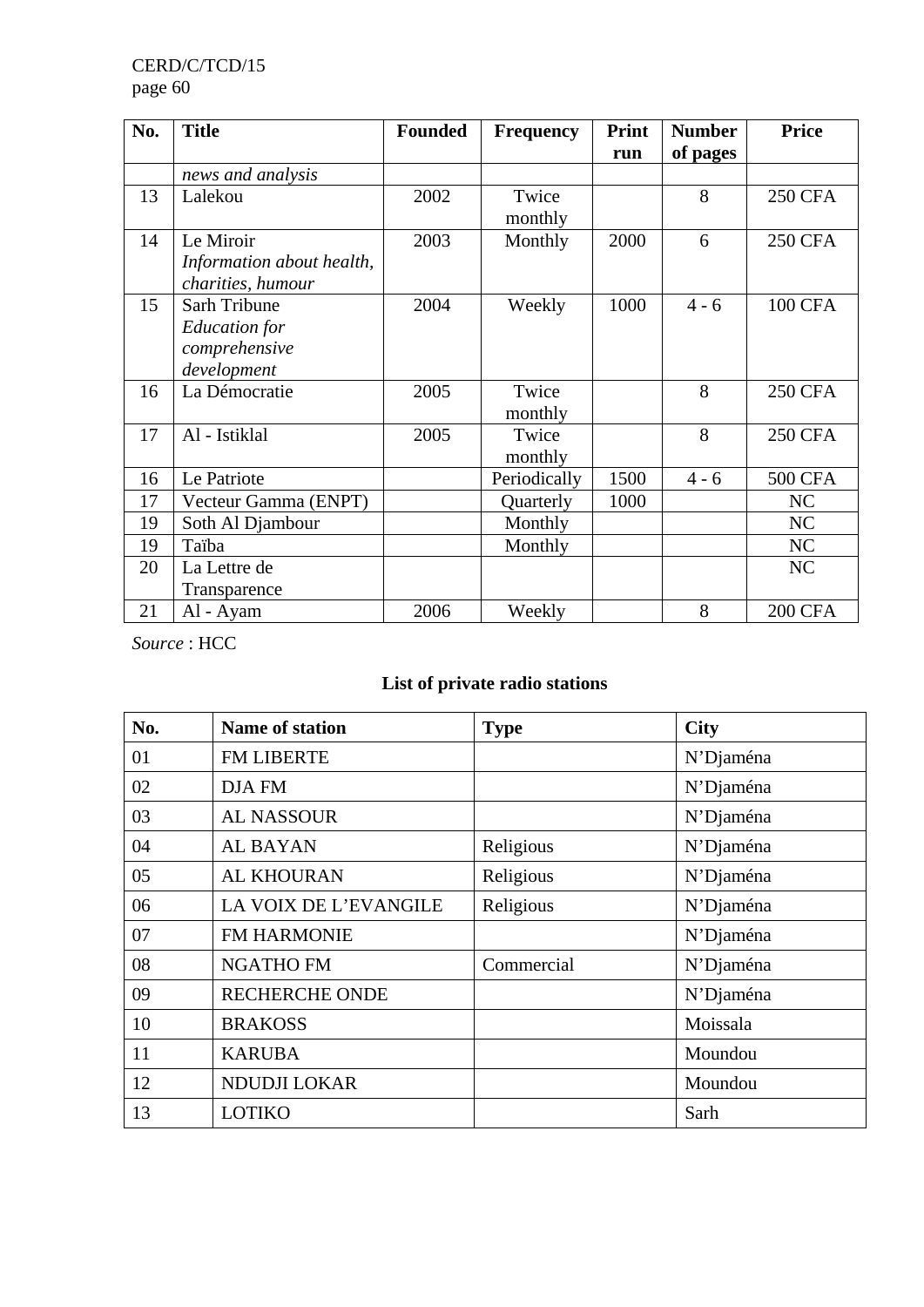| No. | Title | Founded | Frequency | Print run | Number of pages | Price |
|---|---|---|---|---|---|---|
| | *news and analysis* | | | | | |
| 13 | Lalekou | 2002 | Twice monthly | | 8 | 250 CFA |
| 14 | Le Miroir *Information about health, charities, humour* | 2003 | Monthly | 2000 | 6 | 250 CFA |
| 15 | Sarh Tribune *Education for comprehensive development* | 2004 | Weekly | 1000 | 4 - 6 | 100 CFA |
| 16 | La Démocratie | 2005 | Twice monthly | | 8 | 250 CFA |
| 17 | Al - Istiklal | 2005 | Twice monthly | | 8 | 250 CFA |
| 16 | Le Patriote | | Periodically | 1500 | 4 - 6 | 500 CFA |
| 17 | Vecteur Gamma (ENPT) | | Quarterly | 1000 | | NC |
| 19 | Soth Al Djambour | | Monthly | | | NC |
| 19 | Taïba | | Monthly | | | NC |
| 20 | La Lettre de Transparence | | | | | NC |
| 21 | Al - Ayam | 2006 | Weekly | | 8 | 200 CFA |

*Source* : HCC

## List of private radio stations

| No. | Name of station | Type | City |
|---|---|---|---|
| 01 | FM LIBERTE | | N'Djaména |
| 02 | DJA FM | | N'Djaména |
| 03 | AL NASSOUR | | N'Djaména |
| 04 | AL BAYAN | Religious | N'Djaména |
| 05 | AL KHOURAN | Religious | N'Djaména |
| 06 | LA VOIX DE L'EVANGILE | Religious | N'Djaména |
| 07 | FM HARMONIE | | N'Djaména |
| 08 | NGATHO FM | Commercial | N'Djaména |
| 09 | RECHERCHE ONDE | | N'Djaména |
| 10 | BRAKOSS | | Moissala |
| 11 | KARUBA | | Moundou |
| 12 | NDUDJI LOKAR | | Moundou |
| 13 | LOTIKO | | Sarh |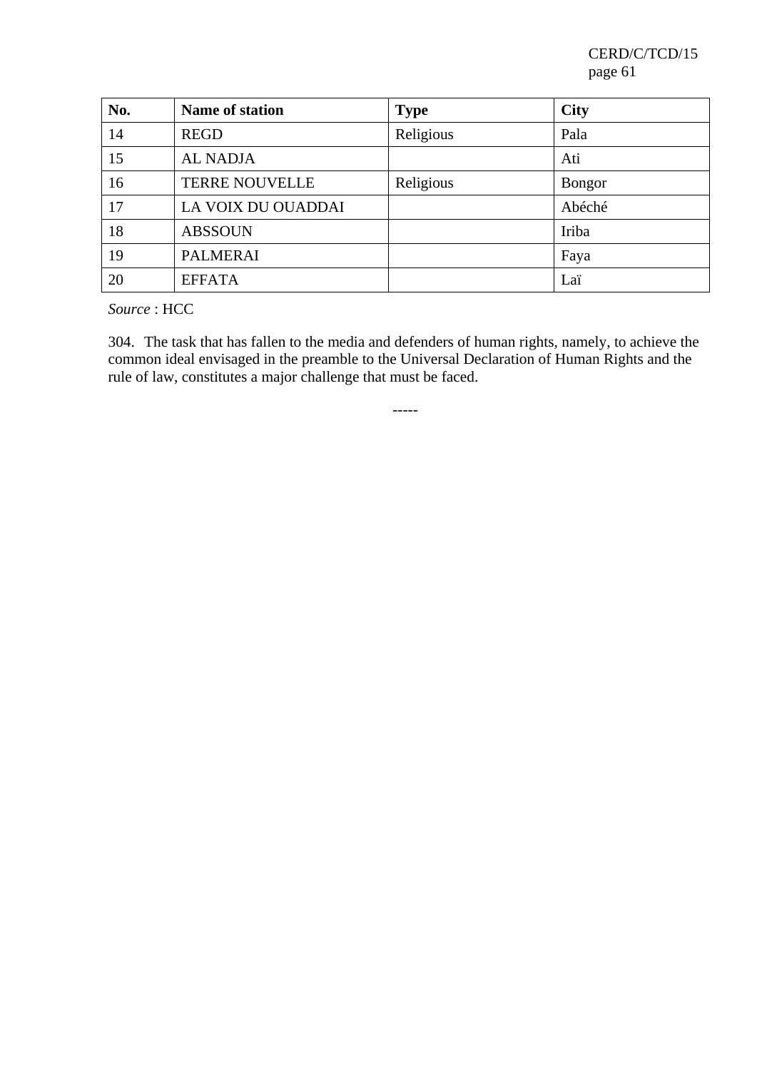| No. | Name of station | Type | City |
|---|---|---|---|
| 14 | REGD | Religious | Pala |
| 15 | AL NADJA | | Ati |
| 16 | TERRE NOUVELLE | Religious | Bongor |
| 17 | LA VOIX DU OUADDAI | | Abéché |
| 18 | ABSSOUN | | Iriba |
| 19 | PALMERAI | | Faya |
| 20 | EFFATA | | Laï |

*Source* : HCC

304. The task that has fallen to the media and defenders of human rights, namely, to achieve the common ideal envisaged in the preamble to the Universal Declaration of Human Rights and the rule of law, constitutes a major challenge that must be faced.

-----